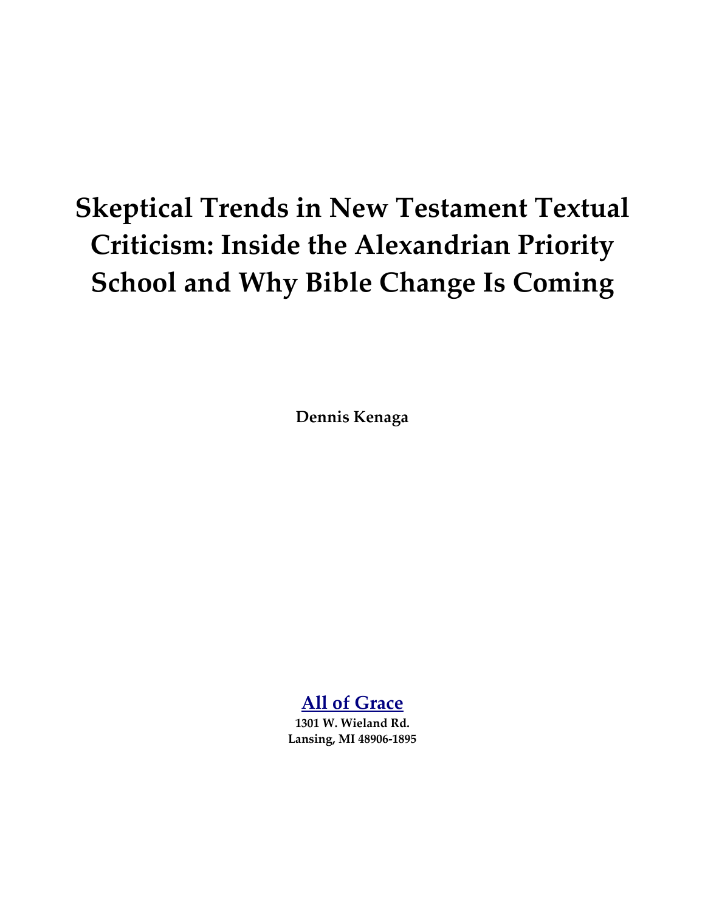# Skeptical Trends in New Testament Textual Criticism: Inside the Alexandrian Priority School and Why Bible Change Is Coming

**Dennis Kenaga**

**All of Grace**

**1301 W. Wieland Rd.**
**Lansing, MI 48906-1895**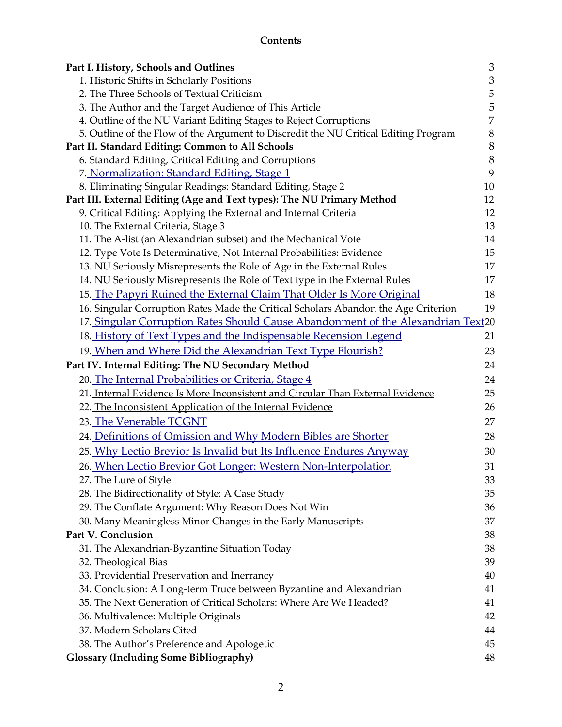# Contents

| | |
|---|---|
| **Part I. History, Schools and Outlines** | 3 |
| 1. Historic Shifts in Scholarly Positions | 3 |
| 2. The Three Schools of Textual Criticism | 5 |
| 3. The Author and the Target Audience of This Article | 5 |
| 4. Outline of the NU Variant Editing Stages to Reject Corruptions | 7 |
| 5. Outline of the Flow of the Argument to Discredit the NU Critical Editing Program | 8 |
| **Part II. Standard Editing: Common to All Schools** | 8 |
| 6. Standard Editing, Critical Editing and Corruptions | 8 |
| 7. Normalization: Standard Editing, Stage 1 | 9 |
| 8. Eliminating Singular Readings: Standard Editing, Stage 2 | 10 |
| **Part III. External Editing (Age and Text types): The NU Primary Method** | 12 |
| 9. Critical Editing: Applying the External and Internal Criteria | 12 |
| 10. The External Criteria, Stage 3 | 13 |
| 11. The A-list (an Alexandrian subset) and the Mechanical Vote | 14 |
| 12. Type Vote Is Determinative, Not Internal Probabilities: Evidence | 15 |
| 13. NU Seriously Misrepresents the Role of Age in the External Rules | 17 |
| 14. NU Seriously Misrepresents the Role of Text type in the External Rules | 17 |
| 15. The Papyri Ruined the External Claim That Older Is More Original | 18 |
| 16. Singular Corruption Rates Made the Critical Scholars Abandon the Age Criterion | 19 |
| 17. Singular Corruption Rates Should Cause Abandonment of the Alexandrian Text | 20 |
| 18. History of Text Types and the Indispensable Recension Legend | 21 |
| 19. When and Where Did the Alexandrian Text Type Flourish? | 23 |
| **Part IV. Internal Editing: The NU Secondary Method** | 24 |
| 20. The Internal Probabilities or Criteria, Stage 4 | 24 |
| 21. Internal Evidence Is More Inconsistent and Circular Than External Evidence | 25 |
| 22. The Inconsistent Application of the Internal Evidence | 26 |
| 23. The Venerable TCGNT | 27 |
| 24. Definitions of Omission and Why Modern Bibles are Shorter | 28 |
| 25. Why Lectio Brevior Is Invalid but Its Influence Endures Anyway | 30 |
| 26. When Lectio Brevior Got Longer: Western Non-Interpolation | 31 |
| 27. The Lure of Style | 33 |
| 28. The Bidirectionality of Style: A Case Study | 35 |
| 29. The Conflate Argument: Why Reason Does Not Win | 36 |
| 30. Many Meaningless Minor Changes in the Early Manuscripts | 37 |
| **Part V. Conclusion** | 38 |
| 31. The Alexandrian-Byzantine Situation Today | 38 |
| 32. Theological Bias | 39 |
| 33. Providential Preservation and Inerrancy | 40 |
| 34. Conclusion: A Long-term Truce between Byzantine and Alexandrian | 41 |
| 35. The Next Generation of Critical Scholars: Where Are We Headed? | 41 |
| 36. Multivalence: Multiple Originals | 42 |
| 37. Modern Scholars Cited | 44 |
| 38. The Author's Preference and Apologetic | 45 |
| **Glossary (Including Some Bibliography)** | 48 |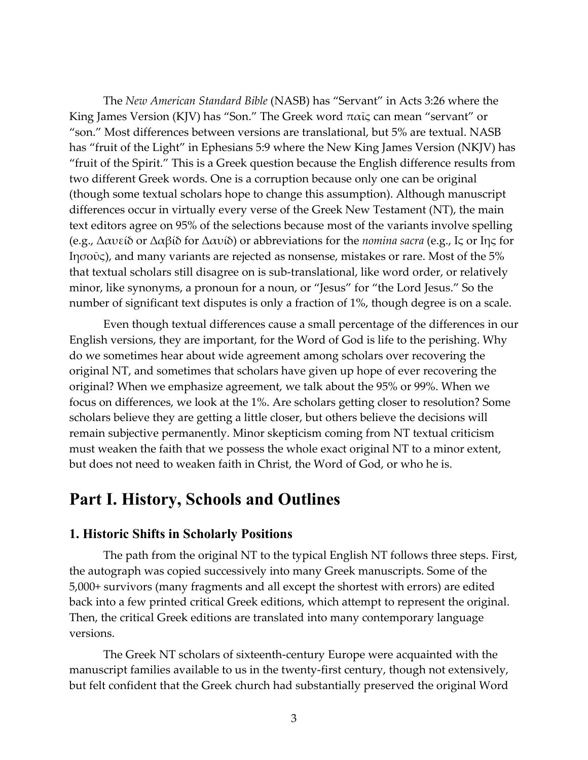The *New American Standard Bible* (NASB) has “Servant” in Acts 3:26 where the King James Version (KJV) has “Son.” The Greek word παῖς can mean “servant” or “son.” Most differences between versions are translational, but 5% are textual. NASB has “fruit of the Light” in Ephesians 5:9 where the New King James Version (NKJV) has “fruit of the Spirit.” This is a Greek question because the English difference results from two different Greek words. One is a corruption because only one can be original (though some textual scholars hope to change this assumption). Although manuscript differences occur in virtually every verse of the Greek New Testament (NT), the main text editors agree on 95% of the selections because most of the variants involve spelling (e.g., Δαυείδ or Δαβίδ for Δαυίδ) or abbreviations for the *nomina sacra* (e.g., Ις or Ιης for Ιησοῦς), and many variants are rejected as nonsense, mistakes or rare. Most of the 5% that textual scholars still disagree on is sub-translational, like word order, or relatively minor, like synonyms, a pronoun for a noun, or “Jesus” for “the Lord Jesus.” So the number of significant text disputes is only a fraction of 1%, though degree is on a scale.

Even though textual differences cause a small percentage of the differences in our English versions, they are important, for the Word of God is life to the perishing. Why do we sometimes hear about wide agreement among scholars over recovering the original NT, and sometimes that scholars have given up hope of ever recovering the original? When we emphasize agreement, we talk about the 95% or 99%. When we focus on differences, we look at the 1%. Are scholars getting closer to resolution? Some scholars believe they are getting a little closer, but others believe the decisions will remain subjective permanently. Minor skepticism coming from NT textual criticism must weaken the faith that we possess the whole exact original NT to a minor extent, but does not need to weaken faith in Christ, the Word of God, or who he is.

# Part I. History, Schools and Outlines

### 1. Historic Shifts in Scholarly Positions

The path from the original NT to the typical English NT follows three steps. First, the autograph was copied successively into many Greek manuscripts. Some of the 5,000+ survivors (many fragments and all except the shortest with errors) are edited back into a few printed critical Greek editions, which attempt to represent the original. Then, the critical Greek editions are translated into many contemporary language versions.

The Greek NT scholars of sixteenth-century Europe were acquainted with the manuscript families available to us in the twenty-first century, though not extensively, but felt confident that the Greek church had substantially preserved the original Word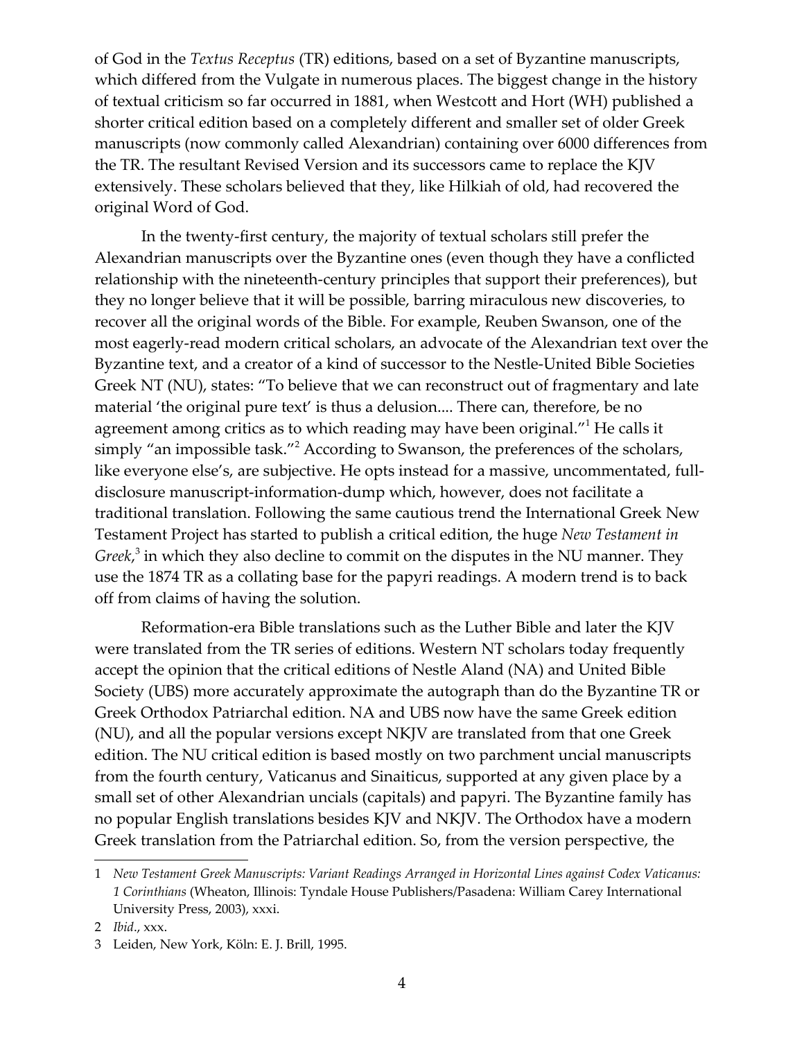of God in the *Textus Receptus* (TR) editions, based on a set of Byzantine manuscripts, which differed from the Vulgate in numerous places. The biggest change in the history of textual criticism so far occurred in 1881, when Westcott and Hort (WH) published a shorter critical edition based on a completely different and smaller set of older Greek manuscripts (now commonly called Alexandrian) containing over 6000 differences from the TR. The resultant Revised Version and its successors came to replace the KJV extensively. These scholars believed that they, like Hilkiah of old, had recovered the original Word of God.

In the twenty-first century, the majority of textual scholars still prefer the Alexandrian manuscripts over the Byzantine ones (even though they have a conflicted relationship with the nineteenth-century principles that support their preferences), but they no longer believe that it will be possible, barring miraculous new discoveries, to recover all the original words of the Bible. For example, Reuben Swanson, one of the most eagerly-read modern critical scholars, an advocate of the Alexandrian text over the Byzantine text, and a creator of a kind of successor to the Nestle-United Bible Societies Greek NT (NU), states: "To believe that we can reconstruct out of fragmentary and late material 'the original pure text' is thus a delusion.... There can, therefore, be no agreement among critics as to which reading may have been original."[1] He calls it simply "an impossible task."[2] According to Swanson, the preferences of the scholars, like everyone else's, are subjective. He opts instead for a massive, uncommentated, full-disclosure manuscript-information-dump which, however, does not facilitate a traditional translation. Following the same cautious trend the International Greek New Testament Project has started to publish a critical edition, the huge *New Testament in Greek*,[3] in which they also decline to commit on the disputes in the NU manner. They use the 1874 TR as a collating base for the papyri readings. A modern trend is to back off from claims of having the solution.

Reformation-era Bible translations such as the Luther Bible and later the KJV were translated from the TR series of editions. Western NT scholars today frequently accept the opinion that the critical editions of Nestle Aland (NA) and United Bible Society (UBS) more accurately approximate the autograph than do the Byzantine TR or Greek Orthodox Patriarchal edition. NA and UBS now have the same Greek edition (NU), and all the popular versions except NKJV are translated from that one Greek edition. The NU critical edition is based mostly on two parchment uncial manuscripts from the fourth century, Vaticanus and Sinaiticus, supported at any given place by a small set of other Alexandrian uncials (capitals) and papyri. The Byzantine family has no popular English translations besides KJV and NKJV. The Orthodox have a modern Greek translation from the Patriarchal edition. So, from the version perspective, the

---

1 *New Testament Greek Manuscripts: Variant Readings Arranged in Horizontal Lines against Codex Vaticanus: 1 Corinthians* (Wheaton, Illinois: Tyndale House Publishers/Pasadena: William Carey International University Press, 2003), xxxi.

2 *Ibid*., xxx.

3 Leiden, New York, Köln: E. J. Brill, 1995.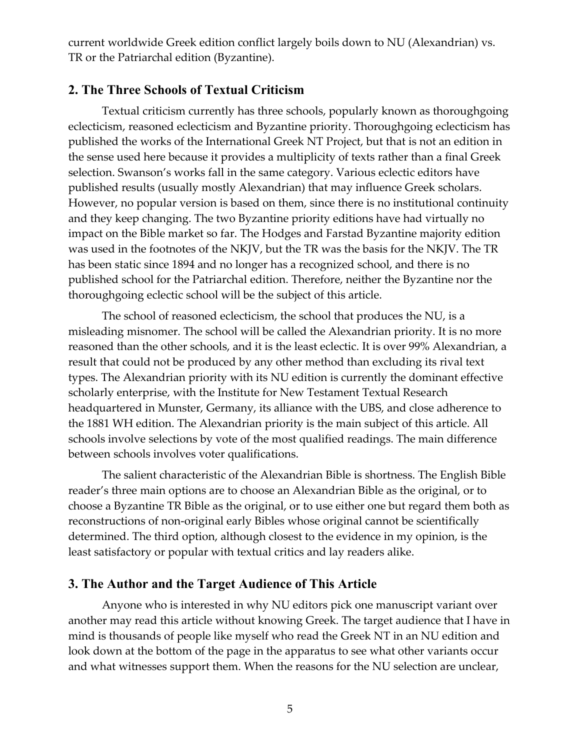current worldwide Greek edition conflict largely boils down to NU (Alexandrian) vs. TR or the Patriarchal edition (Byzantine).

## 2. The Three Schools of Textual Criticism

Textual criticism currently has three schools, popularly known as thoroughgoing eclecticism, reasoned eclecticism and Byzantine priority. Thoroughgoing eclecticism has published the works of the International Greek NT Project, but that is not an edition in the sense used here because it provides a multiplicity of texts rather than a final Greek selection. Swanson's works fall in the same category. Various eclectic editors have published results (usually mostly Alexandrian) that may influence Greek scholars. However, no popular version is based on them, since there is no institutional continuity and they keep changing. The two Byzantine priority editions have had virtually no impact on the Bible market so far. The Hodges and Farstad Byzantine majority edition was used in the footnotes of the NKJV, but the TR was the basis for the NKJV. The TR has been static since 1894 and no longer has a recognized school, and there is no published school for the Patriarchal edition. Therefore, neither the Byzantine nor the thoroughgoing eclectic school will be the subject of this article.

The school of reasoned eclecticism, the school that produces the NU, is a misleading misnomer. The school will be called the Alexandrian priority. It is no more reasoned than the other schools, and it is the least eclectic. It is over 99% Alexandrian, a result that could not be produced by any other method than excluding its rival text types. The Alexandrian priority with its NU edition is currently the dominant effective scholarly enterprise, with the Institute for New Testament Textual Research headquartered in Munster, Germany, its alliance with the UBS, and close adherence to the 1881 WH edition. The Alexandrian priority is the main subject of this article. All schools involve selections by vote of the most qualified readings. The main difference between schools involves voter qualifications.

The salient characteristic of the Alexandrian Bible is shortness. The English Bible reader's three main options are to choose an Alexandrian Bible as the original, or to choose a Byzantine TR Bible as the original, or to use either one but regard them both as reconstructions of non-original early Bibles whose original cannot be scientifically determined. The third option, although closest to the evidence in my opinion, is the least satisfactory or popular with textual critics and lay readers alike.

## 3. The Author and the Target Audience of This Article

Anyone who is interested in why NU editors pick one manuscript variant over another may read this article without knowing Greek. The target audience that I have in mind is thousands of people like myself who read the Greek NT in an NU edition and look down at the bottom of the page in the apparatus to see what other variants occur and what witnesses support them. When the reasons for the NU selection are unclear,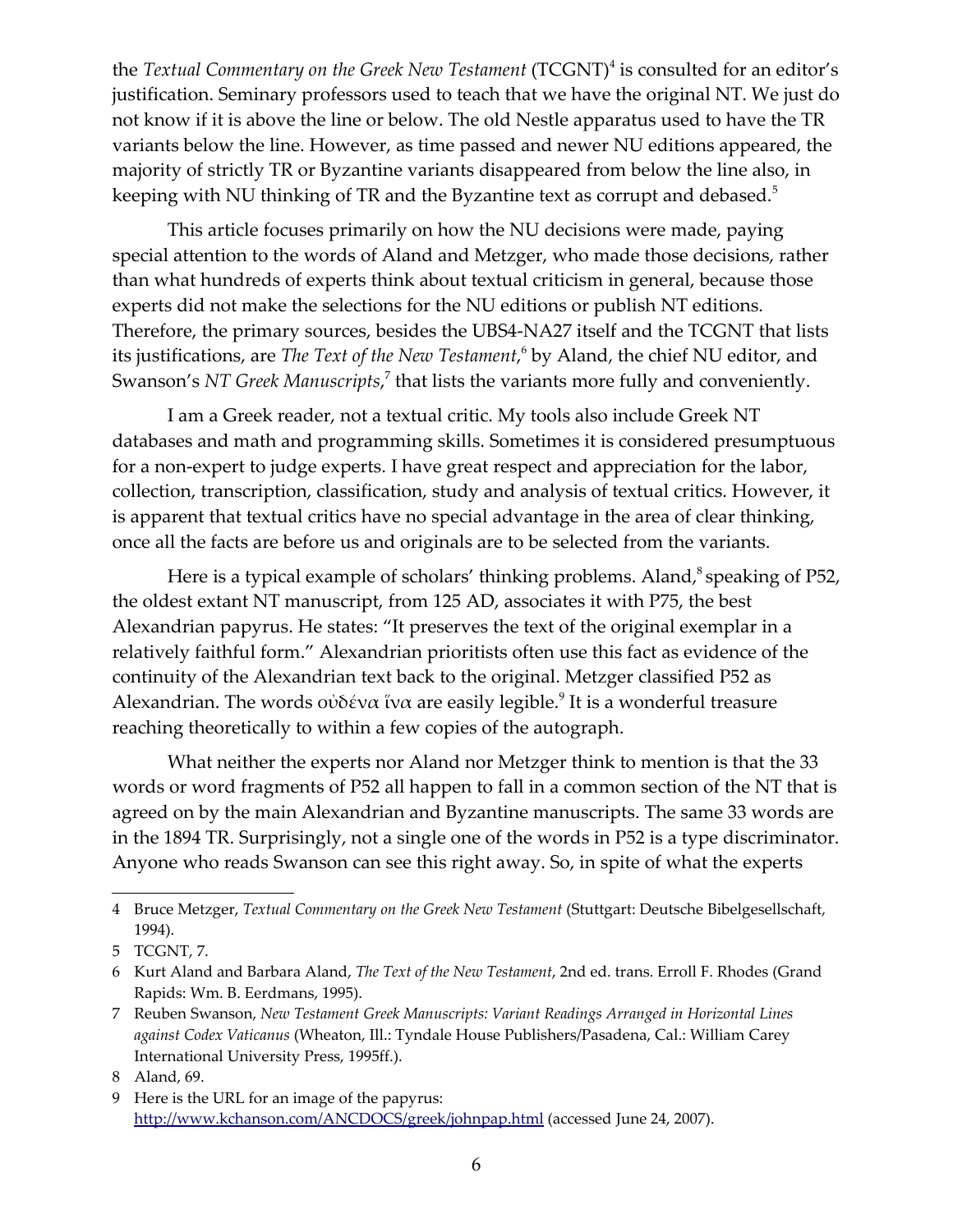the *Textual Commentary on the Greek New Testament* (TCGNT)[4] is consulted for an editor's justification. Seminary professors used to teach that we have the original NT. We just do not know if it is above the line or below. The old Nestle apparatus used to have the TR variants below the line. However, as time passed and newer NU editions appeared, the majority of strictly TR or Byzantine variants disappeared from below the line also, in keeping with NU thinking of TR and the Byzantine text as corrupt and debased.[5]

This article focuses primarily on how the NU decisions were made, paying special attention to the words of Aland and Metzger, who made those decisions, rather than what hundreds of experts think about textual criticism in general, because those experts did not make the selections for the NU editions or publish NT editions. Therefore, the primary sources, besides the UBS4-NA27 itself and the TCGNT that lists its justifications, are *The Text of the New Testament*,[6] by Aland, the chief NU editor, and Swanson's *NT Greek Manuscripts*,[7] that lists the variants more fully and conveniently.

I am a Greek reader, not a textual critic. My tools also include Greek NT databases and math and programming skills. Sometimes it is considered presumptuous for a non-expert to judge experts. I have great respect and appreciation for the labor, collection, transcription, classification, study and analysis of textual critics. However, it is apparent that textual critics have no special advantage in the area of clear thinking, once all the facts are before us and originals are to be selected from the variants.

Here is a typical example of scholars' thinking problems. Aland,[8] speaking of P52, the oldest extant NT manuscript, from 125 AD, associates it with P75, the best Alexandrian papyrus. He states: "It preserves the text of the original exemplar in a relatively faithful form." Alexandrian prioritists often use this fact as evidence of the continuity of the Alexandrian text back to the original. Metzger classified P52 as Alexandrian. The words οὐδένα ἵνα are easily legible.[9] It is a wonderful treasure reaching theoretically to within a few copies of the autograph.

What neither the experts nor Aland nor Metzger think to mention is that the 33 words or word fragments of P52 all happen to fall in a common section of the NT that is agreed on by the main Alexandrian and Byzantine manuscripts. The same 33 words are in the 1894 TR. Surprisingly, not a single one of the words in P52 is a type discriminator. Anyone who reads Swanson can see this right away. So, in spite of what the experts

---

4 Bruce Metzger, *Textual Commentary on the Greek New Testament* (Stuttgart: Deutsche Bibelgesellschaft, 1994).

5 TCGNT, 7.

6 Kurt Aland and Barbara Aland, *The Text of the New Testament*, 2nd ed. trans. Erroll F. Rhodes (Grand Rapids: Wm. B. Eerdmans, 1995).

7 Reuben Swanson, *New Testament Greek Manuscripts: Variant Readings Arranged in Horizontal Lines against Codex Vaticanus* (Wheaton, Ill.: Tyndale House Publishers/Pasadena, Cal.: William Carey International University Press, 1995ff.).

8 Aland, 69.

9 Here is the URL for an image of the papyrus: http://www.kchanson.com/ANCDOCS/greek/johnpap.html (accessed June 24, 2007).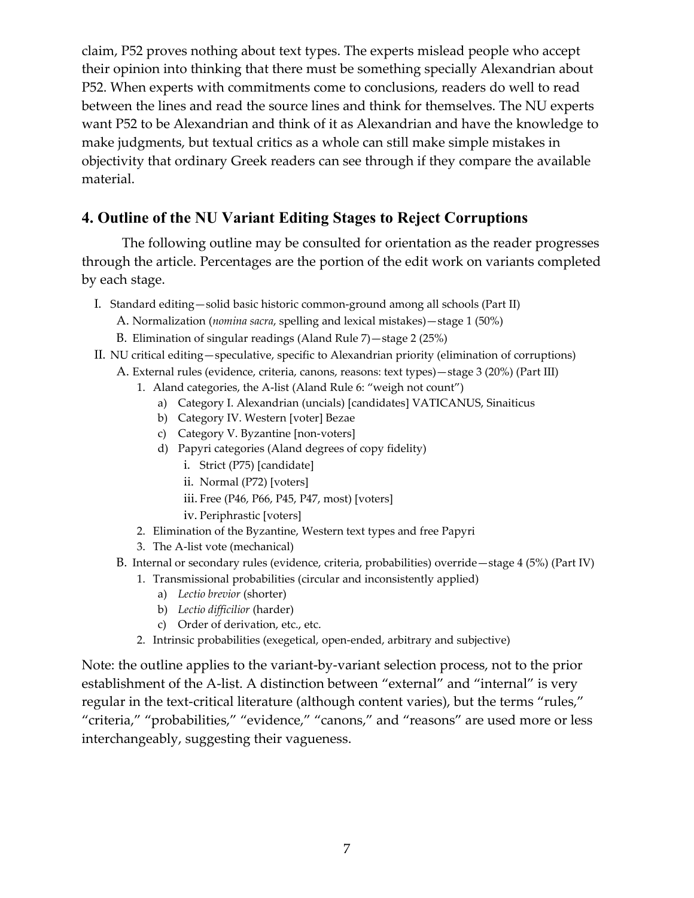claim, P52 proves nothing about text types. The experts mislead people who accept their opinion into thinking that there must be something specially Alexandrian about P52. When experts with commitments come to conclusions, readers do well to read between the lines and read the source lines and think for themselves. The NU experts want P52 to be Alexandrian and think of it as Alexandrian and have the knowledge to make judgments, but textual critics as a whole can still make simple mistakes in objectivity that ordinary Greek readers can see through if they compare the available material.

## 4. Outline of the NU Variant Editing Stages to Reject Corruptions

The following outline may be consulted for orientation as the reader progresses through the article. Percentages are the portion of the edit work on variants completed by each stage.

- I. Standard editing—solid basic historic common-ground among all schools (Part II)
  - A. Normalization (*nomina sacra*, spelling and lexical mistakes)—stage 1 (50%)
  - B. Elimination of singular readings (Aland Rule 7)—stage 2 (25%)
- II. NU critical editing—speculative, specific to Alexandrian priority (elimination of corruptions)
  - A. External rules (evidence, criteria, canons, reasons: text types)—stage 3 (20%) (Part III)
    - 1. Aland categories, the A-list (Aland Rule 6: "weigh not count")
      - a) Category I. Alexandrian (uncials) [candidates] VATICANUS, Sinaiticus
      - b) Category IV. Western [voter] Bezae
      - c) Category V. Byzantine [non-voters]
      - d) Papyri categories (Aland degrees of copy fidelity)
        - i. Strict (P75) [candidate]
        - ii. Normal (P72) [voters]
        - iii. Free (P46, P66, P45, P47, most) [voters]
        - iv. Periphrastic [voters]
    - 2. Elimination of the Byzantine, Western text types and free Papyri
    - 3. The A-list vote (mechanical)
  - B. Internal or secondary rules (evidence, criteria, probabilities) override—stage 4 (5%) (Part IV)
    - 1. Transmissional probabilities (circular and inconsistently applied)
      - a) *Lectio brevior* (shorter)
      - b) *Lectio difficilior* (harder)
      - c) Order of derivation, etc., etc.
    - 2. Intrinsic probabilities (exegetical, open-ended, arbitrary and subjective)

Note: the outline applies to the variant-by-variant selection process, not to the prior establishment of the A-list. A distinction between "external" and "internal" is very regular in the text-critical literature (although content varies), but the terms "rules," "criteria," "probabilities," "evidence," "canons," and "reasons" are used more or less interchangeably, suggesting their vagueness.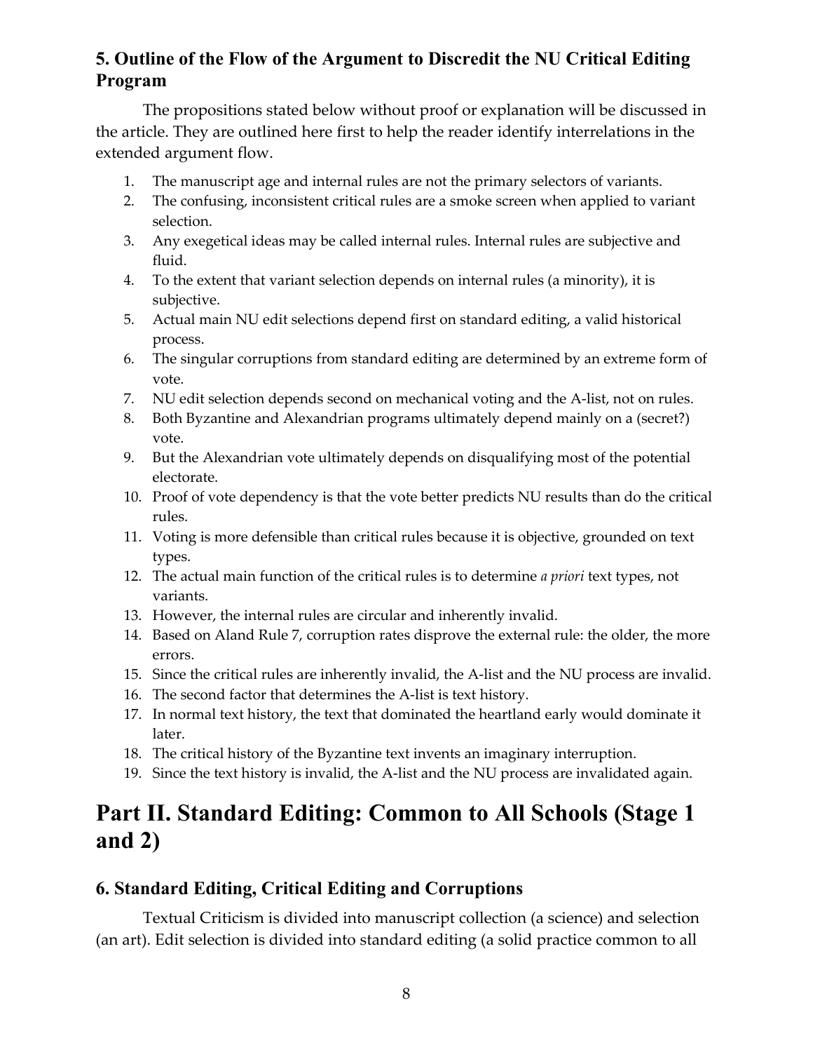## 5. Outline of the Flow of the Argument to Discredit the NU Critical Editing Program

The propositions stated below without proof or explanation will be discussed in the article. They are outlined here first to help the reader identify interrelations in the extended argument flow.

1. The manuscript age and internal rules are not the primary selectors of variants.
2. The confusing, inconsistent critical rules are a smoke screen when applied to variant selection.
3. Any exegetical ideas may be called internal rules. Internal rules are subjective and fluid.
4. To the extent that variant selection depends on internal rules (a minority), it is subjective.
5. Actual main NU edit selections depend first on standard editing, a valid historical process.
6. The singular corruptions from standard editing are determined by an extreme form of vote.
7. NU edit selection depends second on mechanical voting and the A-list, not on rules.
8. Both Byzantine and Alexandrian programs ultimately depend mainly on a (secret?) vote.
9. But the Alexandrian vote ultimately depends on disqualifying most of the potential electorate.
10. Proof of vote dependency is that the vote better predicts NU results than do the critical rules.
11. Voting is more defensible than critical rules because it is objective, grounded on text types.
12. The actual main function of the critical rules is to determine *a priori* text types, not variants.
13. However, the internal rules are circular and inherently invalid.
14. Based on Aland Rule 7, corruption rates disprove the external rule: the older, the more errors.
15. Since the critical rules are inherently invalid, the A-list and the NU process are invalid.
16. The second factor that determines the A-list is text history.
17. In normal text history, the text that dominated the heartland early would dominate it later.
18. The critical history of the Byzantine text invents an imaginary interruption.
19. Since the text history is invalid, the A-list and the NU process are invalidated again.

# Part II. Standard Editing: Common to All Schools (Stage 1 and 2)

## 6. Standard Editing, Critical Editing and Corruptions

Textual Criticism is divided into manuscript collection (a science) and selection (an art). Edit selection is divided into standard editing (a solid practice common to all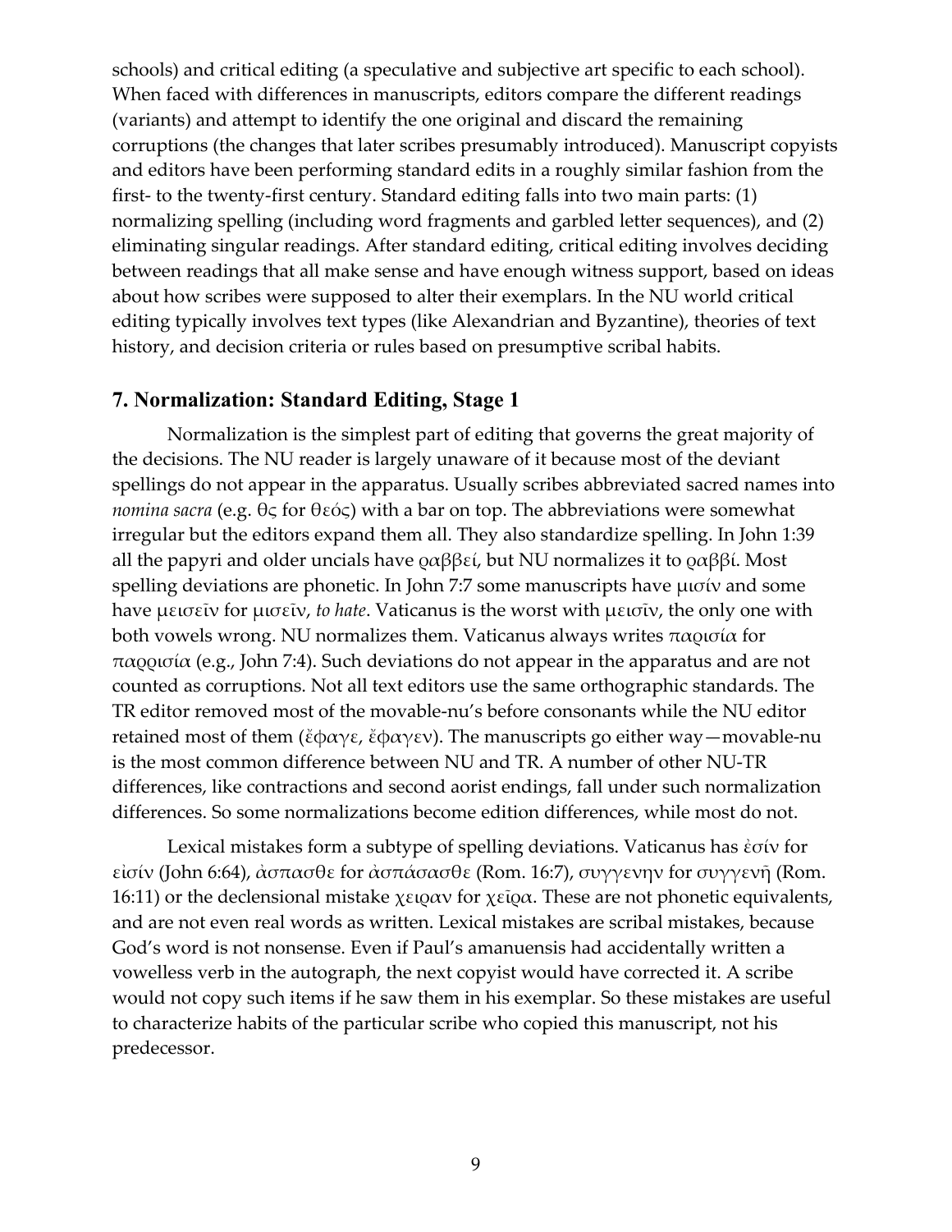schools) and critical editing (a speculative and subjective art specific to each school). When faced with differences in manuscripts, editors compare the different readings (variants) and attempt to identify the one original and discard the remaining corruptions (the changes that later scribes presumably introduced). Manuscript copyists and editors have been performing standard edits in a roughly similar fashion from the first- to the twenty-first century. Standard editing falls into two main parts: (1) normalizing spelling (including word fragments and garbled letter sequences), and (2) eliminating singular readings. After standard editing, critical editing involves deciding between readings that all make sense and have enough witness support, based on ideas about how scribes were supposed to alter their exemplars. In the NU world critical editing typically involves text types (like Alexandrian and Byzantine), theories of text history, and decision criteria or rules based on presumptive scribal habits.

## 7. Normalization: Standard Editing, Stage 1

Normalization is the simplest part of editing that governs the great majority of the decisions. The NU reader is largely unaware of it because most of the deviant spellings do not appear in the apparatus. Usually scribes abbreviated sacred names into *nomina sacra* (e.g. θς for θεός) with a bar on top. The abbreviations were somewhat irregular but the editors expand them all. They also standardize spelling. In John 1:39 all the papyri and older uncials have ῥαββεί, but NU normalizes it to ῥαββί. Most spelling deviations are phonetic. In John 7:7 some manuscripts have μισίν and some have μεισεῖν for μισεῖν, *to hate*. Vaticanus is the worst with μεισῖν, the only one with both vowels wrong. NU normalizes them. Vaticanus always writes παρισία for παρρισία (e.g., John 7:4). Such deviations do not appear in the apparatus and are not counted as corruptions. Not all text editors use the same orthographic standards. The TR editor removed most of the movable-nu's before consonants while the NU editor retained most of them (ἔφαγε, ἔφαγεν). The manuscripts go either way—movable-nu is the most common difference between NU and TR. A number of other NU-TR differences, like contractions and second aorist endings, fall under such normalization differences. So some normalizations become edition differences, while most do not.

Lexical mistakes form a subtype of spelling deviations. Vaticanus has ἐσίν for εἰσίν (John 6:64), ἀσπασθε for ἀσπάσασθε (Rom. 16:7), συγγενην for συγγενῆ (Rom. 16:11) or the declensional mistake χειραν for χεῖρα. These are not phonetic equivalents, and are not even real words as written. Lexical mistakes are scribal mistakes, because God's word is not nonsense. Even if Paul's amanuensis had accidentally written a vowelless verb in the autograph, the next copyist would have corrected it. A scribe would not copy such items if he saw them in his exemplar. So these mistakes are useful to characterize habits of the particular scribe who copied this manuscript, not his predecessor.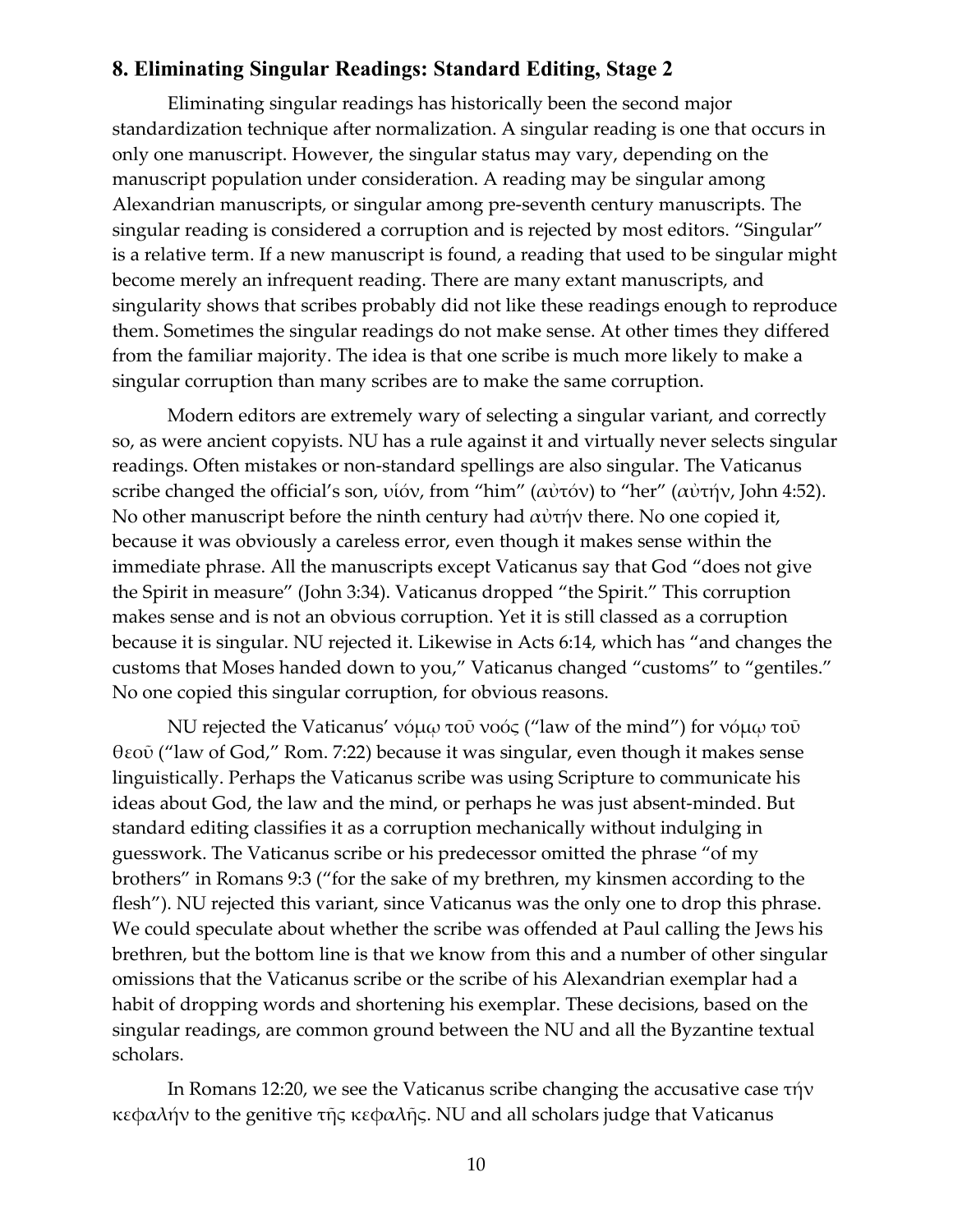## 8. Eliminating Singular Readings: Standard Editing, Stage 2

Eliminating singular readings has historically been the second major standardization technique after normalization. A singular reading is one that occurs in only one manuscript. However, the singular status may vary, depending on the manuscript population under consideration. A reading may be singular among Alexandrian manuscripts, or singular among pre-seventh century manuscripts. The singular reading is considered a corruption and is rejected by most editors. "Singular" is a relative term. If a new manuscript is found, a reading that used to be singular might become merely an infrequent reading. There are many extant manuscripts, and singularity shows that scribes probably did not like these readings enough to reproduce them. Sometimes the singular readings do not make sense. At other times they differed from the familiar majority. The idea is that one scribe is much more likely to make a singular corruption than many scribes are to make the same corruption.

Modern editors are extremely wary of selecting a singular variant, and correctly so, as were ancient copyists. NU has a rule against it and virtually never selects singular readings. Often mistakes or non-standard spellings are also singular. The Vaticanus scribe changed the official's son, υἱόν, from "him" (αὐτόν) to "her" (αὐτήν, John 4:52). No other manuscript before the ninth century had αὐτήν there. No one copied it, because it was obviously a careless error, even though it makes sense within the immediate phrase. All the manuscripts except Vaticanus say that God "does not give the Spirit in measure" (John 3:34). Vaticanus dropped "the Spirit." This corruption makes sense and is not an obvious corruption. Yet it is still classed as a corruption because it is singular. NU rejected it. Likewise in Acts 6:14, which has "and changes the customs that Moses handed down to you," Vaticanus changed "customs" to "gentiles." No one copied this singular corruption, for obvious reasons.

NU rejected the Vaticanus' νόμῳ τοῦ νοός ("law of the mind") for νόμῳ τοῦ θεοῦ ("law of God," Rom. 7:22) because it was singular, even though it makes sense linguistically. Perhaps the Vaticanus scribe was using Scripture to communicate his ideas about God, the law and the mind, or perhaps he was just absent-minded. But standard editing classifies it as a corruption mechanically without indulging in guesswork. The Vaticanus scribe or his predecessor omitted the phrase "of my brothers" in Romans 9:3 ("for the sake of my brethren, my kinsmen according to the flesh"). NU rejected this variant, since Vaticanus was the only one to drop this phrase. We could speculate about whether the scribe was offended at Paul calling the Jews his brethren, but the bottom line is that we know from this and a number of other singular omissions that the Vaticanus scribe or the scribe of his Alexandrian exemplar had a habit of dropping words and shortening his exemplar. These decisions, based on the singular readings, are common ground between the NU and all the Byzantine textual scholars.

In Romans 12:20, we see the Vaticanus scribe changing the accusative case τήν κεφαλήν to the genitive τῆς κεφαλῆς. NU and all scholars judge that Vaticanus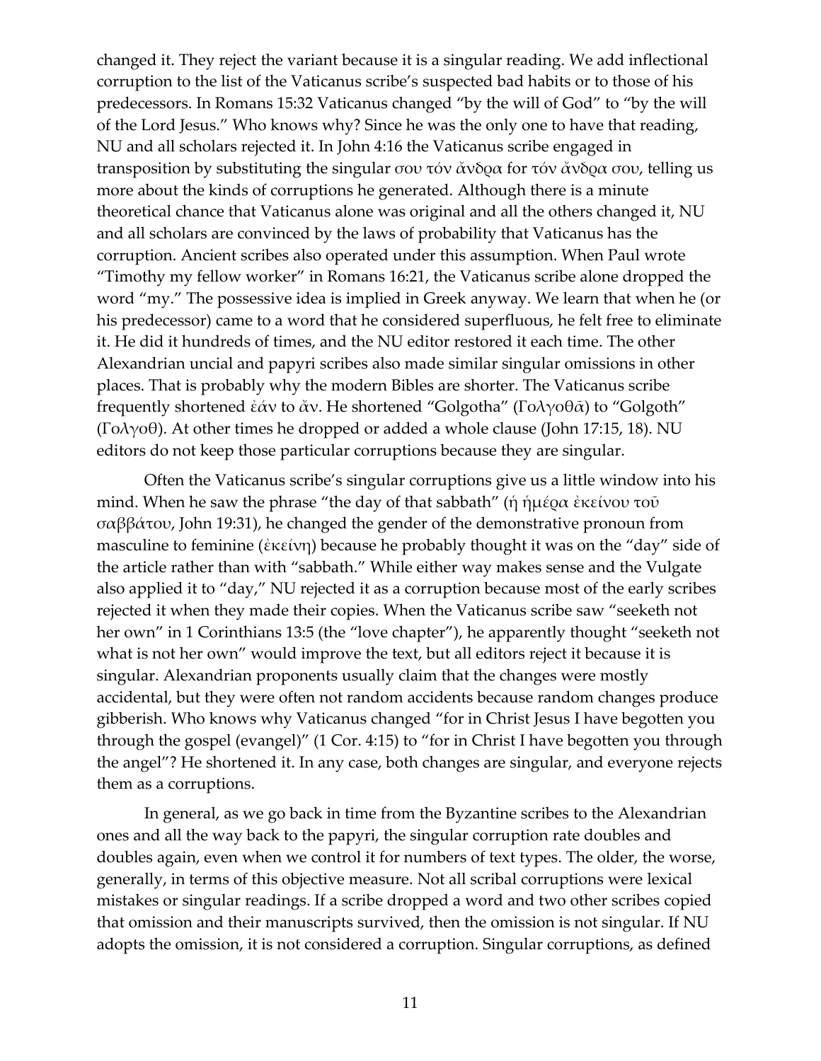changed it. They reject the variant because it is a singular reading. We add inflectional corruption to the list of the Vaticanus scribe's suspected bad habits or to those of his predecessors. In Romans 15:32 Vaticanus changed "by the will of God" to "by the will of the Lord Jesus." Who knows why? Since he was the only one to have that reading, NU and all scholars rejected it. In John 4:16 the Vaticanus scribe engaged in transposition by substituting the singular σου τόν ἄνδρα for τόν ἄνδρα σου, telling us more about the kinds of corruptions he generated. Although there is a minute theoretical chance that Vaticanus alone was original and all the others changed it, NU and all scholars are convinced by the laws of probability that Vaticanus has the corruption. Ancient scribes also operated under this assumption. When Paul wrote "Timothy my fellow worker" in Romans 16:21, the Vaticanus scribe alone dropped the word "my." The possessive idea is implied in Greek anyway. We learn that when he (or his predecessor) came to a word that he considered superfluous, he felt free to eliminate it. He did it hundreds of times, and the NU editor restored it each time. The other Alexandrian uncial and papyri scribes also made similar singular omissions in other places. That is probably why the modern Bibles are shorter. The Vaticanus scribe frequently shortened ἐάν to ἄν. He shortened "Golgotha" (Γολγοθᾶ) to "Golgoth" (Γολγοθ). At other times he dropped or added a whole clause (John 17:15, 18). NU editors do not keep those particular corruptions because they are singular.

Often the Vaticanus scribe's singular corruptions give us a little window into his mind. When he saw the phrase "the day of that sabbath" (ἡ ἡμέρα ἐκείνου τοῦ σαββάτου, John 19:31), he changed the gender of the demonstrative pronoun from masculine to feminine (ἐκείνη) because he probably thought it was on the "day" side of the article rather than with "sabbath." While either way makes sense and the Vulgate also applied it to "day," NU rejected it as a corruption because most of the early scribes rejected it when they made their copies. When the Vaticanus scribe saw "seeketh not her own" in 1 Corinthians 13:5 (the "love chapter"), he apparently thought "seeketh not what is not her own" would improve the text, but all editors reject it because it is singular. Alexandrian proponents usually claim that the changes were mostly accidental, but they were often not random accidents because random changes produce gibberish. Who knows why Vaticanus changed "for in Christ Jesus I have begotten you through the gospel (evangel)" (1 Cor. 4:15) to "for in Christ I have begotten you through the angel"? He shortened it. In any case, both changes are singular, and everyone rejects them as a corruptions.

In general, as we go back in time from the Byzantine scribes to the Alexandrian ones and all the way back to the papyri, the singular corruption rate doubles and doubles again, even when we control it for numbers of text types. The older, the worse, generally, in terms of this objective measure. Not all scribal corruptions were lexical mistakes or singular readings. If a scribe dropped a word and two other scribes copied that omission and their manuscripts survived, then the omission is not singular. If NU adopts the omission, it is not considered a corruption. Singular corruptions, as defined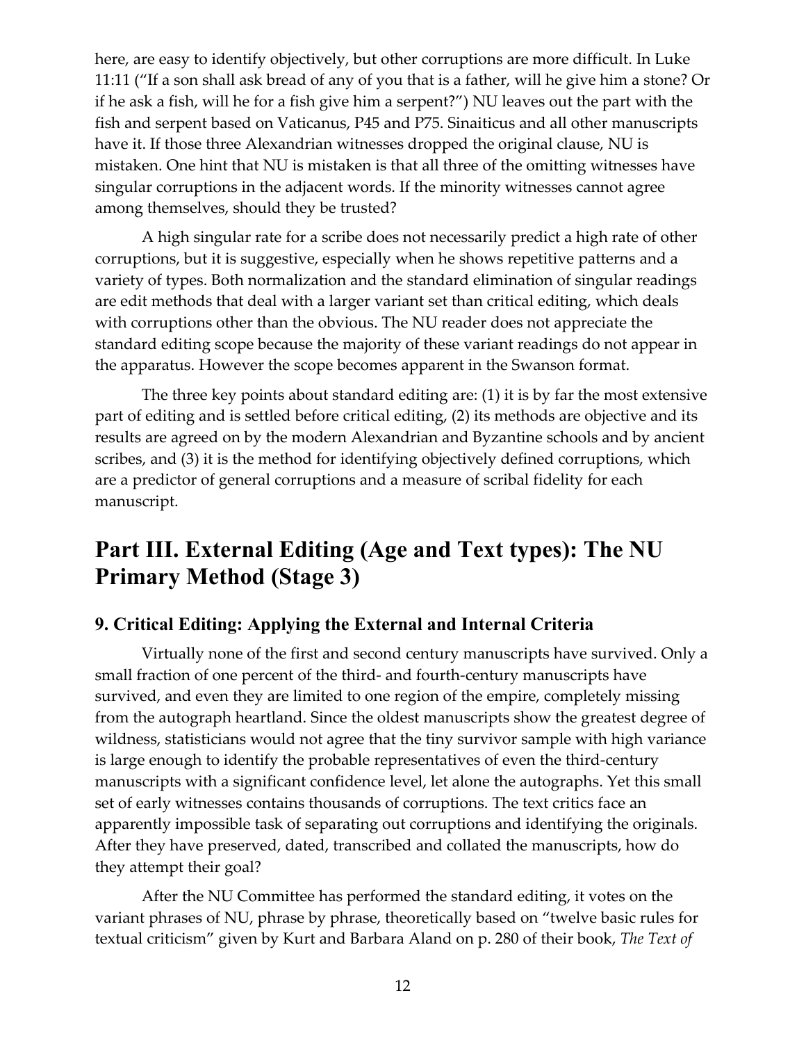here, are easy to identify objectively, but other corruptions are more difficult. In Luke 11:11 ("If a son shall ask bread of any of you that is a father, will he give him a stone? Or if he ask a fish, will he for a fish give him a serpent?") NU leaves out the part with the fish and serpent based on Vaticanus, P45 and P75. Sinaiticus and all other manuscripts have it. If those three Alexandrian witnesses dropped the original clause, NU is mistaken. One hint that NU is mistaken is that all three of the omitting witnesses have singular corruptions in the adjacent words. If the minority witnesses cannot agree among themselves, should they be trusted?

A high singular rate for a scribe does not necessarily predict a high rate of other corruptions, but it is suggestive, especially when he shows repetitive patterns and a variety of types. Both normalization and the standard elimination of singular readings are edit methods that deal with a larger variant set than critical editing, which deals with corruptions other than the obvious. The NU reader does not appreciate the standard editing scope because the majority of these variant readings do not appear in the apparatus. However the scope becomes apparent in the Swanson format.

The three key points about standard editing are: (1) it is by far the most extensive part of editing and is settled before critical editing, (2) its methods are objective and its results are agreed on by the modern Alexandrian and Byzantine schools and by ancient scribes, and (3) it is the method for identifying objectively defined corruptions, which are a predictor of general corruptions and a measure of scribal fidelity for each manuscript.

# Part III. External Editing (Age and Text types): The NU Primary Method (Stage 3)

### 9. Critical Editing: Applying the External and Internal Criteria

Virtually none of the first and second century manuscripts have survived. Only a small fraction of one percent of the third- and fourth-century manuscripts have survived, and even they are limited to one region of the empire, completely missing from the autograph heartland. Since the oldest manuscripts show the greatest degree of wildness, statisticians would not agree that the tiny survivor sample with high variance is large enough to identify the probable representatives of even the third-century manuscripts with a significant confidence level, let alone the autographs. Yet this small set of early witnesses contains thousands of corruptions. The text critics face an apparently impossible task of separating out corruptions and identifying the originals. After they have preserved, dated, transcribed and collated the manuscripts, how do they attempt their goal?

After the NU Committee has performed the standard editing, it votes on the variant phrases of NU, phrase by phrase, theoretically based on "twelve basic rules for textual criticism" given by Kurt and Barbara Aland on p. 280 of their book, *The Text of*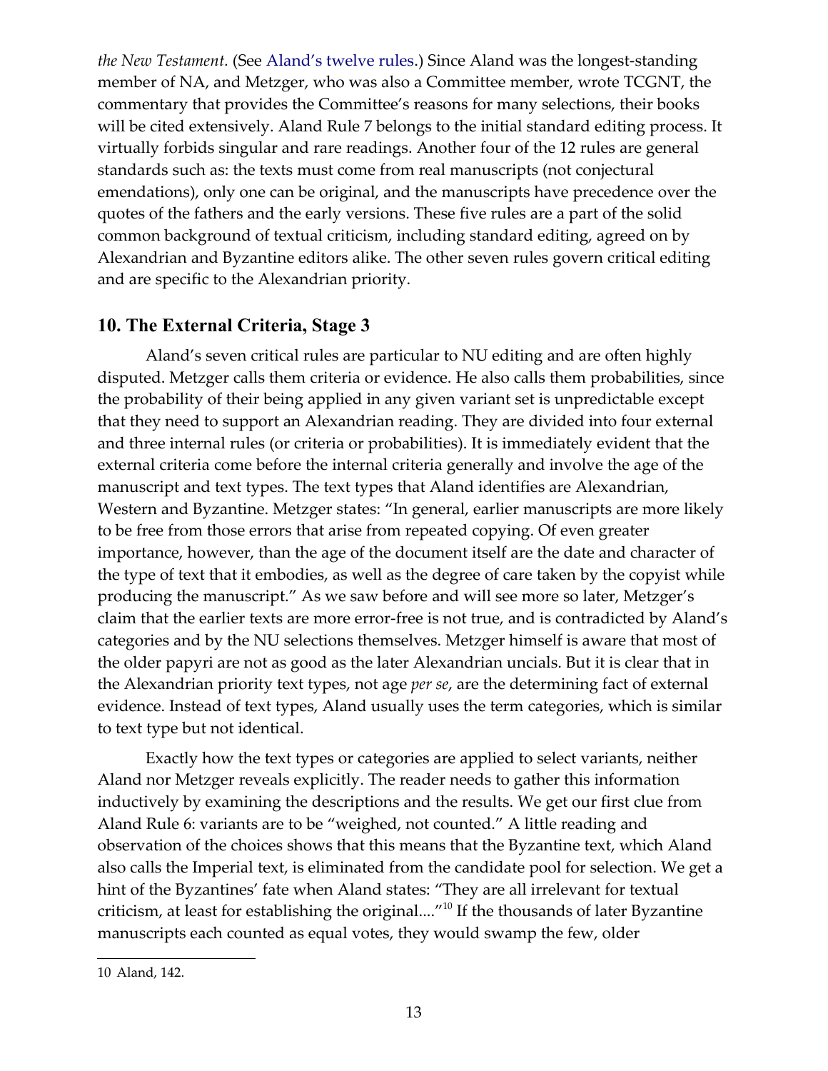*the New Testament.* (See Aland's twelve rules.) Since Aland was the longest-standing member of NA, and Metzger, who was also a Committee member, wrote TCGNT, the commentary that provides the Committee's reasons for many selections, their books will be cited extensively. Aland Rule 7 belongs to the initial standard editing process. It virtually forbids singular and rare readings. Another four of the 12 rules are general standards such as: the texts must come from real manuscripts (not conjectural emendations), only one can be original, and the manuscripts have precedence over the quotes of the fathers and the early versions. These five rules are a part of the solid common background of textual criticism, including standard editing, agreed on by Alexandrian and Byzantine editors alike. The other seven rules govern critical editing and are specific to the Alexandrian priority.

## 10. The External Criteria, Stage 3

Aland's seven critical rules are particular to NU editing and are often highly disputed. Metzger calls them criteria or evidence. He also calls them probabilities, since the probability of their being applied in any given variant set is unpredictable except that they need to support an Alexandrian reading. They are divided into four external and three internal rules (or criteria or probabilities). It is immediately evident that the external criteria come before the internal criteria generally and involve the age of the manuscript and text types. The text types that Aland identifies are Alexandrian, Western and Byzantine. Metzger states: "In general, earlier manuscripts are more likely to be free from those errors that arise from repeated copying. Of even greater importance, however, than the age of the document itself are the date and character of the type of text that it embodies, as well as the degree of care taken by the copyist while producing the manuscript." As we saw before and will see more so later, Metzger's claim that the earlier texts are more error-free is not true, and is contradicted by Aland's categories and by the NU selections themselves. Metzger himself is aware that most of the older papyri are not as good as the later Alexandrian uncials. But it is clear that in the Alexandrian priority text types, not age *per se*, are the determining fact of external evidence. Instead of text types, Aland usually uses the term categories, which is similar to text type but not identical.

Exactly how the text types or categories are applied to select variants, neither Aland nor Metzger reveals explicitly. The reader needs to gather this information inductively by examining the descriptions and the results. We get our first clue from Aland Rule 6: variants are to be "weighed, not counted." A little reading and observation of the choices shows that this means that the Byzantine text, which Aland also calls the Imperial text, is eliminated from the candidate pool for selection. We get a hint of the Byzantines' fate when Aland states: "They are all irrelevant for textual criticism, at least for establishing the original...."[10] If the thousands of later Byzantine manuscripts each counted as equal votes, they would swamp the few, older

---

10 Aland, 142.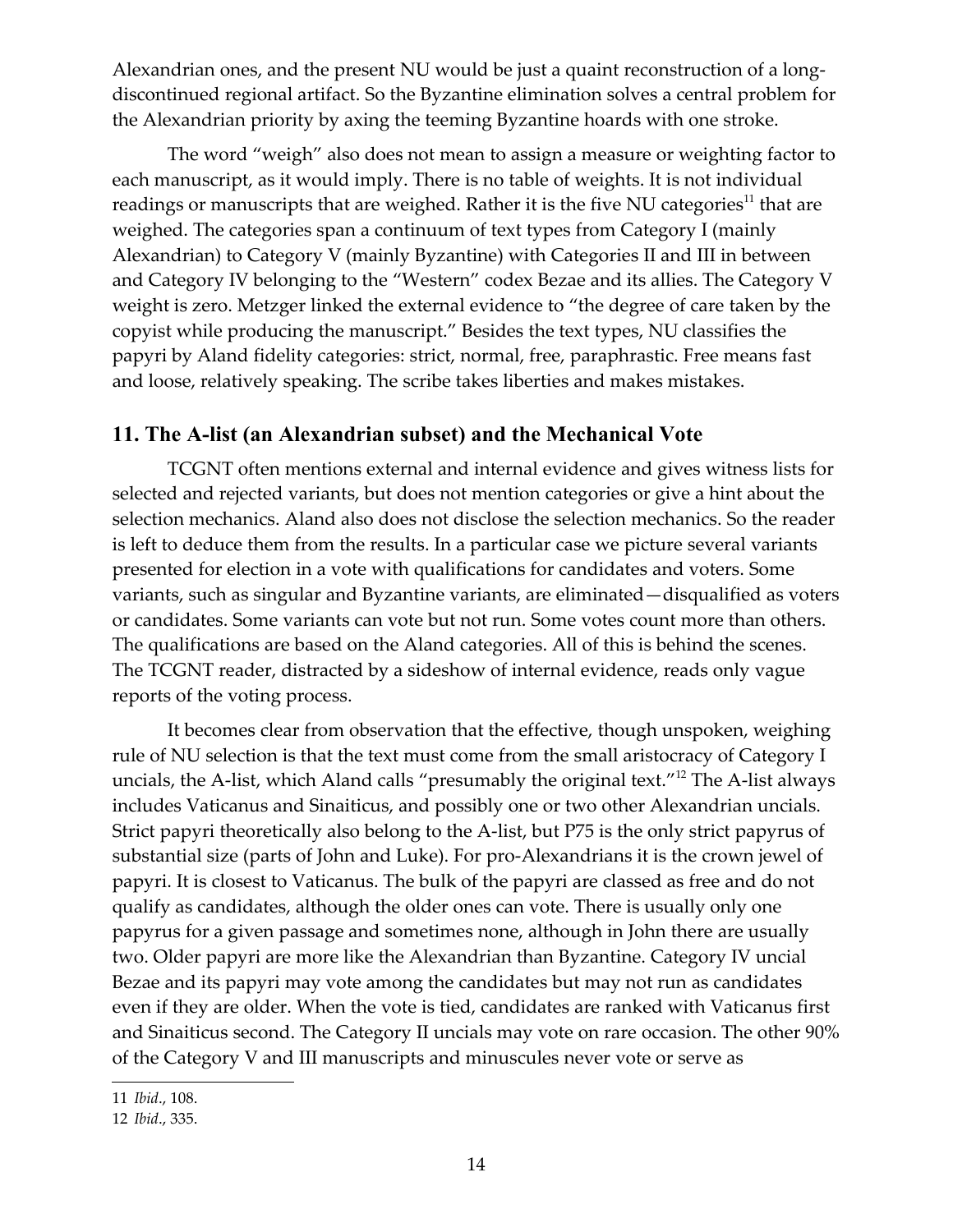Alexandrian ones, and the present NU would be just a quaint reconstruction of a long-discontinued regional artifact. So the Byzantine elimination solves a central problem for the Alexandrian priority by axing the teeming Byzantine hoards with one stroke.

The word "weigh" also does not mean to assign a measure or weighting factor to each manuscript, as it would imply. There is no table of weights. It is not individual readings or manuscripts that are weighed. Rather it is the five NU categories[11] that are weighed. The categories span a continuum of text types from Category I (mainly Alexandrian) to Category V (mainly Byzantine) with Categories II and III in between and Category IV belonging to the "Western" codex Bezae and its allies. The Category V weight is zero. Metzger linked the external evidence to "the degree of care taken by the copyist while producing the manuscript." Besides the text types, NU classifies the papyri by Aland fidelity categories: strict, normal, free, paraphrastic. Free means fast and loose, relatively speaking. The scribe takes liberties and makes mistakes.

## 11. The A-list (an Alexandrian subset) and the Mechanical Vote

TCGNT often mentions external and internal evidence and gives witness lists for selected and rejected variants, but does not mention categories or give a hint about the selection mechanics. Aland also does not disclose the selection mechanics. So the reader is left to deduce them from the results. In a particular case we picture several variants presented for election in a vote with qualifications for candidates and voters. Some variants, such as singular and Byzantine variants, are eliminated—disqualified as voters or candidates. Some variants can vote but not run. Some votes count more than others. The qualifications are based on the Aland categories. All of this is behind the scenes. The TCGNT reader, distracted by a sideshow of internal evidence, reads only vague reports of the voting process.

It becomes clear from observation that the effective, though unspoken, weighing rule of NU selection is that the text must come from the small aristocracy of Category I uncials, the A-list, which Aland calls "presumably the original text."[12] The A-list always includes Vaticanus and Sinaiticus, and possibly one or two other Alexandrian uncials. Strict papyri theoretically also belong to the A-list, but P75 is the only strict papyrus of substantial size (parts of John and Luke). For pro-Alexandrians it is the crown jewel of papyri. It is closest to Vaticanus. The bulk of the papyri are classed as free and do not qualify as candidates, although the older ones can vote. There is usually only one papyrus for a given passage and sometimes none, although in John there are usually two. Older papyri are more like the Alexandrian than Byzantine. Category IV uncial Bezae and its papyri may vote among the candidates but may not run as candidates even if they are older. When the vote is tied, candidates are ranked with Vaticanus first and Sinaiticus second. The Category II uncials may vote on rare occasion. The other 90% of the Category V and III manuscripts and minuscules never vote or serve as

---

11 *Ibid*., 108.

12 *Ibid*., 335.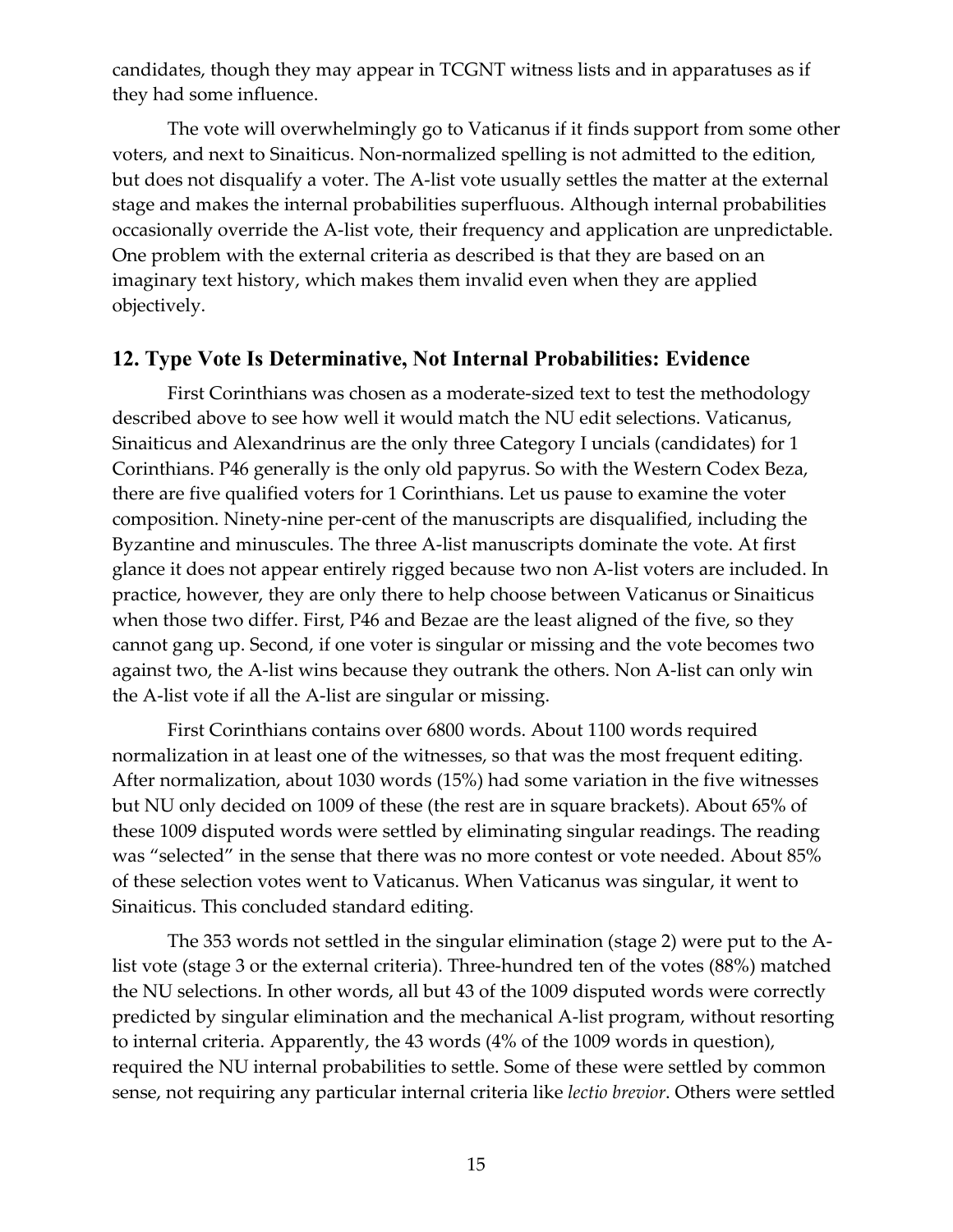candidates, though they may appear in TCGNT witness lists and in apparatuses as if they had some influence.

The vote will overwhelmingly go to Vaticanus if it finds support from some other voters, and next to Sinaiticus. Non-normalized spelling is not admitted to the edition, but does not disqualify a voter. The A-list vote usually settles the matter at the external stage and makes the internal probabilities superfluous. Although internal probabilities occasionally override the A-list vote, their frequency and application are unpredictable. One problem with the external criteria as described is that they are based on an imaginary text history, which makes them invalid even when they are applied objectively.

## 12. Type Vote Is Determinative, Not Internal Probabilities: Evidence

First Corinthians was chosen as a moderate-sized text to test the methodology described above to see how well it would match the NU edit selections. Vaticanus, Sinaiticus and Alexandrinus are the only three Category I uncials (candidates) for 1 Corinthians. P46 generally is the only old papyrus. So with the Western Codex Beza, there are five qualified voters for 1 Corinthians. Let us pause to examine the voter composition. Ninety-nine per-cent of the manuscripts are disqualified, including the Byzantine and minuscules. The three A-list manuscripts dominate the vote. At first glance it does not appear entirely rigged because two non A-list voters are included. In practice, however, they are only there to help choose between Vaticanus or Sinaiticus when those two differ. First, P46 and Bezae are the least aligned of the five, so they cannot gang up. Second, if one voter is singular or missing and the vote becomes two against two, the A-list wins because they outrank the others. Non A-list can only win the A-list vote if all the A-list are singular or missing.

First Corinthians contains over 6800 words. About 1100 words required normalization in at least one of the witnesses, so that was the most frequent editing. After normalization, about 1030 words (15%) had some variation in the five witnesses but NU only decided on 1009 of these (the rest are in square brackets). About 65% of these 1009 disputed words were settled by eliminating singular readings. The reading was "selected" in the sense that there was no more contest or vote needed. About 85% of these selection votes went to Vaticanus. When Vaticanus was singular, it went to Sinaiticus. This concluded standard editing.

The 353 words not settled in the singular elimination (stage 2) were put to the A-list vote (stage 3 or the external criteria). Three-hundred ten of the votes (88%) matched the NU selections. In other words, all but 43 of the 1009 disputed words were correctly predicted by singular elimination and the mechanical A-list program, without resorting to internal criteria. Apparently, the 43 words (4% of the 1009 words in question), required the NU internal probabilities to settle. Some of these were settled by common sense, not requiring any particular internal criteria like *lectio brevior*. Others were settled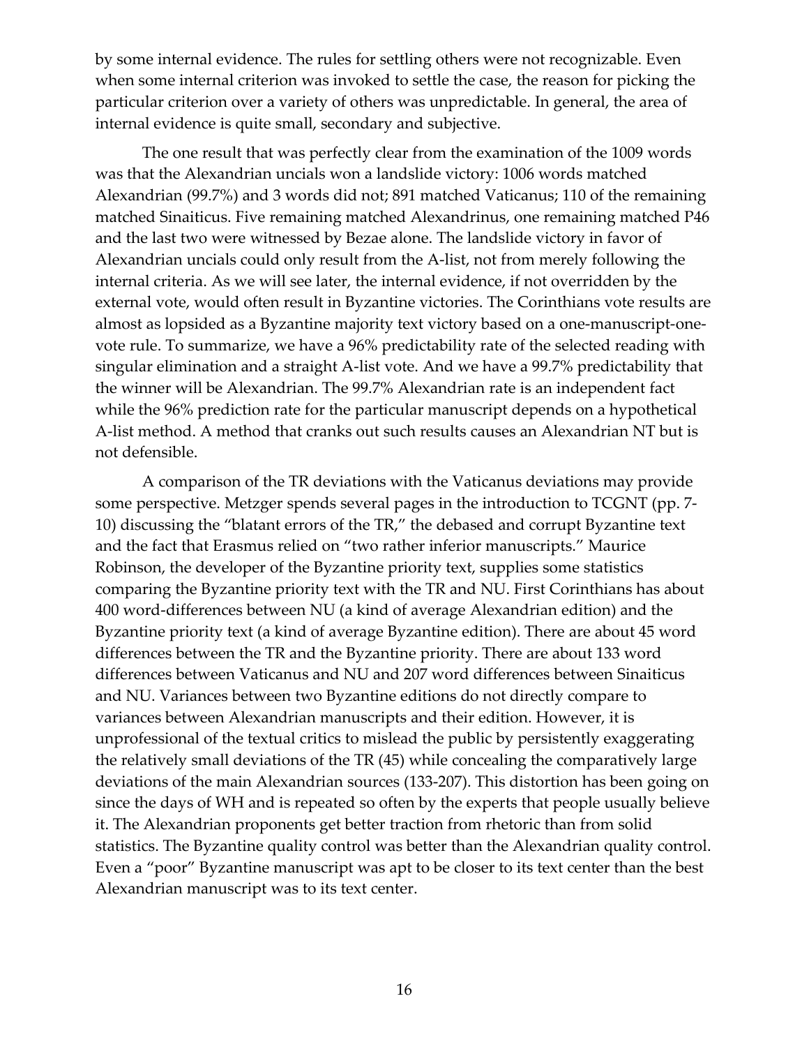by some internal evidence. The rules for settling others were not recognizable. Even when some internal criterion was invoked to settle the case, the reason for picking the particular criterion over a variety of others was unpredictable. In general, the area of internal evidence is quite small, secondary and subjective.

The one result that was perfectly clear from the examination of the 1009 words was that the Alexandrian uncials won a landslide victory: 1006 words matched Alexandrian (99.7%) and 3 words did not; 891 matched Vaticanus; 110 of the remaining matched Sinaiticus. Five remaining matched Alexandrinus, one remaining matched P46 and the last two were witnessed by Bezae alone. The landslide victory in favor of Alexandrian uncials could only result from the A-list, not from merely following the internal criteria. As we will see later, the internal evidence, if not overridden by the external vote, would often result in Byzantine victories. The Corinthians vote results are almost as lopsided as a Byzantine majority text victory based on a one-manuscript-one-vote rule. To summarize, we have a 96% predictability rate of the selected reading with singular elimination and a straight A-list vote. And we have a 99.7% predictability that the winner will be Alexandrian. The 99.7% Alexandrian rate is an independent fact while the 96% prediction rate for the particular manuscript depends on a hypothetical A-list method. A method that cranks out such results causes an Alexandrian NT but is not defensible.

A comparison of the TR deviations with the Vaticanus deviations may provide some perspective. Metzger spends several pages in the introduction to TCGNT (pp. 7-10) discussing the "blatant errors of the TR," the debased and corrupt Byzantine text and the fact that Erasmus relied on "two rather inferior manuscripts." Maurice Robinson, the developer of the Byzantine priority text, supplies some statistics comparing the Byzantine priority text with the TR and NU. First Corinthians has about 400 word-differences between NU (a kind of average Alexandrian edition) and the Byzantine priority text (a kind of average Byzantine edition). There are about 45 word differences between the TR and the Byzantine priority. There are about 133 word differences between Vaticanus and NU and 207 word differences between Sinaiticus and NU. Variances between two Byzantine editions do not directly compare to variances between Alexandrian manuscripts and their edition. However, it is unprofessional of the textual critics to mislead the public by persistently exaggerating the relatively small deviations of the TR (45) while concealing the comparatively large deviations of the main Alexandrian sources (133-207). This distortion has been going on since the days of WH and is repeated so often by the experts that people usually believe it. The Alexandrian proponents get better traction from rhetoric than from solid statistics. The Byzantine quality control was better than the Alexandrian quality control. Even a "poor" Byzantine manuscript was apt to be closer to its text center than the best Alexandrian manuscript was to its text center.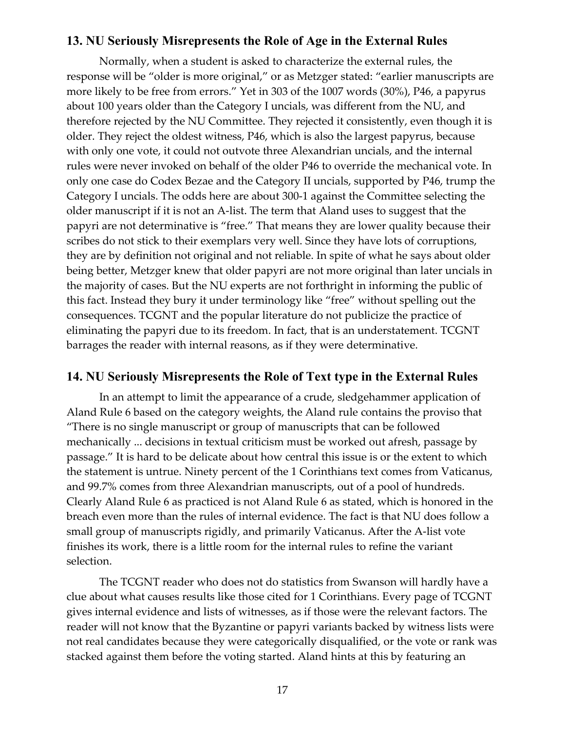## 13. NU Seriously Misrepresents the Role of Age in the External Rules

Normally, when a student is asked to characterize the external rules, the response will be "older is more original," or as Metzger stated: "earlier manuscripts are more likely to be free from errors." Yet in 303 of the 1007 words (30%), P46, a papyrus about 100 years older than the Category I uncials, was different from the NU, and therefore rejected by the NU Committee. They rejected it consistently, even though it is older. They reject the oldest witness, P46, which is also the largest papyrus, because with only one vote, it could not outvote three Alexandrian uncials, and the internal rules were never invoked on behalf of the older P46 to override the mechanical vote. In only one case do Codex Bezae and the Category II uncials, supported by P46, trump the Category I uncials. The odds here are about 300-1 against the Committee selecting the older manuscript if it is not an A-list. The term that Aland uses to suggest that the papyri are not determinative is "free." That means they are lower quality because their scribes do not stick to their exemplars very well. Since they have lots of corruptions, they are by definition not original and not reliable. In spite of what he says about older being better, Metzger knew that older papyri are not more original than later uncials in the majority of cases. But the NU experts are not forthright in informing the public of this fact. Instead they bury it under terminology like "free" without spelling out the consequences. TCGNT and the popular literature do not publicize the practice of eliminating the papyri due to its freedom. In fact, that is an understatement. TCGNT barrages the reader with internal reasons, as if they were determinative.

## 14. NU Seriously Misrepresents the Role of Text type in the External Rules

In an attempt to limit the appearance of a crude, sledgehammer application of Aland Rule 6 based on the category weights, the Aland rule contains the proviso that "There is no single manuscript or group of manuscripts that can be followed mechanically ... decisions in textual criticism must be worked out afresh, passage by passage." It is hard to be delicate about how central this issue is or the extent to which the statement is untrue. Ninety percent of the 1 Corinthians text comes from Vaticanus, and 99.7% comes from three Alexandrian manuscripts, out of a pool of hundreds. Clearly Aland Rule 6 as practiced is not Aland Rule 6 as stated, which is honored in the breach even more than the rules of internal evidence. The fact is that NU does follow a small group of manuscripts rigidly, and primarily Vaticanus. After the A-list vote finishes its work, there is a little room for the internal rules to refine the variant selection.

The TCGNT reader who does not do statistics from Swanson will hardly have a clue about what causes results like those cited for 1 Corinthians. Every page of TCGNT gives internal evidence and lists of witnesses, as if those were the relevant factors. The reader will not know that the Byzantine or papyri variants backed by witness lists were not real candidates because they were categorically disqualified, or the vote or rank was stacked against them before the voting started. Aland hints at this by featuring an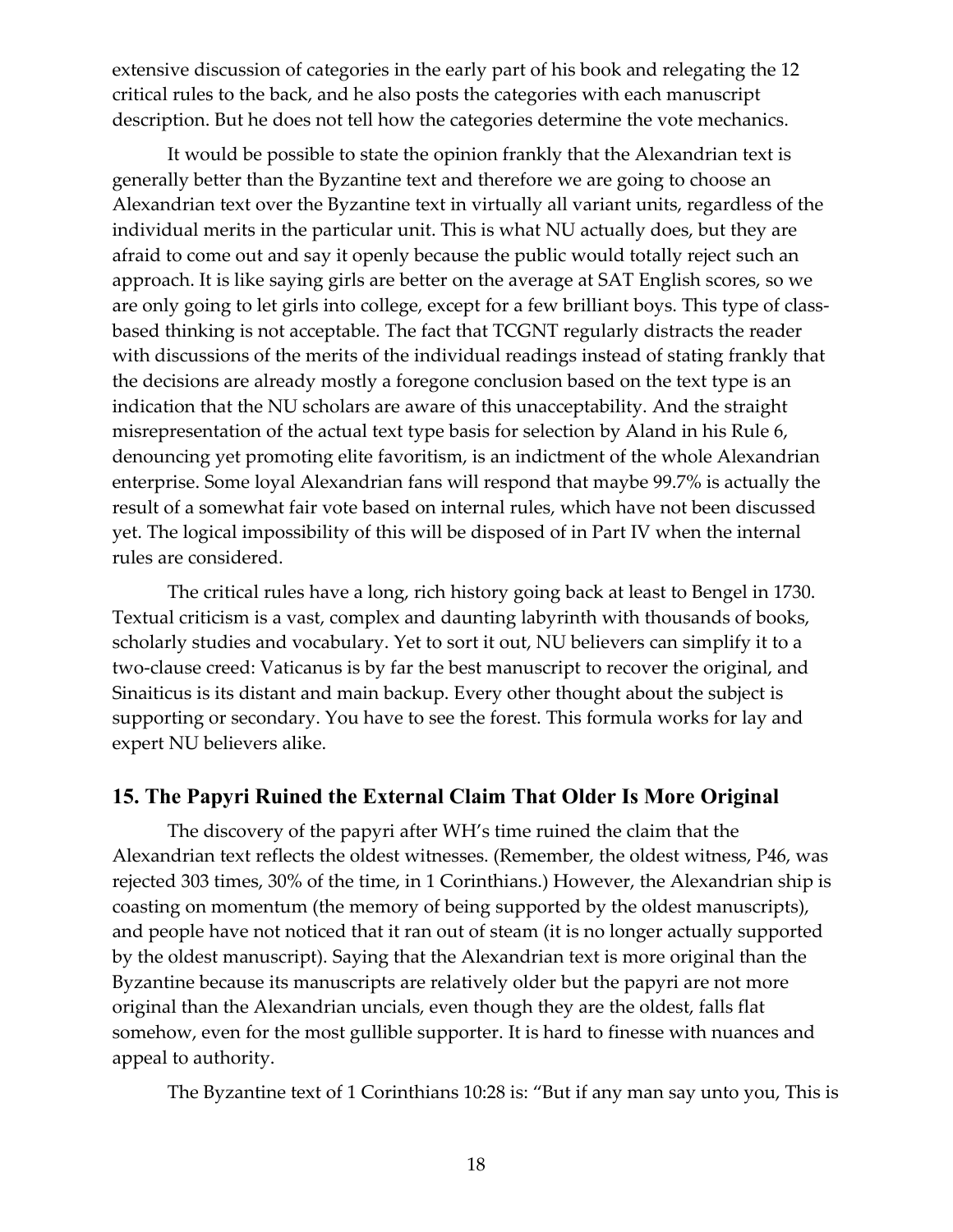extensive discussion of categories in the early part of his book and relegating the 12 critical rules to the back, and he also posts the categories with each manuscript description. But he does not tell how the categories determine the vote mechanics.

It would be possible to state the opinion frankly that the Alexandrian text is generally better than the Byzantine text and therefore we are going to choose an Alexandrian text over the Byzantine text in virtually all variant units, regardless of the individual merits in the particular unit. This is what NU actually does, but they are afraid to come out and say it openly because the public would totally reject such an approach. It is like saying girls are better on the average at SAT English scores, so we are only going to let girls into college, except for a few brilliant boys. This type of class-based thinking is not acceptable. The fact that TCGNT regularly distracts the reader with discussions of the merits of the individual readings instead of stating frankly that the decisions are already mostly a foregone conclusion based on the text type is an indication that the NU scholars are aware of this unacceptability. And the straight misrepresentation of the actual text type basis for selection by Aland in his Rule 6, denouncing yet promoting elite favoritism, is an indictment of the whole Alexandrian enterprise. Some loyal Alexandrian fans will respond that maybe 99.7% is actually the result of a somewhat fair vote based on internal rules, which have not been discussed yet. The logical impossibility of this will be disposed of in Part IV when the internal rules are considered.

The critical rules have a long, rich history going back at least to Bengel in 1730. Textual criticism is a vast, complex and daunting labyrinth with thousands of books, scholarly studies and vocabulary. Yet to sort it out, NU believers can simplify it to a two-clause creed: Vaticanus is by far the best manuscript to recover the original, and Sinaiticus is its distant and main backup. Every other thought about the subject is supporting or secondary. You have to see the forest. This formula works for lay and expert NU believers alike.

## 15. The Papyri Ruined the External Claim That Older Is More Original

The discovery of the papyri after WH's time ruined the claim that the Alexandrian text reflects the oldest witnesses. (Remember, the oldest witness, P46, was rejected 303 times, 30% of the time, in 1 Corinthians.) However, the Alexandrian ship is coasting on momentum (the memory of being supported by the oldest manuscripts), and people have not noticed that it ran out of steam (it is no longer actually supported by the oldest manuscript). Saying that the Alexandrian text is more original than the Byzantine because its manuscripts are relatively older but the papyri are not more original than the Alexandrian uncials, even though they are the oldest, falls flat somehow, even for the most gullible supporter. It is hard to finesse with nuances and appeal to authority.

The Byzantine text of 1 Corinthians 10:28 is: "But if any man say unto you, This is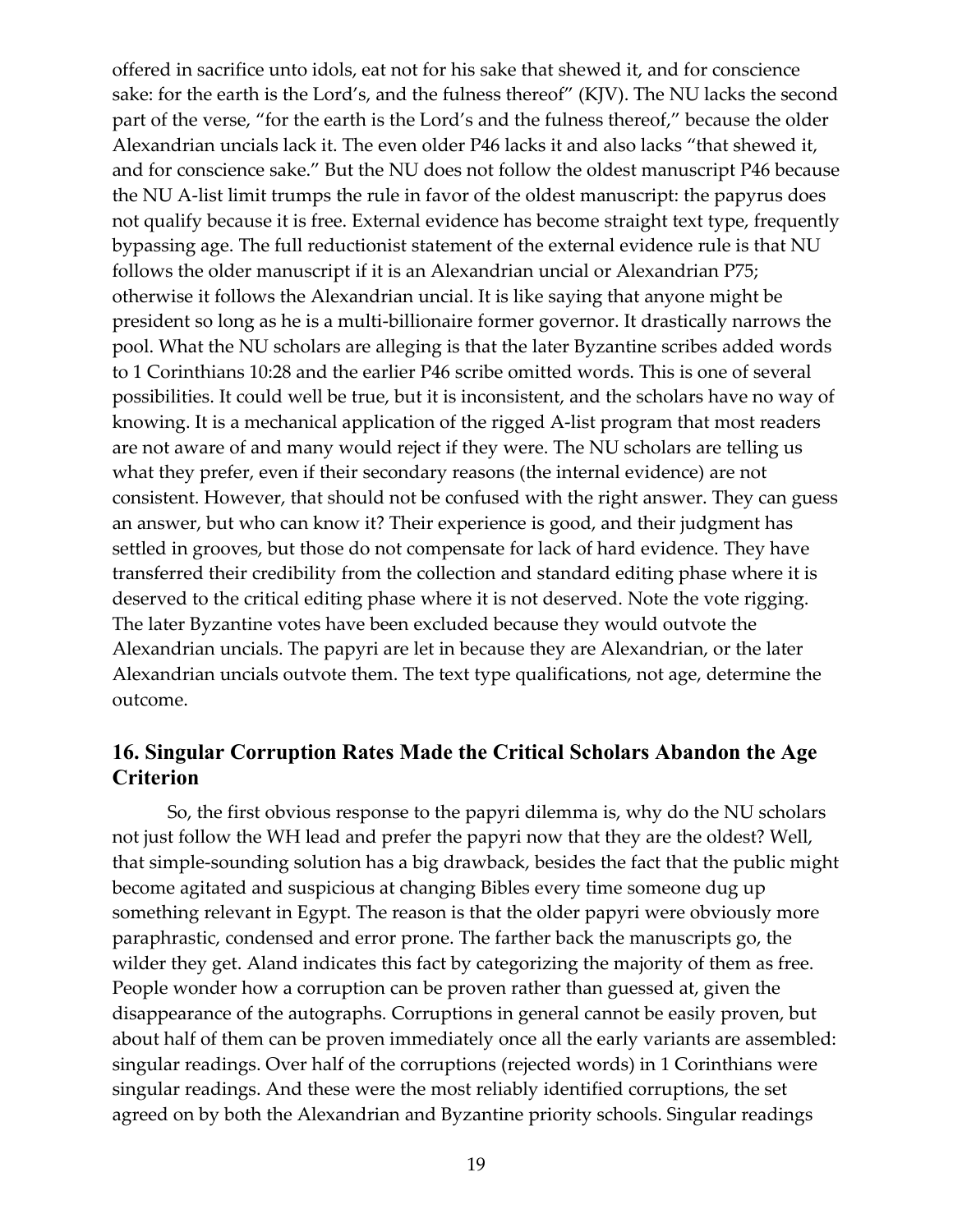offered in sacrifice unto idols, eat not for his sake that shewed it, and for conscience sake: for the earth is the Lord's, and the fulness thereof" (KJV). The NU lacks the second part of the verse, "for the earth is the Lord's and the fulness thereof," because the older Alexandrian uncials lack it. The even older P46 lacks it and also lacks "that shewed it, and for conscience sake." But the NU does not follow the oldest manuscript P46 because the NU A-list limit trumps the rule in favor of the oldest manuscript: the papyrus does not qualify because it is free. External evidence has become straight text type, frequently bypassing age. The full reductionist statement of the external evidence rule is that NU follows the older manuscript if it is an Alexandrian uncial or Alexandrian P75; otherwise it follows the Alexandrian uncial. It is like saying that anyone might be president so long as he is a multi-billionaire former governor. It drastically narrows the pool. What the NU scholars are alleging is that the later Byzantine scribes added words to 1 Corinthians 10:28 and the earlier P46 scribe omitted words. This is one of several possibilities. It could well be true, but it is inconsistent, and the scholars have no way of knowing. It is a mechanical application of the rigged A-list program that most readers are not aware of and many would reject if they were. The NU scholars are telling us what they prefer, even if their secondary reasons (the internal evidence) are not consistent. However, that should not be confused with the right answer. They can guess an answer, but who can know it? Their experience is good, and their judgment has settled in grooves, but those do not compensate for lack of hard evidence. They have transferred their credibility from the collection and standard editing phase where it is deserved to the critical editing phase where it is not deserved. Note the vote rigging. The later Byzantine votes have been excluded because they would outvote the Alexandrian uncials. The papyri are let in because they are Alexandrian, or the later Alexandrian uncials outvote them. The text type qualifications, not age, determine the outcome.

## 16. Singular Corruption Rates Made the Critical Scholars Abandon the Age Criterion

So, the first obvious response to the papyri dilemma is, why do the NU scholars not just follow the WH lead and prefer the papyri now that they are the oldest? Well, that simple-sounding solution has a big drawback, besides the fact that the public might become agitated and suspicious at changing Bibles every time someone dug up something relevant in Egypt. The reason is that the older papyri were obviously more paraphrastic, condensed and error prone. The farther back the manuscripts go, the wilder they get. Aland indicates this fact by categorizing the majority of them as free. People wonder how a corruption can be proven rather than guessed at, given the disappearance of the autographs. Corruptions in general cannot be easily proven, but about half of them can be proven immediately once all the early variants are assembled: singular readings. Over half of the corruptions (rejected words) in 1 Corinthians were singular readings. And these were the most reliably identified corruptions, the set agreed on by both the Alexandrian and Byzantine priority schools. Singular readings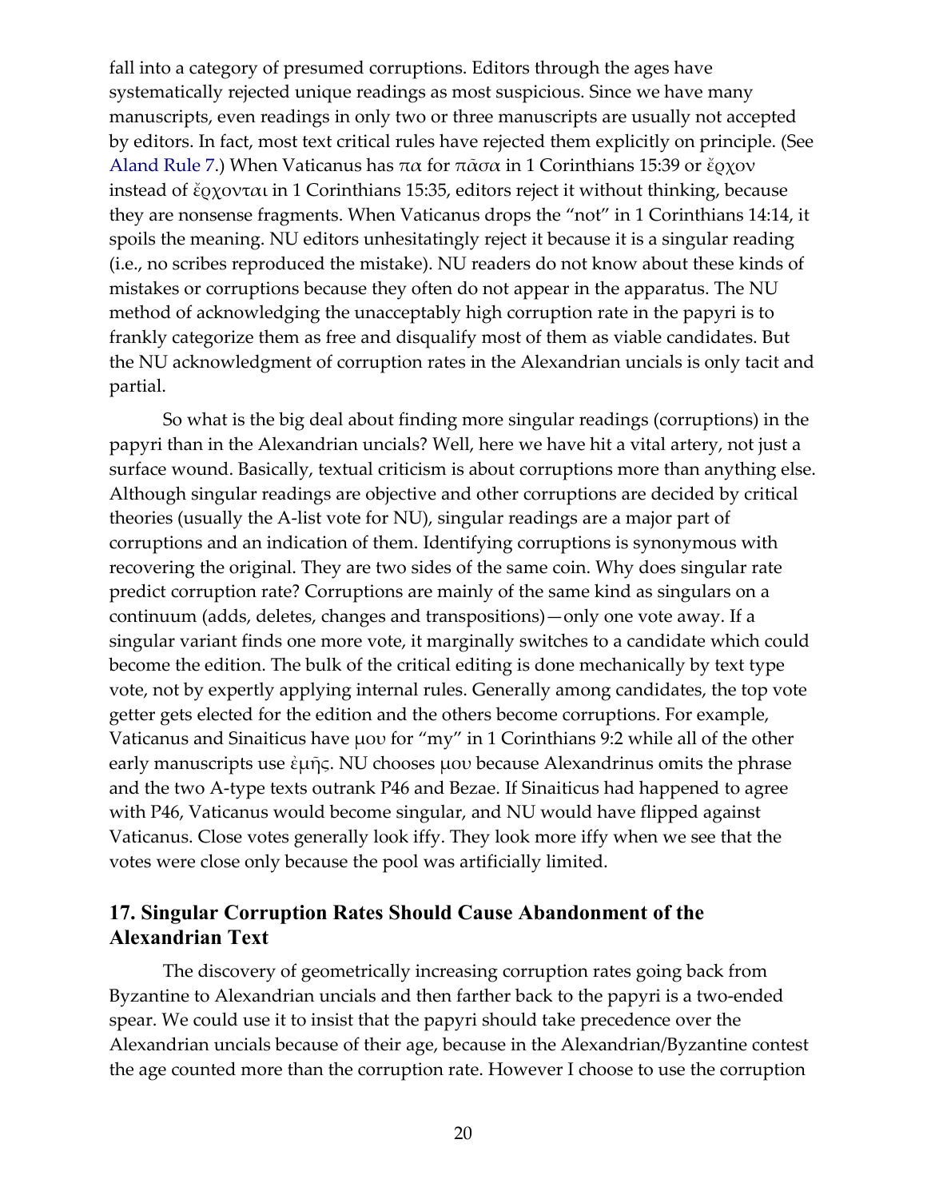fall into a category of presumed corruptions. Editors through the ages have systematically rejected unique readings as most suspicious. Since we have many manuscripts, even readings in only two or three manuscripts are usually not accepted by editors. In fact, most text critical rules have rejected them explicitly on principle. (See Aland Rule 7.) When Vaticanus has πα for πᾶσα in 1 Corinthians 15:39 or ἔρχον instead of ἔρχονται in 1 Corinthians 15:35, editors reject it without thinking, because they are nonsense fragments. When Vaticanus drops the "not" in 1 Corinthians 14:14, it spoils the meaning. NU editors unhesitatingly reject it because it is a singular reading (i.e., no scribes reproduced the mistake). NU readers do not know about these kinds of mistakes or corruptions because they often do not appear in the apparatus. The NU method of acknowledging the unacceptably high corruption rate in the papyri is to frankly categorize them as free and disqualify most of them as viable candidates. But the NU acknowledgment of corruption rates in the Alexandrian uncials is only tacit and partial.

So what is the big deal about finding more singular readings (corruptions) in the papyri than in the Alexandrian uncials? Well, here we have hit a vital artery, not just a surface wound. Basically, textual criticism is about corruptions more than anything else. Although singular readings are objective and other corruptions are decided by critical theories (usually the A-list vote for NU), singular readings are a major part of corruptions and an indication of them. Identifying corruptions is synonymous with recovering the original. They are two sides of the same coin. Why does singular rate predict corruption rate? Corruptions are mainly of the same kind as singulars on a continuum (adds, deletes, changes and transpositions)—only one vote away. If a singular variant finds one more vote, it marginally switches to a candidate which could become the edition. The bulk of the critical editing is done mechanically by text type vote, not by expertly applying internal rules. Generally among candidates, the top vote getter gets elected for the edition and the others become corruptions. For example, Vaticanus and Sinaiticus have μου for "my" in 1 Corinthians 9:2 while all of the other early manuscripts use ἐμῆς. NU chooses μου because Alexandrinus omits the phrase and the two A-type texts outrank P46 and Bezae. If Sinaiticus had happened to agree with P46, Vaticanus would become singular, and NU would have flipped against Vaticanus. Close votes generally look iffy. They look more iffy when we see that the votes were close only because the pool was artificially limited.

## 17. Singular Corruption Rates Should Cause Abandonment of the Alexandrian Text

The discovery of geometrically increasing corruption rates going back from Byzantine to Alexandrian uncials and then farther back to the papyri is a two-ended spear. We could use it to insist that the papyri should take precedence over the Alexandrian uncials because of their age, because in the Alexandrian/Byzantine contest the age counted more than the corruption rate. However I choose to use the corruption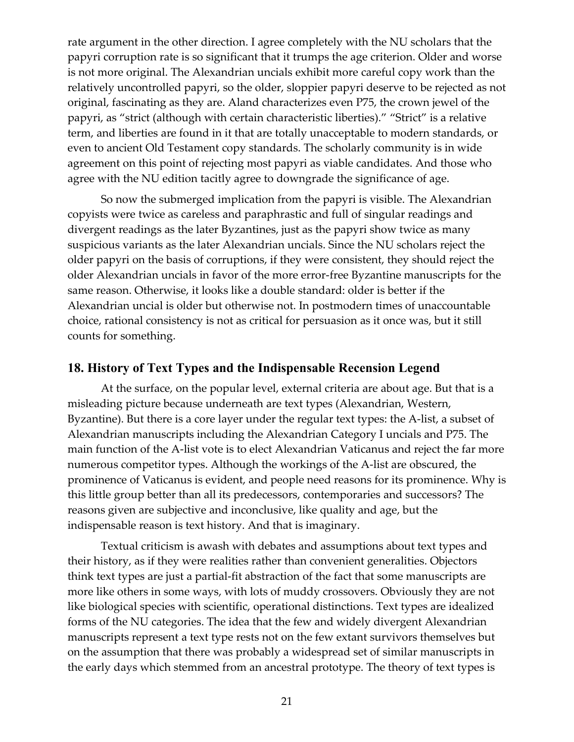rate argument in the other direction. I agree completely with the NU scholars that the papyri corruption rate is so significant that it trumps the age criterion. Older and worse is not more original. The Alexandrian uncials exhibit more careful copy work than the relatively uncontrolled papyri, so the older, sloppier papyri deserve to be rejected as not original, fascinating as they are. Aland characterizes even P75, the crown jewel of the papyri, as "strict (although with certain characteristic liberties)." "Strict" is a relative term, and liberties are found in it that are totally unacceptable to modern standards, or even to ancient Old Testament copy standards. The scholarly community is in wide agreement on this point of rejecting most papyri as viable candidates. And those who agree with the NU edition tacitly agree to downgrade the significance of age.

So now the submerged implication from the papyri is visible. The Alexandrian copyists were twice as careless and paraphrastic and full of singular readings and divergent readings as the later Byzantines, just as the papyri show twice as many suspicious variants as the later Alexandrian uncials. Since the NU scholars reject the older papyri on the basis of corruptions, if they were consistent, they should reject the older Alexandrian uncials in favor of the more error-free Byzantine manuscripts for the same reason. Otherwise, it looks like a double standard: older is better if the Alexandrian uncial is older but otherwise not. In postmodern times of unaccountable choice, rational consistency is not as critical for persuasion as it once was, but it still counts for something.

## 18. History of Text Types and the Indispensable Recension Legend

At the surface, on the popular level, external criteria are about age. But that is a misleading picture because underneath are text types (Alexandrian, Western, Byzantine). But there is a core layer under the regular text types: the A-list, a subset of Alexandrian manuscripts including the Alexandrian Category I uncials and P75. The main function of the A-list vote is to elect Alexandrian Vaticanus and reject the far more numerous competitor types. Although the workings of the A-list are obscured, the prominence of Vaticanus is evident, and people need reasons for its prominence. Why is this little group better than all its predecessors, contemporaries and successors? The reasons given are subjective and inconclusive, like quality and age, but the indispensable reason is text history. And that is imaginary.

Textual criticism is awash with debates and assumptions about text types and their history, as if they were realities rather than convenient generalities. Objectors think text types are just a partial-fit abstraction of the fact that some manuscripts are more like others in some ways, with lots of muddy crossovers. Obviously they are not like biological species with scientific, operational distinctions. Text types are idealized forms of the NU categories. The idea that the few and widely divergent Alexandrian manuscripts represent a text type rests not on the few extant survivors themselves but on the assumption that there was probably a widespread set of similar manuscripts in the early days which stemmed from an ancestral prototype. The theory of text types is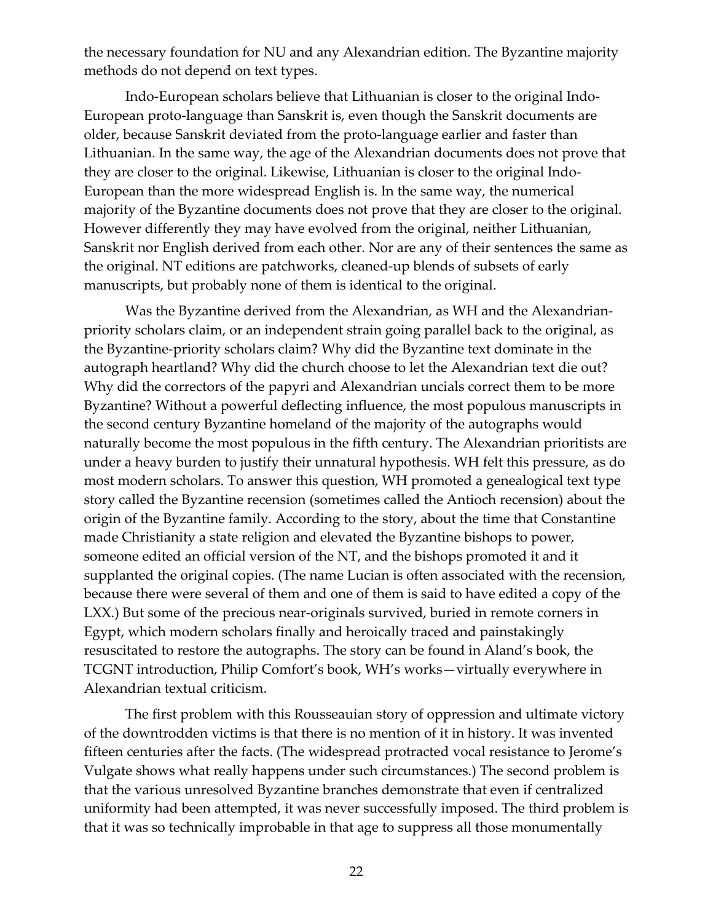the necessary foundation for NU and any Alexandrian edition. The Byzantine majority methods do not depend on text types.

Indo-European scholars believe that Lithuanian is closer to the original Indo-European proto-language than Sanskrit is, even though the Sanskrit documents are older, because Sanskrit deviated from the proto-language earlier and faster than Lithuanian. In the same way, the age of the Alexandrian documents does not prove that they are closer to the original. Likewise, Lithuanian is closer to the original Indo-European than the more widespread English is. In the same way, the numerical majority of the Byzantine documents does not prove that they are closer to the original. However differently they may have evolved from the original, neither Lithuanian, Sanskrit nor English derived from each other. Nor are any of their sentences the same as the original. NT editions are patchworks, cleaned-up blends of subsets of early manuscripts, but probably none of them is identical to the original.

Was the Byzantine derived from the Alexandrian, as WH and the Alexandrian-priority scholars claim, or an independent strain going parallel back to the original, as the Byzantine-priority scholars claim? Why did the Byzantine text dominate in the autograph heartland? Why did the church choose to let the Alexandrian text die out? Why did the correctors of the papyri and Alexandrian uncials correct them to be more Byzantine? Without a powerful deflecting influence, the most populous manuscripts in the second century Byzantine homeland of the majority of the autographs would naturally become the most populous in the fifth century. The Alexandrian prioritists are under a heavy burden to justify their unnatural hypothesis. WH felt this pressure, as do most modern scholars. To answer this question, WH promoted a genealogical text type story called the Byzantine recension (sometimes called the Antioch recension) about the origin of the Byzantine family. According to the story, about the time that Constantine made Christianity a state religion and elevated the Byzantine bishops to power, someone edited an official version of the NT, and the bishops promoted it and it supplanted the original copies. (The name Lucian is often associated with the recension, because there were several of them and one of them is said to have edited a copy of the LXX.) But some of the precious near-originals survived, buried in remote corners in Egypt, which modern scholars finally and heroically traced and painstakingly resuscitated to restore the autographs. The story can be found in Aland's book, the TCGNT introduction, Philip Comfort's book, WH's works—virtually everywhere in Alexandrian textual criticism.

The first problem with this Rousseauian story of oppression and ultimate victory of the downtrodden victims is that there is no mention of it in history. It was invented fifteen centuries after the facts. (The widespread protracted vocal resistance to Jerome's Vulgate shows what really happens under such circumstances.) The second problem is that the various unresolved Byzantine branches demonstrate that even if centralized uniformity had been attempted, it was never successfully imposed. The third problem is that it was so technically improbable in that age to suppress all those monumentally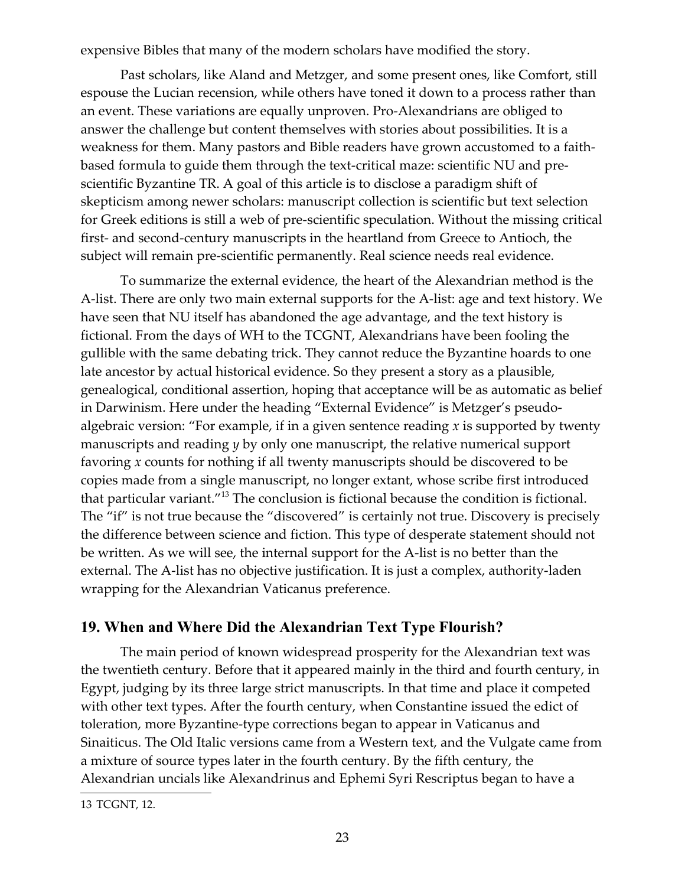expensive Bibles that many of the modern scholars have modified the story.

Past scholars, like Aland and Metzger, and some present ones, like Comfort, still espouse the Lucian recension, while others have toned it down to a process rather than an event. These variations are equally unproven. Pro-Alexandrians are obliged to answer the challenge but content themselves with stories about possibilities. It is a weakness for them. Many pastors and Bible readers have grown accustomed to a faith-based formula to guide them through the text-critical maze: scientific NU and pre-scientific Byzantine TR. A goal of this article is to disclose a paradigm shift of skepticism among newer scholars: manuscript collection is scientific but text selection for Greek editions is still a web of pre-scientific speculation. Without the missing critical first- and second-century manuscripts in the heartland from Greece to Antioch, the subject will remain pre-scientific permanently. Real science needs real evidence.

To summarize the external evidence, the heart of the Alexandrian method is the A-list. There are only two main external supports for the A-list: age and text history. We have seen that NU itself has abandoned the age advantage, and the text history is fictional. From the days of WH to the TCGNT, Alexandrians have been fooling the gullible with the same debating trick. They cannot reduce the Byzantine hoards to one late ancestor by actual historical evidence. So they present a story as a plausible, genealogical, conditional assertion, hoping that acceptance will be as automatic as belief in Darwinism. Here under the heading "External Evidence" is Metzger's pseudo-algebraic version: "For example, if in a given sentence reading *x* is supported by twenty manuscripts and reading *y* by only one manuscript, the relative numerical support favoring *x* counts for nothing if all twenty manuscripts should be discovered to be copies made from a single manuscript, no longer extant, whose scribe first introduced that particular variant."[13] The conclusion is fictional because the condition is fictional. The "if" is not true because the "discovered" is certainly not true. Discovery is precisely the difference between science and fiction. This type of desperate statement should not be written. As we will see, the internal support for the A-list is no better than the external. The A-list has no objective justification. It is just a complex, authority-laden wrapping for the Alexandrian Vaticanus preference.

## 19. When and Where Did the Alexandrian Text Type Flourish?

The main period of known widespread prosperity for the Alexandrian text was the twentieth century. Before that it appeared mainly in the third and fourth century, in Egypt, judging by its three large strict manuscripts. In that time and place it competed with other text types. After the fourth century, when Constantine issued the edict of toleration, more Byzantine-type corrections began to appear in Vaticanus and Sinaiticus. The Old Italic versions came from a Western text, and the Vulgate came from a mixture of source types later in the fourth century. By the fifth century, the Alexandrian uncials like Alexandrinus and Ephemi Syri Rescriptus began to have a

13 TCGNT, 12.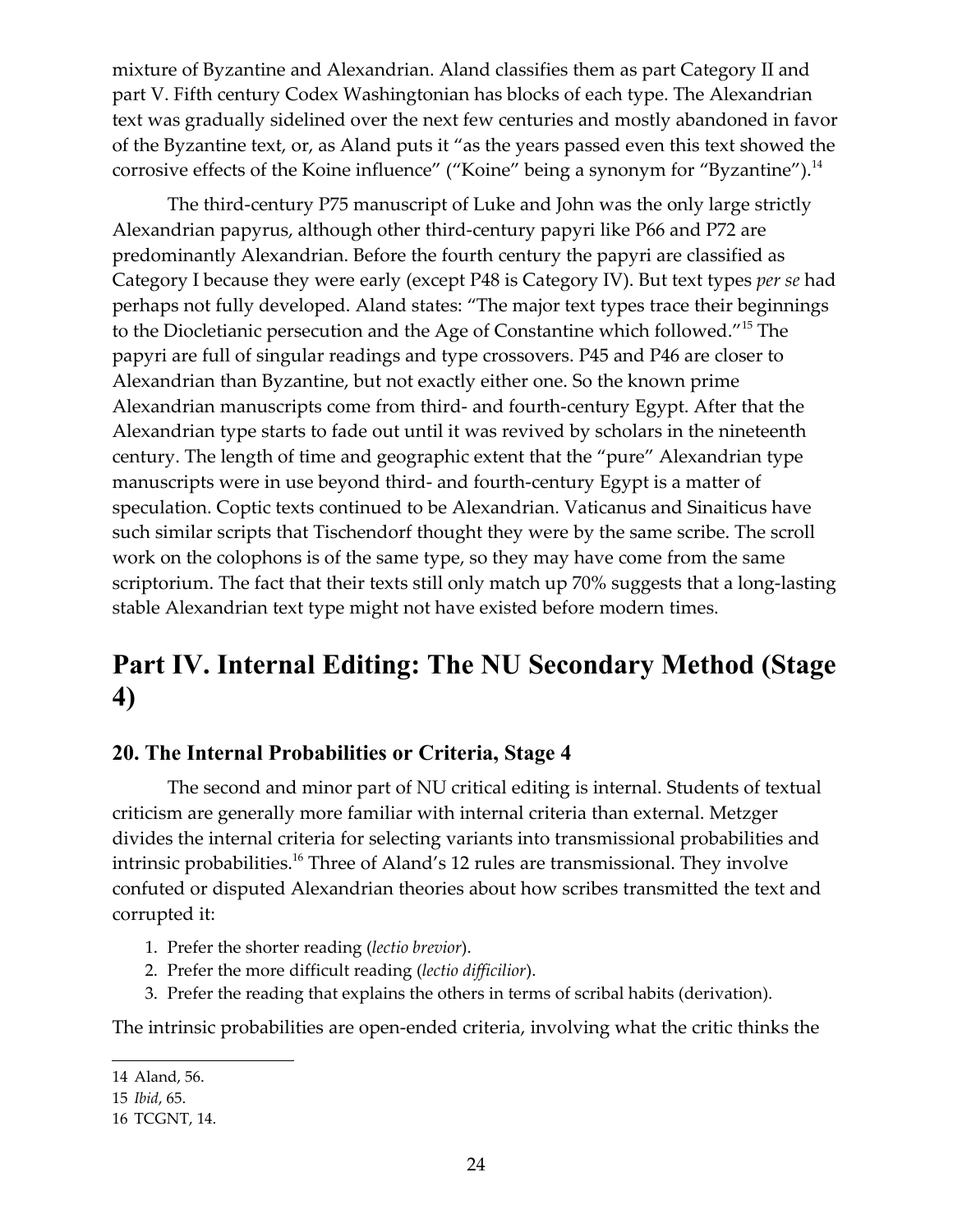mixture of Byzantine and Alexandrian. Aland classifies them as part Category II and part V. Fifth century Codex Washingtonian has blocks of each type. The Alexandrian text was gradually sidelined over the next few centuries and mostly abandoned in favor of the Byzantine text, or, as Aland puts it "as the years passed even this text showed the corrosive effects of the Koine influence" ("Koine" being a synonym for "Byzantine").[14]

The third-century P75 manuscript of Luke and John was the only large strictly Alexandrian papyrus, although other third-century papyri like P66 and P72 are predominantly Alexandrian. Before the fourth century the papyri are classified as Category I because they were early (except P48 is Category IV). But text types *per se* had perhaps not fully developed. Aland states: "The major text types trace their beginnings to the Diocletianic persecution and the Age of Constantine which followed."[15] The papyri are full of singular readings and type crossovers. P45 and P46 are closer to Alexandrian than Byzantine, but not exactly either one. So the known prime Alexandrian manuscripts come from third- and fourth-century Egypt. After that the Alexandrian type starts to fade out until it was revived by scholars in the nineteenth century. The length of time and geographic extent that the "pure" Alexandrian type manuscripts were in use beyond third- and fourth-century Egypt is a matter of speculation. Coptic texts continued to be Alexandrian. Vaticanus and Sinaiticus have such similar scripts that Tischendorf thought they were by the same scribe. The scroll work on the colophons is of the same type, so they may have come from the same scriptorium. The fact that their texts still only match up 70% suggests that a long-lasting stable Alexandrian text type might not have existed before modern times.

# Part IV. Internal Editing: The NU Secondary Method (Stage 4)

## 20. The Internal Probabilities or Criteria, Stage 4

The second and minor part of NU critical editing is internal. Students of textual criticism are generally more familiar with internal criteria than external. Metzger divides the internal criteria for selecting variants into transmissional probabilities and intrinsic probabilities.[16] Three of Aland's 12 rules are transmissional. They involve confuted or disputed Alexandrian theories about how scribes transmitted the text and corrupted it:

1. Prefer the shorter reading (*lectio brevior*).
2. Prefer the more difficult reading (*lectio difficilior*).
3. Prefer the reading that explains the others in terms of scribal habits (derivation).

The intrinsic probabilities are open-ended criteria, involving what the critic thinks the

---

14 Aland, 56.

15 *Ibid*, 65.

16 TCGNT, 14.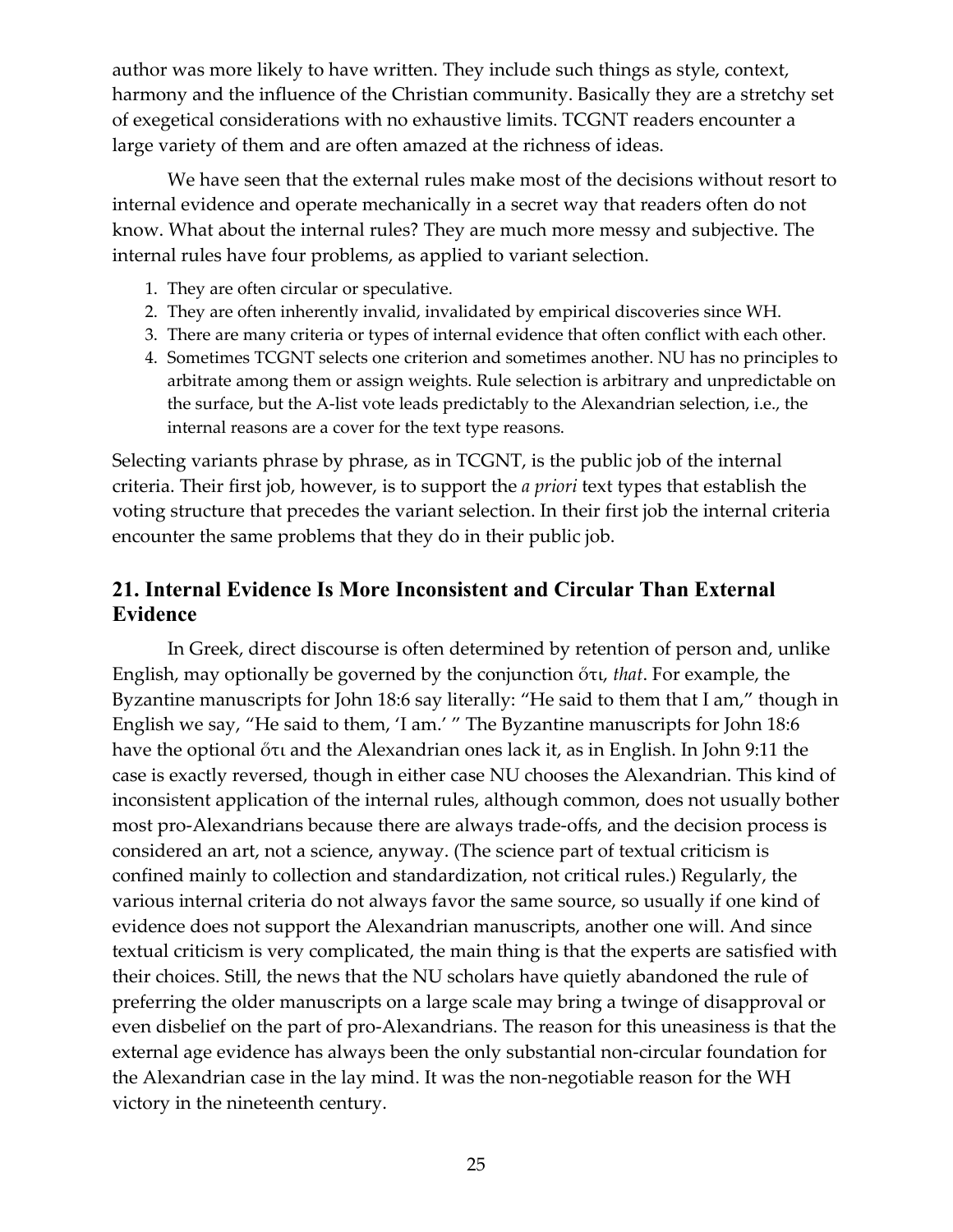author was more likely to have written. They include such things as style, context, harmony and the influence of the Christian community. Basically they are a stretchy set of exegetical considerations with no exhaustive limits. TCGNT readers encounter a large variety of them and are often amazed at the richness of ideas.

We have seen that the external rules make most of the decisions without resort to internal evidence and operate mechanically in a secret way that readers often do not know. What about the internal rules? They are much more messy and subjective. The internal rules have four problems, as applied to variant selection.

1. They are often circular or speculative.
2. They are often inherently invalid, invalidated by empirical discoveries since WH.
3. There are many criteria or types of internal evidence that often conflict with each other.
4. Sometimes TCGNT selects one criterion and sometimes another. NU has no principles to arbitrate among them or assign weights. Rule selection is arbitrary and unpredictable on the surface, but the A-list vote leads predictably to the Alexandrian selection, i.e., the internal reasons are a cover for the text type reasons.

Selecting variants phrase by phrase, as in TCGNT, is the public job of the internal criteria. Their first job, however, is to support the *a priori* text types that establish the voting structure that precedes the variant selection. In their first job the internal criteria encounter the same problems that they do in their public job.

## 21. Internal Evidence Is More Inconsistent and Circular Than External Evidence

In Greek, direct discourse is often determined by retention of person and, unlike English, may optionally be governed by the conjunction ὅτι, *that*. For example, the Byzantine manuscripts for John 18:6 say literally: "He said to them that I am," though in English we say, "He said to them, 'I am.' " The Byzantine manuscripts for John 18:6 have the optional ὅτι and the Alexandrian ones lack it, as in English. In John 9:11 the case is exactly reversed, though in either case NU chooses the Alexandrian. This kind of inconsistent application of the internal rules, although common, does not usually bother most pro-Alexandrians because there are always trade-offs, and the decision process is considered an art, not a science, anyway. (The science part of textual criticism is confined mainly to collection and standardization, not critical rules.) Regularly, the various internal criteria do not always favor the same source, so usually if one kind of evidence does not support the Alexandrian manuscripts, another one will. And since textual criticism is very complicated, the main thing is that the experts are satisfied with their choices. Still, the news that the NU scholars have quietly abandoned the rule of preferring the older manuscripts on a large scale may bring a twinge of disapproval or even disbelief on the part of pro-Alexandrians. The reason for this uneasiness is that the external age evidence has always been the only substantial non-circular foundation for the Alexandrian case in the lay mind. It was the non-negotiable reason for the WH victory in the nineteenth century.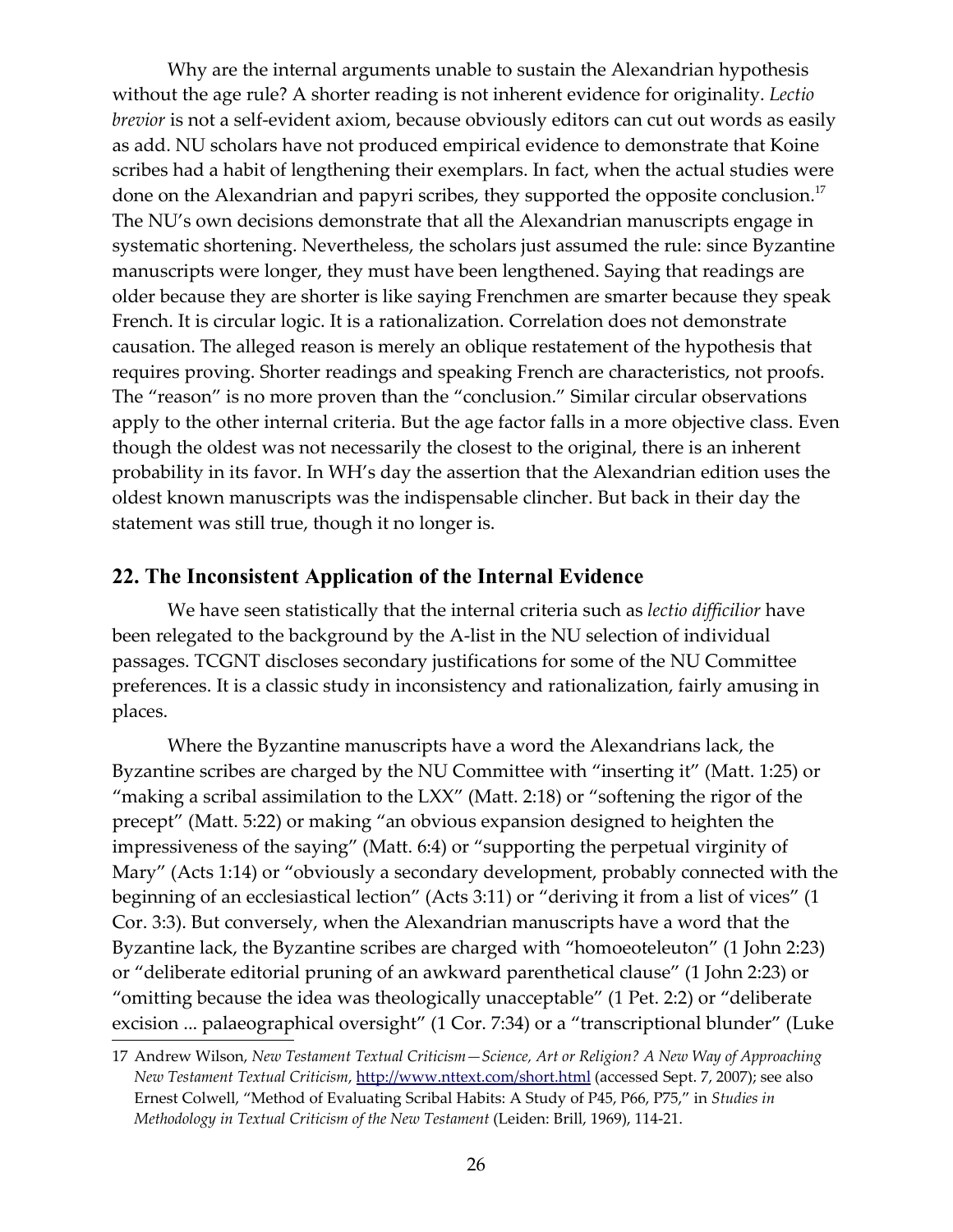Why are the internal arguments unable to sustain the Alexandrian hypothesis without the age rule? A shorter reading is not inherent evidence for originality. *Lectio brevior* is not a self-evident axiom, because obviously editors can cut out words as easily as add. NU scholars have not produced empirical evidence to demonstrate that Koine scribes had a habit of lengthening their exemplars. In fact, when the actual studies were done on the Alexandrian and papyri scribes, they supported the opposite conclusion.[17] The NU's own decisions demonstrate that all the Alexandrian manuscripts engage in systematic shortening. Nevertheless, the scholars just assumed the rule: since Byzantine manuscripts were longer, they must have been lengthened. Saying that readings are older because they are shorter is like saying Frenchmen are smarter because they speak French. It is circular logic. It is a rationalization. Correlation does not demonstrate causation. The alleged reason is merely an oblique restatement of the hypothesis that requires proving. Shorter readings and speaking French are characteristics, not proofs. The "reason" is no more proven than the "conclusion." Similar circular observations apply to the other internal criteria. But the age factor falls in a more objective class. Even though the oldest was not necessarily the closest to the original, there is an inherent probability in its favor. In WH's day the assertion that the Alexandrian edition uses the oldest known manuscripts was the indispensable clincher. But back in their day the statement was still true, though it no longer is.

## 22. The Inconsistent Application of the Internal Evidence

We have seen statistically that the internal criteria such as *lectio difficilior* have been relegated to the background by the A-list in the NU selection of individual passages. TCGNT discloses secondary justifications for some of the NU Committee preferences. It is a classic study in inconsistency and rationalization, fairly amusing in places.

Where the Byzantine manuscripts have a word the Alexandrians lack, the Byzantine scribes are charged by the NU Committee with "inserting it" (Matt. 1:25) or "making a scribal assimilation to the LXX" (Matt. 2:18) or "softening the rigor of the precept" (Matt. 5:22) or making "an obvious expansion designed to heighten the impressiveness of the saying" (Matt. 6:4) or "supporting the perpetual virginity of Mary" (Acts 1:14) or "obviously a secondary development, probably connected with the beginning of an ecclesiastical lection" (Acts 3:11) or "deriving it from a list of vices" (1 Cor. 3:3). But conversely, when the Alexandrian manuscripts have a word that the Byzantine lack, the Byzantine scribes are charged with "homoeoteleuton" (1 John 2:23) or "deliberate editorial pruning of an awkward parenthetical clause" (1 John 2:23) or "omitting because the idea was theologically unacceptable" (1 Pet. 2:2) or "deliberate excision ... palaeographical oversight" (1 Cor. 7:34) or a "transcriptional blunder" (Luke

---

17 Andrew Wilson, *New Testament Textual Criticism—Science, Art or Religion? A New Way of Approaching New Testament Textual Criticism*, http://www.nttext.com/short.html (accessed Sept. 7, 2007); see also Ernest Colwell, "Method of Evaluating Scribal Habits: A Study of P45, P66, P75," in *Studies in Methodology in Textual Criticism of the New Testament* (Leiden: Brill, 1969), 114-21.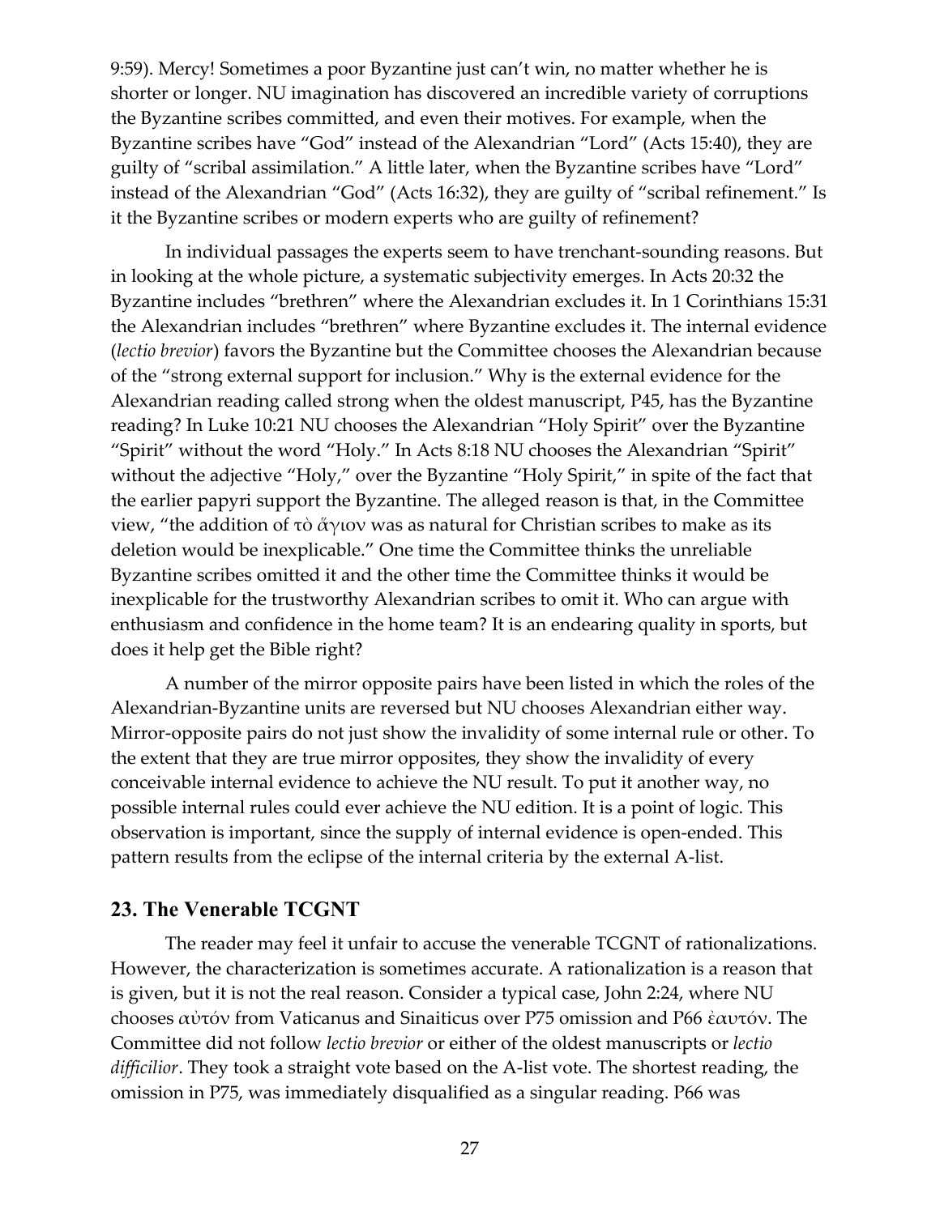9:59). Mercy! Sometimes a poor Byzantine just can't win, no matter whether he is shorter or longer. NU imagination has discovered an incredible variety of corruptions the Byzantine scribes committed, and even their motives. For example, when the Byzantine scribes have "God" instead of the Alexandrian "Lord" (Acts 15:40), they are guilty of "scribal assimilation." A little later, when the Byzantine scribes have "Lord" instead of the Alexandrian "God" (Acts 16:32), they are guilty of "scribal refinement." Is it the Byzantine scribes or modern experts who are guilty of refinement?

In individual passages the experts seem to have trenchant-sounding reasons. But in looking at the whole picture, a systematic subjectivity emerges. In Acts 20:32 the Byzantine includes "brethren" where the Alexandrian excludes it. In 1 Corinthians 15:31 the Alexandrian includes "brethren" where Byzantine excludes it. The internal evidence (*lectio brevior*) favors the Byzantine but the Committee chooses the Alexandrian because of the "strong external support for inclusion." Why is the external evidence for the Alexandrian reading called strong when the oldest manuscript, P45, has the Byzantine reading? In Luke 10:21 NU chooses the Alexandrian "Holy Spirit" over the Byzantine "Spirit" without the word "Holy." In Acts 8:18 NU chooses the Alexandrian "Spirit" without the adjective "Holy," over the Byzantine "Holy Spirit," in spite of the fact that the earlier papyri support the Byzantine. The alleged reason is that, in the Committee view, "the addition of τὸ ἅγιον was as natural for Christian scribes to make as its deletion would be inexplicable." One time the Committee thinks the unreliable Byzantine scribes omitted it and the other time the Committee thinks it would be inexplicable for the trustworthy Alexandrian scribes to omit it. Who can argue with enthusiasm and confidence in the home team? It is an endearing quality in sports, but does it help get the Bible right?

A number of the mirror opposite pairs have been listed in which the roles of the Alexandrian-Byzantine units are reversed but NU chooses Alexandrian either way. Mirror-opposite pairs do not just show the invalidity of some internal rule or other. To the extent that they are true mirror opposites, they show the invalidity of every conceivable internal evidence to achieve the NU result. To put it another way, no possible internal rules could ever achieve the NU edition. It is a point of logic. This observation is important, since the supply of internal evidence is open-ended. This pattern results from the eclipse of the internal criteria by the external A-list.

## 23. The Venerable TCGNT

The reader may feel it unfair to accuse the venerable TCGNT of rationalizations. However, the characterization is sometimes accurate. A rationalization is a reason that is given, but it is not the real reason. Consider a typical case, John 2:24, where NU chooses αὐτόν from Vaticanus and Sinaiticus over P75 omission and P66 ἑαυτόν. The Committee did not follow *lectio brevior* or either of the oldest manuscripts or *lectio difficilior*. They took a straight vote based on the A-list vote. The shortest reading, the omission in P75, was immediately disqualified as a singular reading. P66 was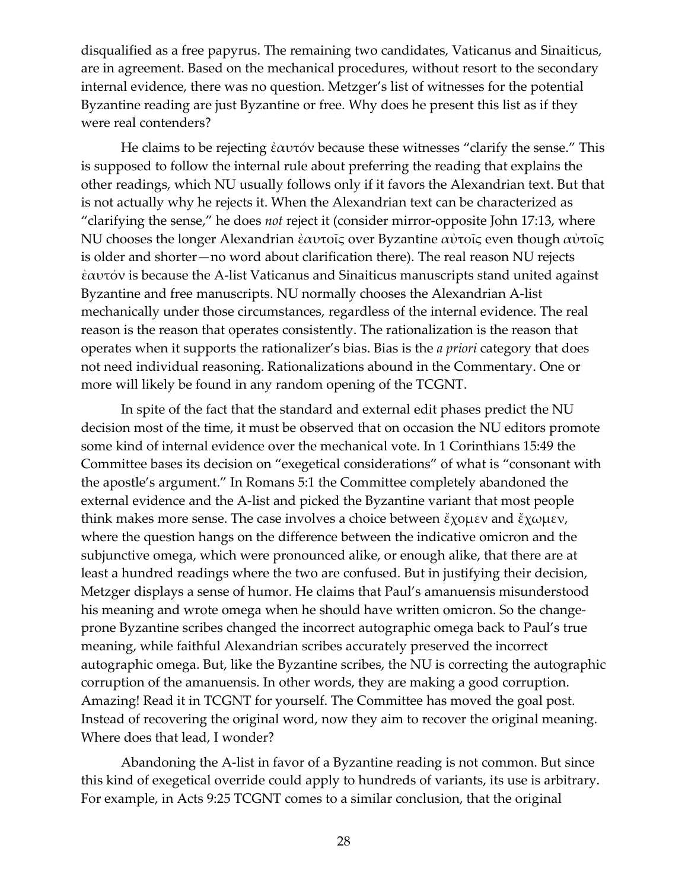disqualified as a free papyrus. The remaining two candidates, Vaticanus and Sinaiticus, are in agreement. Based on the mechanical procedures, without resort to the secondary internal evidence, there was no question. Metzger's list of witnesses for the potential Byzantine reading are just Byzantine or free. Why does he present this list as if they were real contenders?

He claims to be rejecting ἑαυτόν because these witnesses "clarify the sense." This is supposed to follow the internal rule about preferring the reading that explains the other readings, which NU usually follows only if it favors the Alexandrian text. But that is not actually why he rejects it. When the Alexandrian text can be characterized as "clarifying the sense," he does *not* reject it (consider mirror-opposite John 17:13, where NU chooses the longer Alexandrian ἑαυτοῖς over Byzantine αὐτοῖς even though αὐτοῖς is older and shorter—no word about clarification there). The real reason NU rejects ἑαυτόν is because the A-list Vaticanus and Sinaiticus manuscripts stand united against Byzantine and free manuscripts. NU normally chooses the Alexandrian A-list mechanically under those circumstances, regardless of the internal evidence. The real reason is the reason that operates consistently. The rationalization is the reason that operates when it supports the rationalizer's bias. Bias is the *a priori* category that does not need individual reasoning. Rationalizations abound in the Commentary. One or more will likely be found in any random opening of the TCGNT.

In spite of the fact that the standard and external edit phases predict the NU decision most of the time, it must be observed that on occasion the NU editors promote some kind of internal evidence over the mechanical vote. In 1 Corinthians 15:49 the Committee bases its decision on "exegetical considerations" of what is "consonant with the apostle's argument." In Romans 5:1 the Committee completely abandoned the external evidence and the A-list and picked the Byzantine variant that most people think makes more sense. The case involves a choice between ἔχομεν and ἔχωμεν, where the question hangs on the difference between the indicative omicron and the subjunctive omega, which were pronounced alike, or enough alike, that there are at least a hundred readings where the two are confused. But in justifying their decision, Metzger displays a sense of humor. He claims that Paul's amanuensis misunderstood his meaning and wrote omega when he should have written omicron. So the change-prone Byzantine scribes changed the incorrect autographic omega back to Paul's true meaning, while faithful Alexandrian scribes accurately preserved the incorrect autographic omega. But, like the Byzantine scribes, the NU is correcting the autographic corruption of the amanuensis. In other words, they are making a good corruption. Amazing! Read it in TCGNT for yourself. The Committee has moved the goal post. Instead of recovering the original word, now they aim to recover the original meaning. Where does that lead, I wonder?

Abandoning the A-list in favor of a Byzantine reading is not common. But since this kind of exegetical override could apply to hundreds of variants, its use is arbitrary. For example, in Acts 9:25 TCGNT comes to a similar conclusion, that the original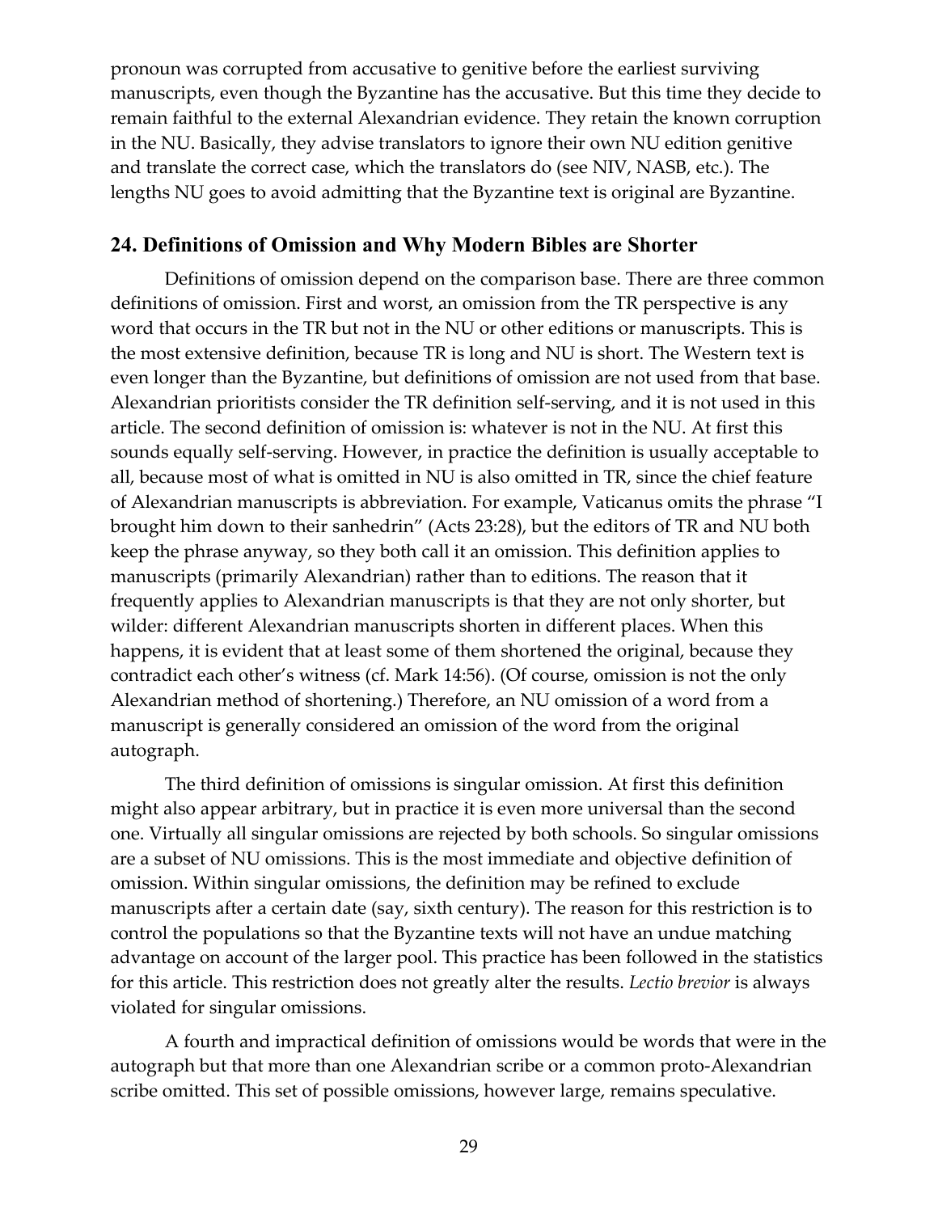pronoun was corrupted from accusative to genitive before the earliest surviving manuscripts, even though the Byzantine has the accusative. But this time they decide to remain faithful to the external Alexandrian evidence. They retain the known corruption in the NU. Basically, they advise translators to ignore their own NU edition genitive and translate the correct case, which the translators do (see NIV, NASB, etc.). The lengths NU goes to avoid admitting that the Byzantine text is original are Byzantine.

## 24. Definitions of Omission and Why Modern Bibles are Shorter

Definitions of omission depend on the comparison base. There are three common definitions of omission. First and worst, an omission from the TR perspective is any word that occurs in the TR but not in the NU or other editions or manuscripts. This is the most extensive definition, because TR is long and NU is short. The Western text is even longer than the Byzantine, but definitions of omission are not used from that base. Alexandrian prioritists consider the TR definition self-serving, and it is not used in this article. The second definition of omission is: whatever is not in the NU. At first this sounds equally self-serving. However, in practice the definition is usually acceptable to all, because most of what is omitted in NU is also omitted in TR, since the chief feature of Alexandrian manuscripts is abbreviation. For example, Vaticanus omits the phrase "I brought him down to their sanhedrin" (Acts 23:28), but the editors of TR and NU both keep the phrase anyway, so they both call it an omission. This definition applies to manuscripts (primarily Alexandrian) rather than to editions. The reason that it frequently applies to Alexandrian manuscripts is that they are not only shorter, but wilder: different Alexandrian manuscripts shorten in different places. When this happens, it is evident that at least some of them shortened the original, because they contradict each other's witness (cf. Mark 14:56). (Of course, omission is not the only Alexandrian method of shortening.) Therefore, an NU omission of a word from a manuscript is generally considered an omission of the word from the original autograph.

The third definition of omissions is singular omission. At first this definition might also appear arbitrary, but in practice it is even more universal than the second one. Virtually all singular omissions are rejected by both schools. So singular omissions are a subset of NU omissions. This is the most immediate and objective definition of omission. Within singular omissions, the definition may be refined to exclude manuscripts after a certain date (say, sixth century). The reason for this restriction is to control the populations so that the Byzantine texts will not have an undue matching advantage on account of the larger pool. This practice has been followed in the statistics for this article. This restriction does not greatly alter the results. *Lectio brevior* is always violated for singular omissions.

A fourth and impractical definition of omissions would be words that were in the autograph but that more than one Alexandrian scribe or a common proto-Alexandrian scribe omitted. This set of possible omissions, however large, remains speculative.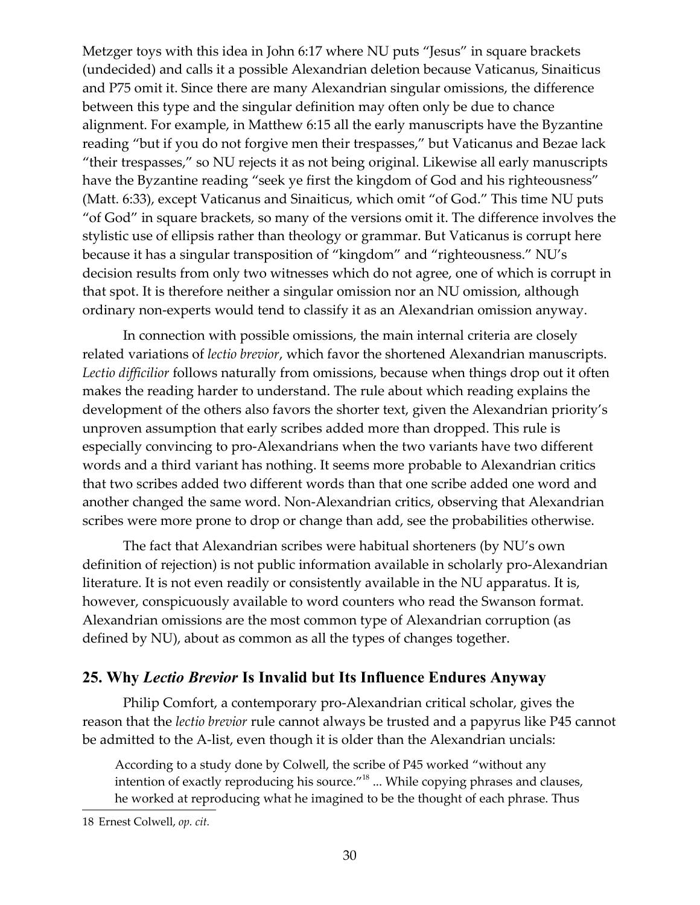Metzger toys with this idea in John 6:17 where NU puts "Jesus" in square brackets (undecided) and calls it a possible Alexandrian deletion because Vaticanus, Sinaiticus and P75 omit it. Since there are many Alexandrian singular omissions, the difference between this type and the singular definition may often only be due to chance alignment. For example, in Matthew 6:15 all the early manuscripts have the Byzantine reading "but if you do not forgive men their trespasses," but Vaticanus and Bezae lack "their trespasses," so NU rejects it as not being original. Likewise all early manuscripts have the Byzantine reading "seek ye first the kingdom of God and his righteousness" (Matt. 6:33), except Vaticanus and Sinaiticus, which omit "of God." This time NU puts "of God" in square brackets, so many of the versions omit it. The difference involves the stylistic use of ellipsis rather than theology or grammar. But Vaticanus is corrupt here because it has a singular transposition of "kingdom" and "righteousness." NU's decision results from only two witnesses which do not agree, one of which is corrupt in that spot. It is therefore neither a singular omission nor an NU omission, although ordinary non-experts would tend to classify it as an Alexandrian omission anyway.

In connection with possible omissions, the main internal criteria are closely related variations of *lectio brevior*, which favor the shortened Alexandrian manuscripts. *Lectio difficilior* follows naturally from omissions, because when things drop out it often makes the reading harder to understand. The rule about which reading explains the development of the others also favors the shorter text, given the Alexandrian priority's unproven assumption that early scribes added more than dropped. This rule is especially convincing to pro-Alexandrians when the two variants have two different words and a third variant has nothing. It seems more probable to Alexandrian critics that two scribes added two different words than that one scribe added one word and another changed the same word. Non-Alexandrian critics, observing that Alexandrian scribes were more prone to drop or change than add, see the probabilities otherwise.

The fact that Alexandrian scribes were habitual shorteners (by NU's own definition of rejection) is not public information available in scholarly pro-Alexandrian literature. It is not even readily or consistently available in the NU apparatus. It is, however, conspicuously available to word counters who read the Swanson format. Alexandrian omissions are the most common type of Alexandrian corruption (as defined by NU), about as common as all the types of changes together.

## 25. Why *Lectio Brevior* Is Invalid but Its Influence Endures Anyway

Philip Comfort, a contemporary pro-Alexandrian critical scholar, gives the reason that the *lectio brevior* rule cannot always be trusted and a papyrus like P45 cannot be admitted to the A-list, even though it is older than the Alexandrian uncials:

> According to a study done by Colwell, the scribe of P45 worked "without any intention of exactly reproducing his source."[18] ... While copying phrases and clauses, he worked at reproducing what he imagined to be the thought of each phrase. Thus

18 Ernest Colwell, *op. cit.*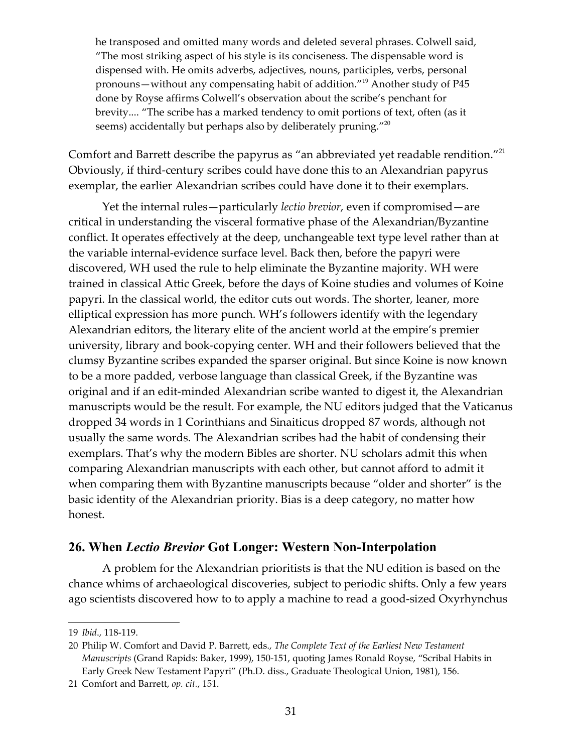> he transposed and omitted many words and deleted several phrases. Colwell said, "The most striking aspect of his style is its conciseness. The dispensable word is dispensed with. He omits adverbs, adjectives, nouns, participles, verbs, personal pronouns—without any compensating habit of addition."[19] Another study of P45 done by Royse affirms Colwell's observation about the scribe's penchant for brevity.... "The scribe has a marked tendency to omit portions of text, often (as it seems) accidentally but perhaps also by deliberately pruning."[20]

Comfort and Barrett describe the papyrus as "an abbreviated yet readable rendition."[21] Obviously, if third-century scribes could have done this to an Alexandrian papyrus exemplar, the earlier Alexandrian scribes could have done it to their exemplars.

Yet the internal rules—particularly *lectio brevior*, even if compromised—are critical in understanding the visceral formative phase of the Alexandrian/Byzantine conflict. It operates effectively at the deep, unchangeable text type level rather than at the variable internal-evidence surface level. Back then, before the papyri were discovered, WH used the rule to help eliminate the Byzantine majority. WH were trained in classical Attic Greek, before the days of Koine studies and volumes of Koine papyri. In the classical world, the editor cuts out words. The shorter, leaner, more elliptical expression has more punch. WH's followers identify with the legendary Alexandrian editors, the literary elite of the ancient world at the empire's premier university, library and book-copying center. WH and their followers believed that the clumsy Byzantine scribes expanded the sparser original. But since Koine is now known to be a more padded, verbose language than classical Greek, if the Byzantine was original and if an edit-minded Alexandrian scribe wanted to digest it, the Alexandrian manuscripts would be the result. For example, the NU editors judged that the Vaticanus dropped 34 words in 1 Corinthians and Sinaiticus dropped 87 words, although not usually the same words. The Alexandrian scribes had the habit of condensing their exemplars. That's why the modern Bibles are shorter. NU scholars admit this when comparing Alexandrian manuscripts with each other, but cannot afford to admit it when comparing them with Byzantine manuscripts because "older and shorter" is the basic identity of the Alexandrian priority. Bias is a deep category, no matter how honest.

## 26. When *Lectio Brevior* Got Longer: Western Non-Interpolation

A problem for the Alexandrian prioritists is that the NU edition is based on the chance whims of archaeological discoveries, subject to periodic shifts. Only a few years ago scientists discovered how to to apply a machine to read a good-sized Oxyrhynchus

---

19 *Ibid*., 118-119.

20 Philip W. Comfort and David P. Barrett, eds., *The Complete Text of the Earliest New Testament Manuscripts* (Grand Rapids: Baker, 1999), 150-151, quoting James Ronald Royse, "Scribal Habits in Early Greek New Testament Papyri" (Ph.D. diss., Graduate Theological Union, 1981), 156.

21 Comfort and Barrett, *op. cit.*, 151.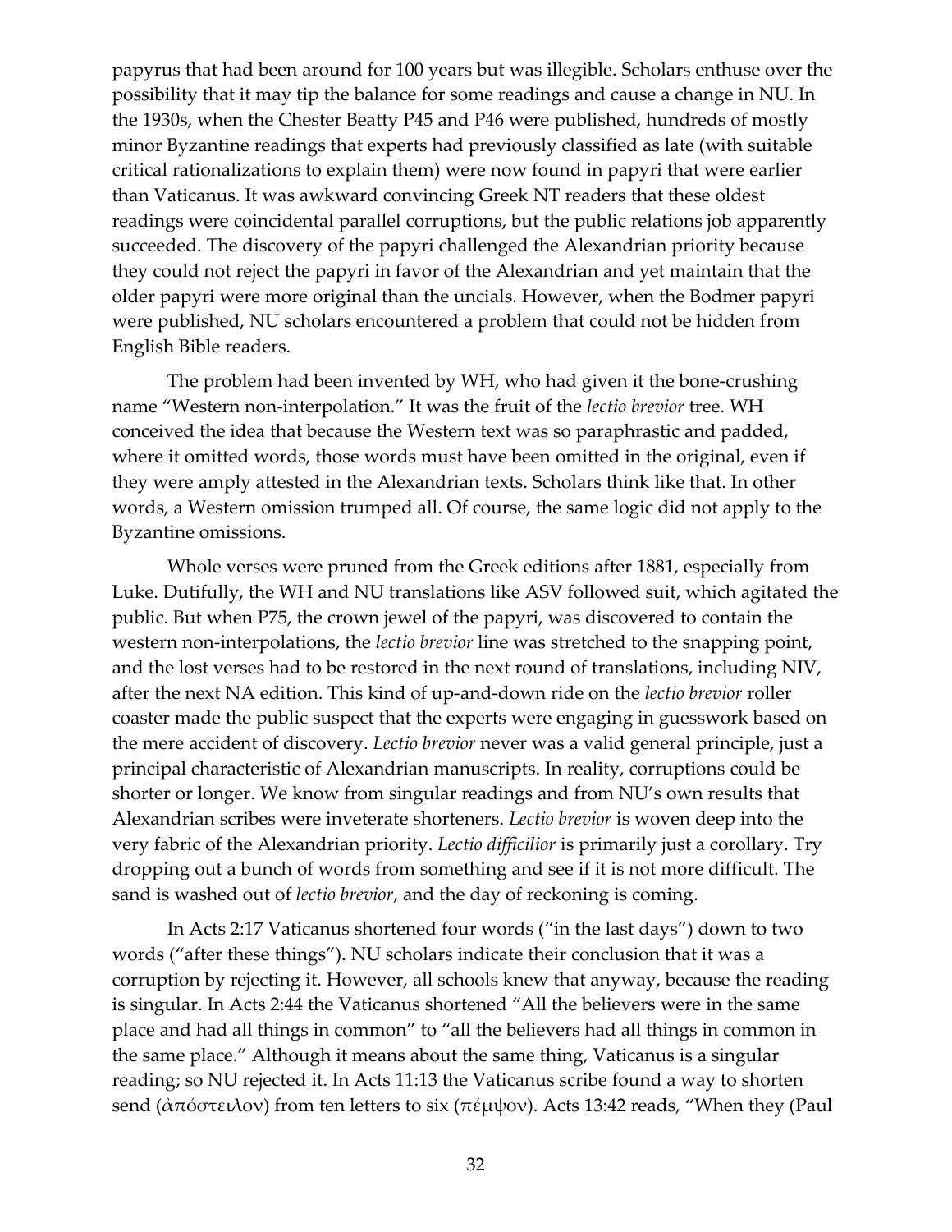papyrus that had been around for 100 years but was illegible. Scholars enthuse over the possibility that it may tip the balance for some readings and cause a change in NU. In the 1930s, when the Chester Beatty P45 and P46 were published, hundreds of mostly minor Byzantine readings that experts had previously classified as late (with suitable critical rationalizations to explain them) were now found in papyri that were earlier than Vaticanus. It was awkward convincing Greek NT readers that these oldest readings were coincidental parallel corruptions, but the public relations job apparently succeeded. The discovery of the papyri challenged the Alexandrian priority because they could not reject the papyri in favor of the Alexandrian and yet maintain that the older papyri were more original than the uncials. However, when the Bodmer papyri were published, NU scholars encountered a problem that could not be hidden from English Bible readers.

The problem had been invented by WH, who had given it the bone-crushing name "Western non-interpolation." It was the fruit of the *lectio brevior* tree. WH conceived the idea that because the Western text was so paraphrastic and padded, where it omitted words, those words must have been omitted in the original, even if they were amply attested in the Alexandrian texts. Scholars think like that. In other words, a Western omission trumped all. Of course, the same logic did not apply to the Byzantine omissions.

Whole verses were pruned from the Greek editions after 1881, especially from Luke. Dutifully, the WH and NU translations like ASV followed suit, which agitated the public. But when P75, the crown jewel of the papyri, was discovered to contain the western non-interpolations, the *lectio brevior* line was stretched to the snapping point, and the lost verses had to be restored in the next round of translations, including NIV, after the next NA edition. This kind of up-and-down ride on the *lectio brevior* roller coaster made the public suspect that the experts were engaging in guesswork based on the mere accident of discovery. *Lectio brevior* never was a valid general principle, just a principal characteristic of Alexandrian manuscripts. In reality, corruptions could be shorter or longer. We know from singular readings and from NU's own results that Alexandrian scribes were inveterate shorteners. *Lectio brevior* is woven deep into the very fabric of the Alexandrian priority. *Lectio difficilior* is primarily just a corollary. Try dropping out a bunch of words from something and see if it is not more difficult. The sand is washed out of *lectio brevior*, and the day of reckoning is coming.

In Acts 2:17 Vaticanus shortened four words ("in the last days") down to two words ("after these things"). NU scholars indicate their conclusion that it was a corruption by rejecting it. However, all schools knew that anyway, because the reading is singular. In Acts 2:44 the Vaticanus shortened "All the believers were in the same place and had all things in common" to "all the believers had all things in common in the same place." Although it means about the same thing, Vaticanus is a singular reading; so NU rejected it. In Acts 11:13 the Vaticanus scribe found a way to shorten send (ἀπόστειλον) from ten letters to six (πέμψον). Acts 13:42 reads, "When they (Paul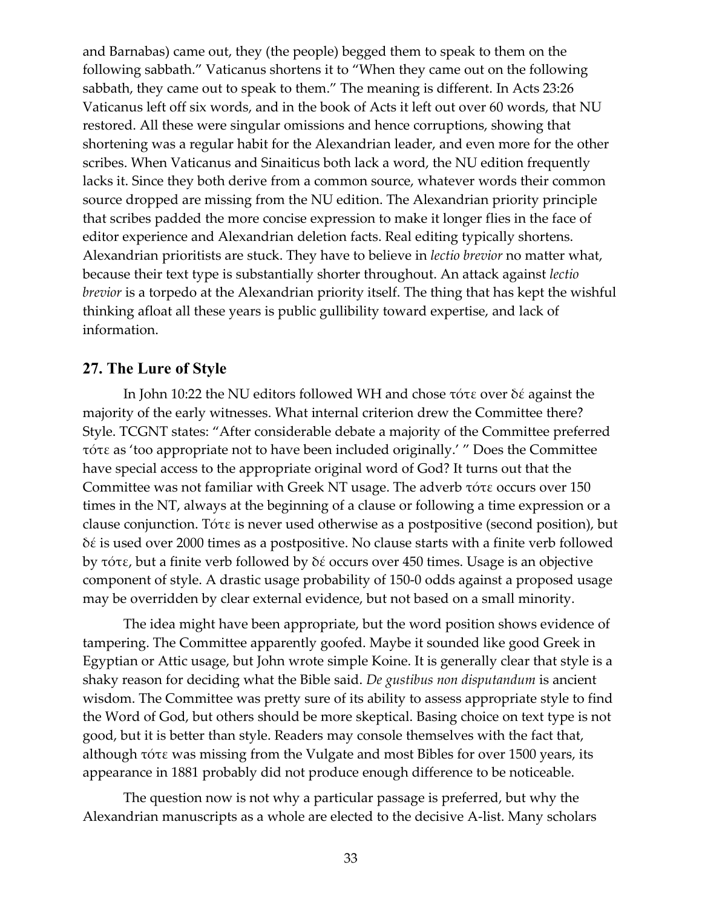and Barnabas) came out, they (the people) begged them to speak to them on the following sabbath." Vaticanus shortens it to "When they came out on the following sabbath, they came out to speak to them." The meaning is different. In Acts 23:26 Vaticanus left off six words, and in the book of Acts it left out over 60 words, that NU restored. All these were singular omissions and hence corruptions, showing that shortening was a regular habit for the Alexandrian leader, and even more for the other scribes. When Vaticanus and Sinaiticus both lack a word, the NU edition frequently lacks it. Since they both derive from a common source, whatever words their common source dropped are missing from the NU edition. The Alexandrian priority principle that scribes padded the more concise expression to make it longer flies in the face of editor experience and Alexandrian deletion facts. Real editing typically shortens. Alexandrian prioritists are stuck. They have to believe in *lectio brevior* no matter what, because their text type is substantially shorter throughout. An attack against *lectio brevior* is a torpedo at the Alexandrian priority itself. The thing that has kept the wishful thinking afloat all these years is public gullibility toward expertise, and lack of information.

## 27. The Lure of Style

In John 10:22 the NU editors followed WH and chose τότε over δέ against the majority of the early witnesses. What internal criterion drew the Committee there? Style. TCGNT states: "After considerable debate a majority of the Committee preferred τότε as 'too appropriate not to have been included originally.' " Does the Committee have special access to the appropriate original word of God? It turns out that the Committee was not familiar with Greek NT usage. The adverb τότε occurs over 150 times in the NT, always at the beginning of a clause or following a time expression or a clause conjunction. Τότε is never used otherwise as a postpositive (second position), but δέ is used over 2000 times as a postpositive. No clause starts with a finite verb followed by τότε, but a finite verb followed by δέ occurs over 450 times. Usage is an objective component of style. A drastic usage probability of 150-0 odds against a proposed usage may be overridden by clear external evidence, but not based on a small minority.

The idea might have been appropriate, but the word position shows evidence of tampering. The Committee apparently goofed. Maybe it sounded like good Greek in Egyptian or Attic usage, but John wrote simple Koine. It is generally clear that style is a shaky reason for deciding what the Bible said. *De gustibus non disputandum* is ancient wisdom. The Committee was pretty sure of its ability to assess appropriate style to find the Word of God, but others should be more skeptical. Basing choice on text type is not good, but it is better than style. Readers may console themselves with the fact that, although τότε was missing from the Vulgate and most Bibles for over 1500 years, its appearance in 1881 probably did not produce enough difference to be noticeable.

The question now is not why a particular passage is preferred, but why the Alexandrian manuscripts as a whole are elected to the decisive A-list. Many scholars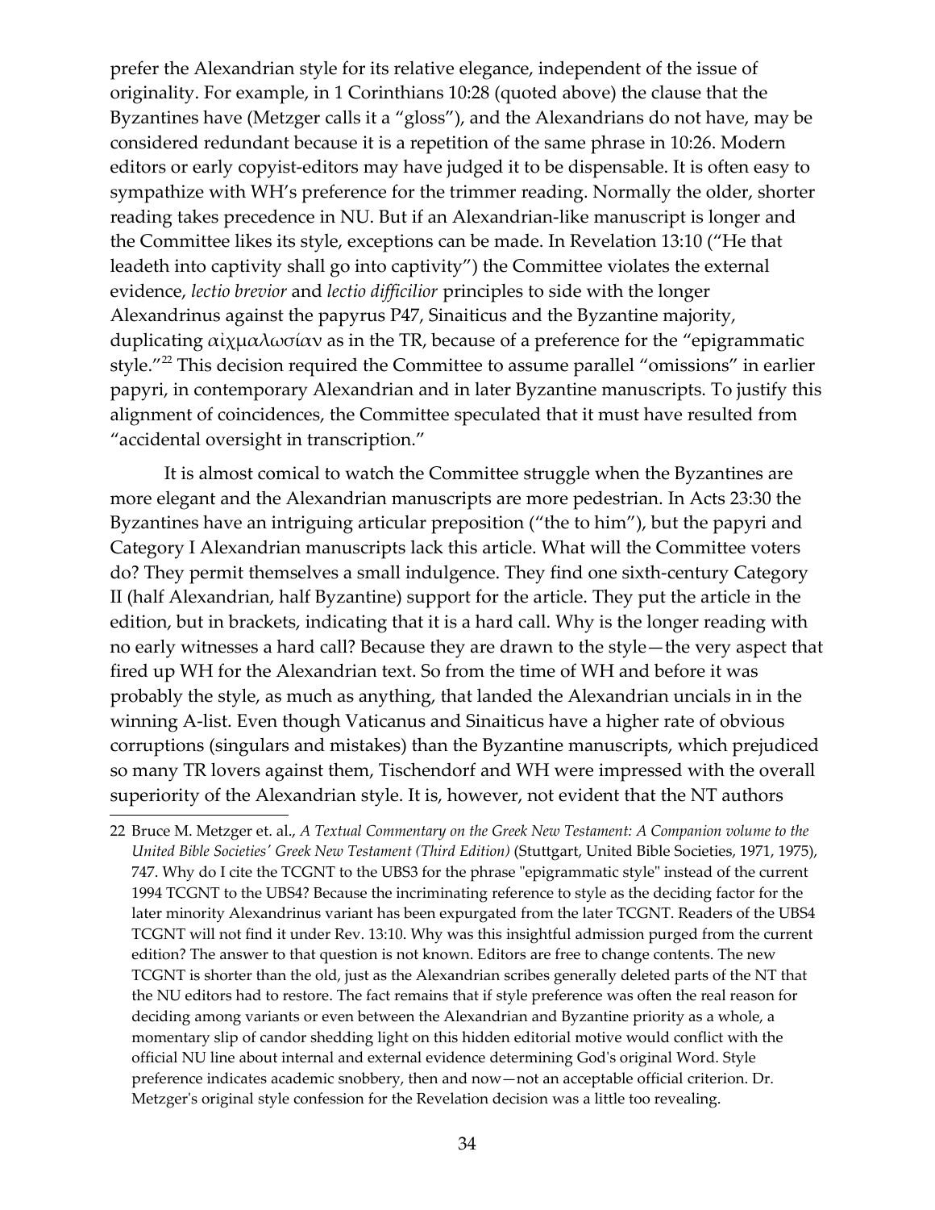prefer the Alexandrian style for its relative elegance, independent of the issue of originality. For example, in 1 Corinthians 10:28 (quoted above) the clause that the Byzantines have (Metzger calls it a "gloss"), and the Alexandrians do not have, may be considered redundant because it is a repetition of the same phrase in 10:26. Modern editors or early copyist-editors may have judged it to be dispensable. It is often easy to sympathize with WH's preference for the trimmer reading. Normally the older, shorter reading takes precedence in NU. But if an Alexandrian-like manuscript is longer and the Committee likes its style, exceptions can be made. In Revelation 13:10 ("He that leadeth into captivity shall go into captivity") the Committee violates the external evidence, *lectio brevior* and *lectio difficilior* principles to side with the longer Alexandrinus against the papyrus P47, Sinaiticus and the Byzantine majority, duplicating αἰχμαλωσίαν as in the TR, because of a preference for the "epigrammatic style."[22] This decision required the Committee to assume parallel "omissions" in earlier papyri, in contemporary Alexandrian and in later Byzantine manuscripts. To justify this alignment of coincidences, the Committee speculated that it must have resulted from "accidental oversight in transcription."

It is almost comical to watch the Committee struggle when the Byzantines are more elegant and the Alexandrian manuscripts are more pedestrian. In Acts 23:30 the Byzantines have an intriguing articular preposition ("the to him"), but the papyri and Category I Alexandrian manuscripts lack this article. What will the Committee voters do? They permit themselves a small indulgence. They find one sixth-century Category II (half Alexandrian, half Byzantine) support for the article. They put the article in the edition, but in brackets, indicating that it is a hard call. Why is the longer reading with no early witnesses a hard call? Because they are drawn to the style—the very aspect that fired up WH for the Alexandrian text. So from the time of WH and before it was probably the style, as much as anything, that landed the Alexandrian uncials in in the winning A-list. Even though Vaticanus and Sinaiticus have a higher rate of obvious corruptions (singulars and mistakes) than the Byzantine manuscripts, which prejudiced so many TR lovers against them, Tischendorf and WH were impressed with the overall superiority of the Alexandrian style. It is, however, not evident that the NT authors

---

22 Bruce M. Metzger et. al., *A Textual Commentary on the Greek New Testament: A Companion volume to the United Bible Societies' Greek New Testament (Third Edition)* (Stuttgart, United Bible Societies, 1971, 1975), 747. Why do I cite the TCGNT to the UBS3 for the phrase "epigrammatic style" instead of the current 1994 TCGNT to the UBS4? Because the incriminating reference to style as the deciding factor for the later minority Alexandrinus variant has been expurgated from the later TCGNT. Readers of the UBS4 TCGNT will not find it under Rev. 13:10. Why was this insightful admission purged from the current edition? The answer to that question is not known. Editors are free to change contents. The new TCGNT is shorter than the old, just as the Alexandrian scribes generally deleted parts of the NT that the NU editors had to restore. The fact remains that if style preference was often the real reason for deciding among variants or even between the Alexandrian and Byzantine priority as a whole, a momentary slip of candor shedding light on this hidden editorial motive would conflict with the official NU line about internal and external evidence determining God's original Word. Style preference indicates academic snobbery, then and now—not an acceptable official criterion. Dr. Metzger's original style confession for the Revelation decision was a little too revealing.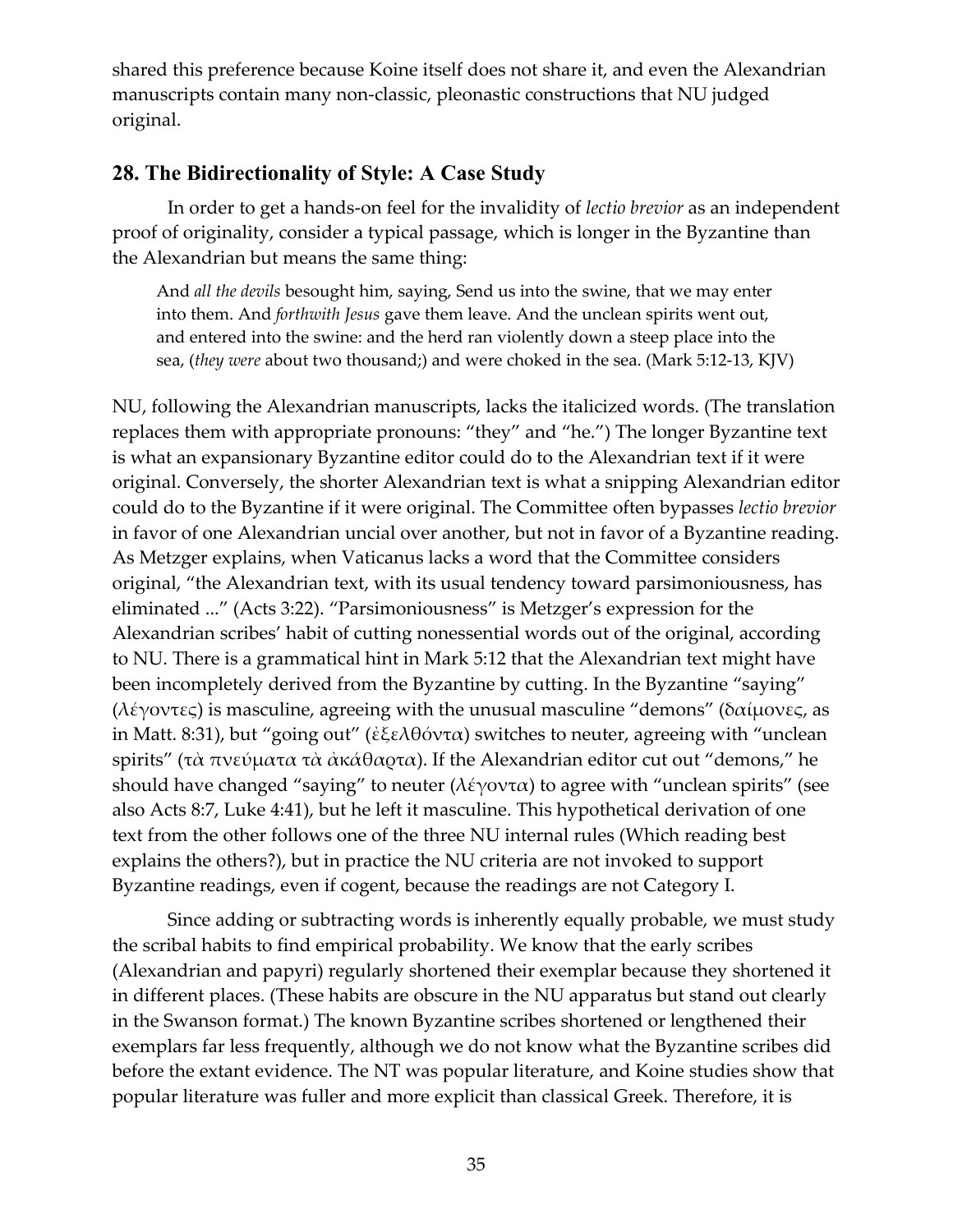shared this preference because Koine itself does not share it, and even the Alexandrian manuscripts contain many non-classic, pleonastic constructions that NU judged original.

## 28. The Bidirectionality of Style: A Case Study

In order to get a hands-on feel for the invalidity of *lectio brevior* as an independent proof of originality, consider a typical passage, which is longer in the Byzantine than the Alexandrian but means the same thing:

> And *all the devils* besought him, saying, Send us into the swine, that we may enter into them. And *forthwith Jesus* gave them leave. And the unclean spirits went out, and entered into the swine: and the herd ran violently down a steep place into the sea, (*they were* about two thousand;) and were choked in the sea. (Mark 5:12-13, KJV)

NU, following the Alexandrian manuscripts, lacks the italicized words. (The translation replaces them with appropriate pronouns: "they" and "he.") The longer Byzantine text is what an expansionary Byzantine editor could do to the Alexandrian text if it were original. Conversely, the shorter Alexandrian text is what a snipping Alexandrian editor could do to the Byzantine if it were original. The Committee often bypasses *lectio brevior* in favor of one Alexandrian uncial over another, but not in favor of a Byzantine reading. As Metzger explains, when Vaticanus lacks a word that the Committee considers original, "the Alexandrian text, with its usual tendency toward parsimoniousness, has eliminated ..." (Acts 3:22). "Parsimoniousness" is Metzger's expression for the Alexandrian scribes' habit of cutting nonessential words out of the original, according to NU. There is a grammatical hint in Mark 5:12 that the Alexandrian text might have been incompletely derived from the Byzantine by cutting. In the Byzantine "saying" (λέγοντες) is masculine, agreeing with the unusual masculine "demons" (δαίμονες, as in Matt. 8:31), but "going out" (ἐξελθόντα) switches to neuter, agreeing with "unclean spirits" (τὰ πνεύματα τὰ ἀκάθαρτα). If the Alexandrian editor cut out "demons," he should have changed "saying" to neuter (λέγοντα) to agree with "unclean spirits" (see also Acts 8:7, Luke 4:41), but he left it masculine. This hypothetical derivation of one text from the other follows one of the three NU internal rules (Which reading best explains the others?), but in practice the NU criteria are not invoked to support Byzantine readings, even if cogent, because the readings are not Category I.

Since adding or subtracting words is inherently equally probable, we must study the scribal habits to find empirical probability. We know that the early scribes (Alexandrian and papyri) regularly shortened their exemplar because they shortened it in different places. (These habits are obscure in the NU apparatus but stand out clearly in the Swanson format.) The known Byzantine scribes shortened or lengthened their exemplars far less frequently, although we do not know what the Byzantine scribes did before the extant evidence. The NT was popular literature, and Koine studies show that popular literature was fuller and more explicit than classical Greek. Therefore, it is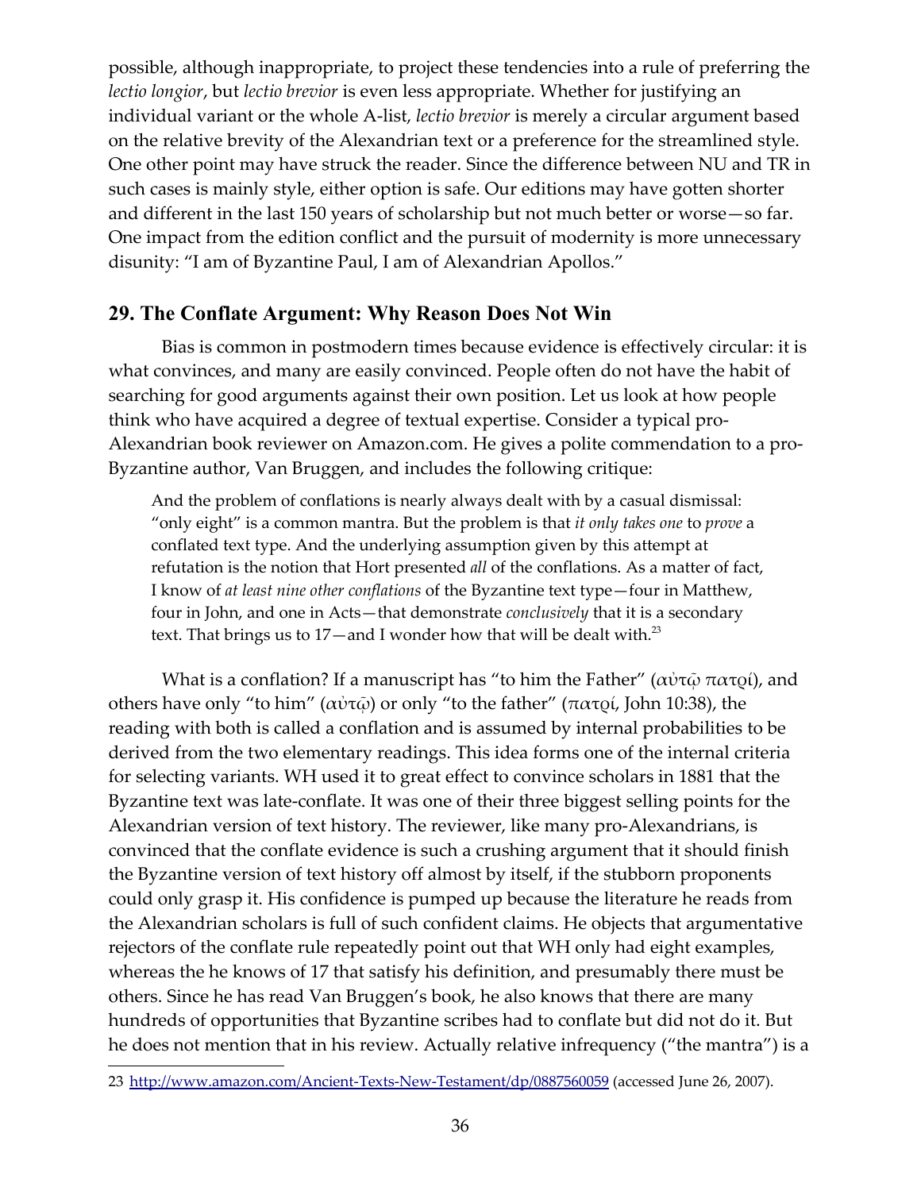possible, although inappropriate, to project these tendencies into a rule of preferring the *lectio longior*, but *lectio brevior* is even less appropriate. Whether for justifying an individual variant or the whole A-list, *lectio brevior* is merely a circular argument based on the relative brevity of the Alexandrian text or a preference for the streamlined style. One other point may have struck the reader. Since the difference between NU and TR in such cases is mainly style, either option is safe. Our editions may have gotten shorter and different in the last 150 years of scholarship but not much better or worse—so far. One impact from the edition conflict and the pursuit of modernity is more unnecessary disunity: "I am of Byzantine Paul, I am of Alexandrian Apollos."

## 29. The Conflate Argument: Why Reason Does Not Win

Bias is common in postmodern times because evidence is effectively circular: it is what convinces, and many are easily convinced. People often do not have the habit of searching for good arguments against their own position. Let us look at how people think who have acquired a degree of textual expertise. Consider a typical pro-Alexandrian book reviewer on Amazon.com. He gives a polite commendation to a pro-Byzantine author, Van Bruggen, and includes the following critique:

> And the problem of conflations is nearly always dealt with by a casual dismissal: "only eight" is a common mantra. But the problem is that *it only takes one* to *prove* a conflated text type. And the underlying assumption given by this attempt at refutation is the notion that Hort presented *all* of the conflations. As a matter of fact, I know of *at least nine other conflations* of the Byzantine text type—four in Matthew, four in John, and one in Acts—that demonstrate *conclusively* that it is a secondary text. That brings us to 17—and I wonder how that will be dealt with.[23]

What is a conflation? If a manuscript has "to him the Father" (αὐτῷ πατρί), and others have only "to him" (αὐτῷ) or only "to the father" (πατρί, John 10:38), the reading with both is called a conflation and is assumed by internal probabilities to be derived from the two elementary readings. This idea forms one of the internal criteria for selecting variants. WH used it to great effect to convince scholars in 1881 that the Byzantine text was late-conflate. It was one of their three biggest selling points for the Alexandrian version of text history. The reviewer, like many pro-Alexandrians, is convinced that the conflate evidence is such a crushing argument that it should finish the Byzantine version of text history off almost by itself, if the stubborn proponents could only grasp it. His confidence is pumped up because the literature he reads from the Alexandrian scholars is full of such confident claims. He objects that argumentative rejectors of the conflate rule repeatedly point out that WH only had eight examples, whereas the he knows of 17 that satisfy his definition, and presumably there must be others. Since he has read Van Bruggen's book, he also knows that there are many hundreds of opportunities that Byzantine scribes had to conflate but did not do it. But he does not mention that in his review. Actually relative infrequency ("the mantra") is a

---

[23] http://www.amazon.com/Ancient-Texts-New-Testament/dp/0887560059 (accessed June 26, 2007).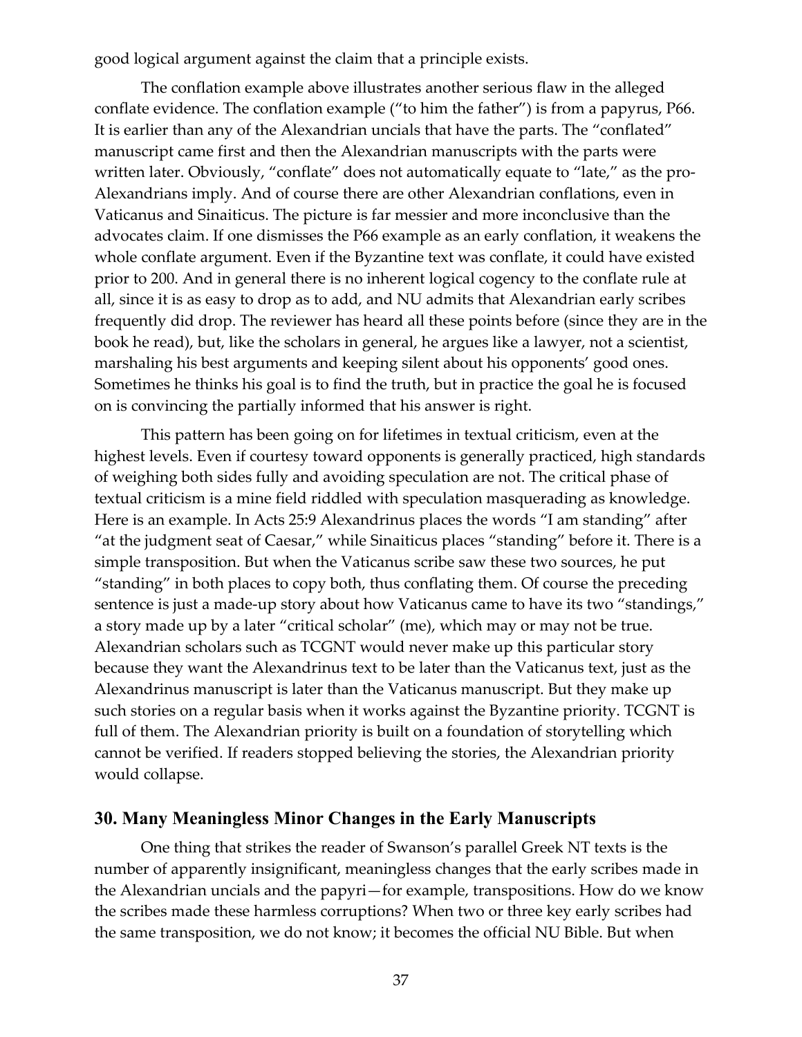good logical argument against the claim that a principle exists.

The conflation example above illustrates another serious flaw in the alleged conflate evidence. The conflation example ("to him the father") is from a papyrus, P66. It is earlier than any of the Alexandrian uncials that have the parts. The "conflated" manuscript came first and then the Alexandrian manuscripts with the parts were written later. Obviously, "conflate" does not automatically equate to "late," as the pro-Alexandrians imply. And of course there are other Alexandrian conflations, even in Vaticanus and Sinaiticus. The picture is far messier and more inconclusive than the advocates claim. If one dismisses the P66 example as an early conflation, it weakens the whole conflate argument. Even if the Byzantine text was conflate, it could have existed prior to 200. And in general there is no inherent logical cogency to the conflate rule at all, since it is as easy to drop as to add, and NU admits that Alexandrian early scribes frequently did drop. The reviewer has heard all these points before (since they are in the book he read), but, like the scholars in general, he argues like a lawyer, not a scientist, marshaling his best arguments and keeping silent about his opponents' good ones. Sometimes he thinks his goal is to find the truth, but in practice the goal he is focused on is convincing the partially informed that his answer is right.

This pattern has been going on for lifetimes in textual criticism, even at the highest levels. Even if courtesy toward opponents is generally practiced, high standards of weighing both sides fully and avoiding speculation are not. The critical phase of textual criticism is a mine field riddled with speculation masquerading as knowledge. Here is an example. In Acts 25:9 Alexandrinus places the words "I am standing" after "at the judgment seat of Caesar," while Sinaiticus places "standing" before it. There is a simple transposition. But when the Vaticanus scribe saw these two sources, he put "standing" in both places to copy both, thus conflating them. Of course the preceding sentence is just a made-up story about how Vaticanus came to have its two "standings," a story made up by a later "critical scholar" (me), which may or may not be true. Alexandrian scholars such as TCGNT would never make up this particular story because they want the Alexandrinus text to be later than the Vaticanus text, just as the Alexandrinus manuscript is later than the Vaticanus manuscript. But they make up such stories on a regular basis when it works against the Byzantine priority. TCGNT is full of them. The Alexandrian priority is built on a foundation of storytelling which cannot be verified. If readers stopped believing the stories, the Alexandrian priority would collapse.

## 30. Many Meaningless Minor Changes in the Early Manuscripts

One thing that strikes the reader of Swanson's parallel Greek NT texts is the number of apparently insignificant, meaningless changes that the early scribes made in the Alexandrian uncials and the papyri—for example, transpositions. How do we know the scribes made these harmless corruptions? When two or three key early scribes had the same transposition, we do not know; it becomes the official NU Bible. But when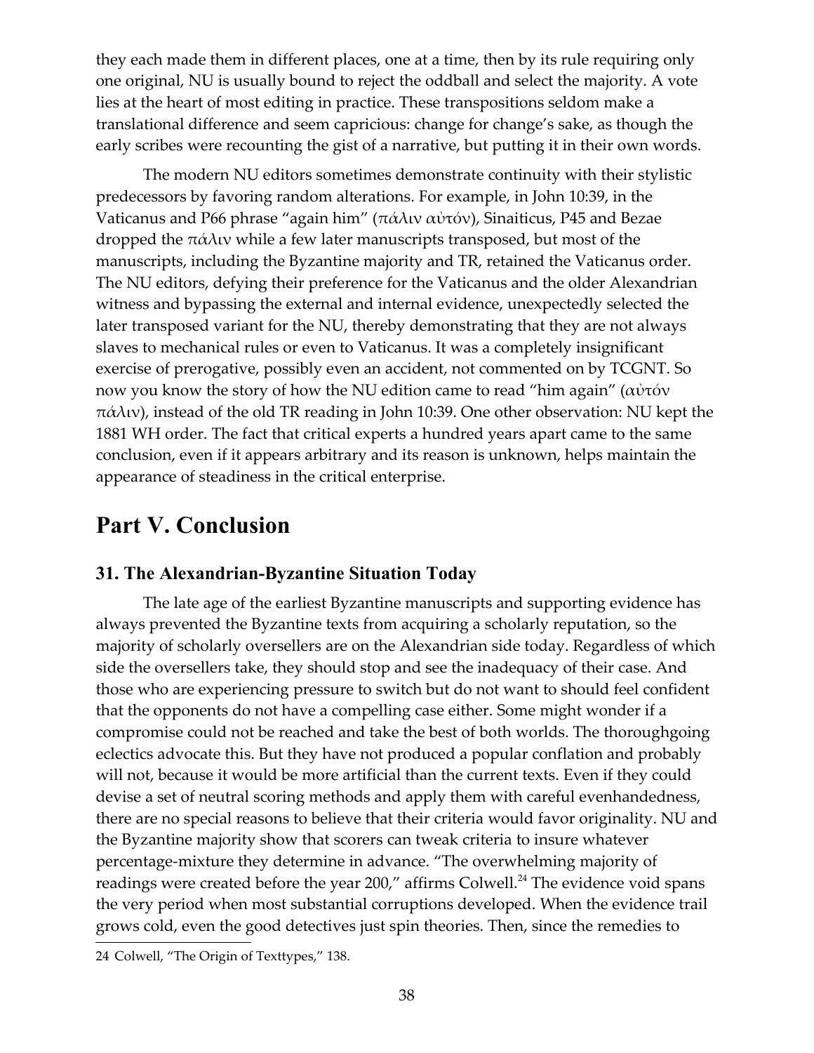they each made them in different places, one at a time, then by its rule requiring only one original, NU is usually bound to reject the oddball and select the majority. A vote lies at the heart of most editing in practice. These transpositions seldom make a translational difference and seem capricious: change for change's sake, as though the early scribes were recounting the gist of a narrative, but putting it in their own words.

The modern NU editors sometimes demonstrate continuity with their stylistic predecessors by favoring random alterations. For example, in John 10:39, in the Vaticanus and P66 phrase "again him" (πάλιν αὐτόν), Sinaiticus, P45 and Bezae dropped the πάλιν while a few later manuscripts transposed, but most of the manuscripts, including the Byzantine majority and TR, retained the Vaticanus order. The NU editors, defying their preference for the Vaticanus and the older Alexandrian witness and bypassing the external and internal evidence, unexpectedly selected the later transposed variant for the NU, thereby demonstrating that they are not always slaves to mechanical rules or even to Vaticanus. It was a completely insignificant exercise of prerogative, possibly even an accident, not commented on by TCGNT. So now you know the story of how the NU edition came to read "him again" (αὐτόν πάλιν), instead of the old TR reading in John 10:39. One other observation: NU kept the 1881 WH order. The fact that critical experts a hundred years apart came to the same conclusion, even if it appears arbitrary and its reason is unknown, helps maintain the appearance of steadiness in the critical enterprise.

# Part V. Conclusion

### 31. The Alexandrian-Byzantine Situation Today

The late age of the earliest Byzantine manuscripts and supporting evidence has always prevented the Byzantine texts from acquiring a scholarly reputation, so the majority of scholarly oversellers are on the Alexandrian side today. Regardless of which side the oversellers take, they should stop and see the inadequacy of their case. And those who are experiencing pressure to switch but do not want to should feel confident that the opponents do not have a compelling case either. Some might wonder if a compromise could not be reached and take the best of both worlds. The thoroughgoing eclectics advocate this. But they have not produced a popular conflation and probably will not, because it would be more artificial than the current texts. Even if they could devise a set of neutral scoring methods and apply them with careful evenhandedness, there are no special reasons to believe that their criteria would favor originality. NU and the Byzantine majority show that scorers can tweak criteria to insure whatever percentage-mixture they determine in advance. "The overwhelming majority of readings were created before the year 200," affirms Colwell.[24] The evidence void spans the very period when most substantial corruptions developed. When the evidence trail grows cold, even the good detectives just spin theories. Then, since the remedies to

24 Colwell, "The Origin of Texttypes," 138.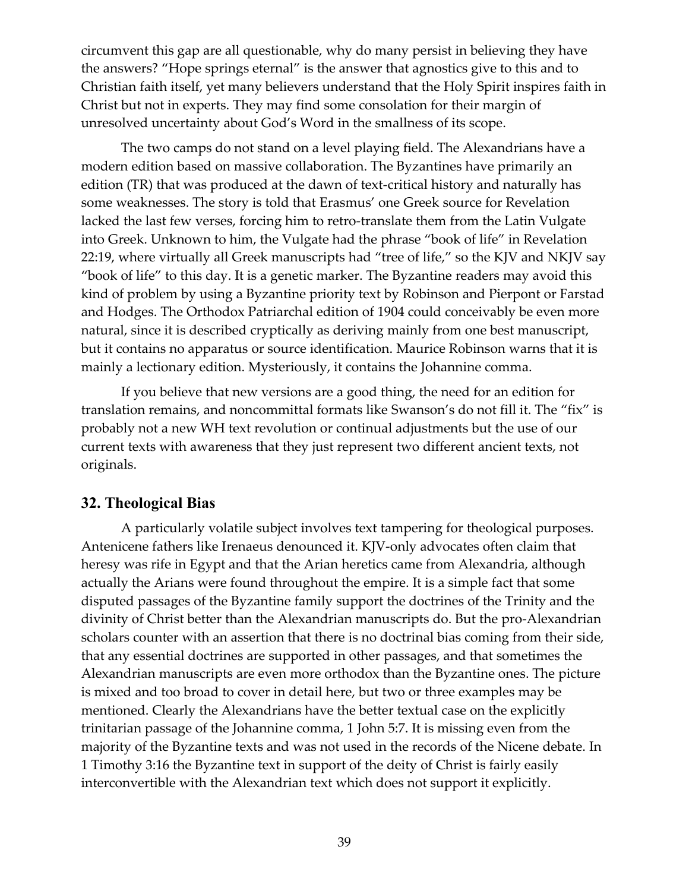circumvent this gap are all questionable, why do many persist in believing they have the answers? "Hope springs eternal" is the answer that agnostics give to this and to Christian faith itself, yet many believers understand that the Holy Spirit inspires faith in Christ but not in experts. They may find some consolation for their margin of unresolved uncertainty about God's Word in the smallness of its scope.

The two camps do not stand on a level playing field. The Alexandrians have a modern edition based on massive collaboration. The Byzantines have primarily an edition (TR) that was produced at the dawn of text-critical history and naturally has some weaknesses. The story is told that Erasmus' one Greek source for Revelation lacked the last few verses, forcing him to retro-translate them from the Latin Vulgate into Greek. Unknown to him, the Vulgate had the phrase "book of life" in Revelation 22:19, where virtually all Greek manuscripts had "tree of life," so the KJV and NKJV say "book of life" to this day. It is a genetic marker. The Byzantine readers may avoid this kind of problem by using a Byzantine priority text by Robinson and Pierpont or Farstad and Hodges. The Orthodox Patriarchal edition of 1904 could conceivably be even more natural, since it is described cryptically as deriving mainly from one best manuscript, but it contains no apparatus or source identification. Maurice Robinson warns that it is mainly a lectionary edition. Mysteriously, it contains the Johannine comma.

If you believe that new versions are a good thing, the need for an edition for translation remains, and noncommittal formats like Swanson's do not fill it. The "fix" is probably not a new WH text revolution or continual adjustments but the use of our current texts with awareness that they just represent two different ancient texts, not originals.

## 32. Theological Bias

A particularly volatile subject involves text tampering for theological purposes. Antenicene fathers like Irenaeus denounced it. KJV-only advocates often claim that heresy was rife in Egypt and that the Arian heretics came from Alexandria, although actually the Arians were found throughout the empire. It is a simple fact that some disputed passages of the Byzantine family support the doctrines of the Trinity and the divinity of Christ better than the Alexandrian manuscripts do. But the pro-Alexandrian scholars counter with an assertion that there is no doctrinal bias coming from their side, that any essential doctrines are supported in other passages, and that sometimes the Alexandrian manuscripts are even more orthodox than the Byzantine ones. The picture is mixed and too broad to cover in detail here, but two or three examples may be mentioned. Clearly the Alexandrians have the better textual case on the explicitly trinitarian passage of the Johannine comma, 1 John 5:7. It is missing even from the majority of the Byzantine texts and was not used in the records of the Nicene debate. In 1 Timothy 3:16 the Byzantine text in support of the deity of Christ is fairly easily interconvertible with the Alexandrian text which does not support it explicitly.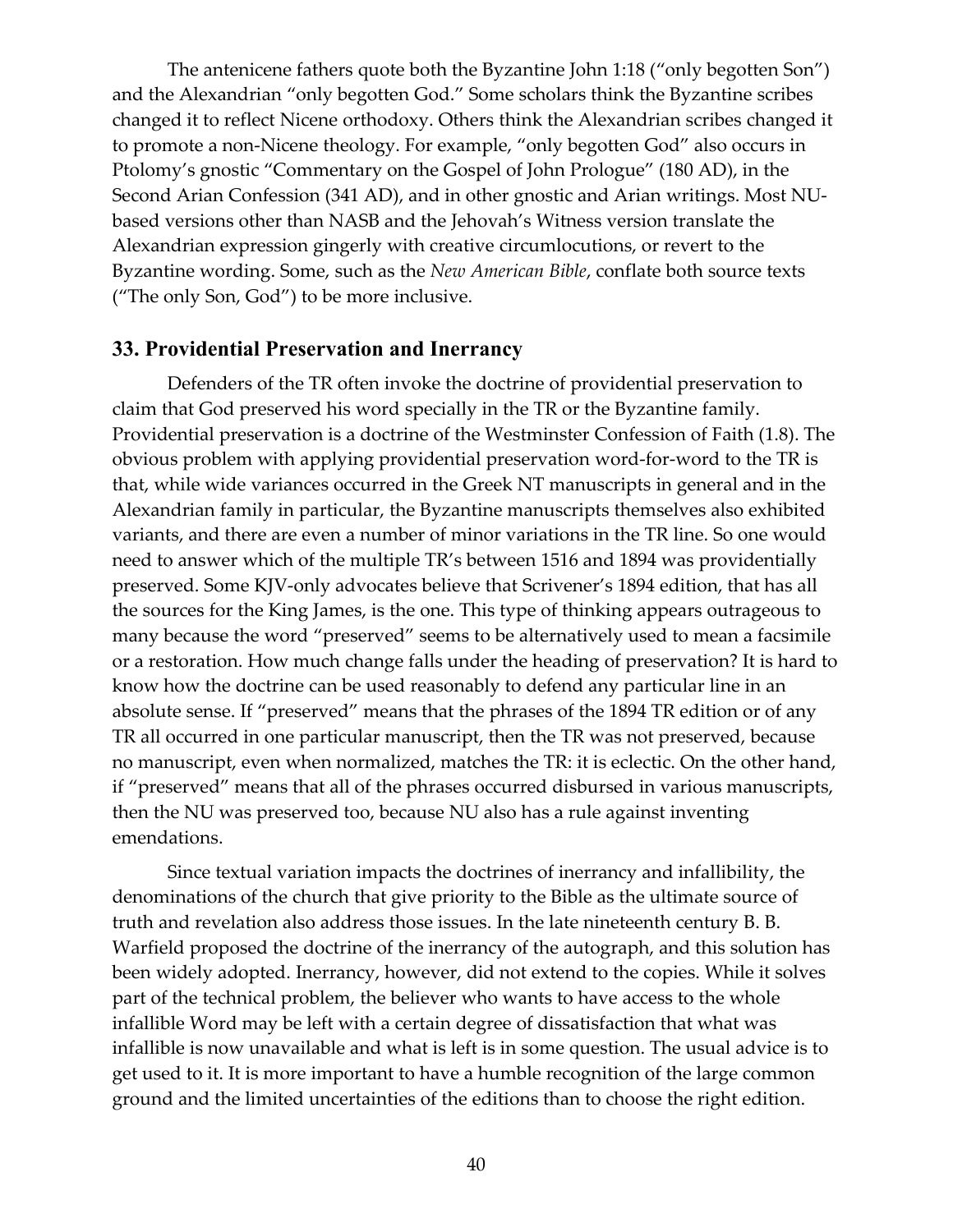The antenicene fathers quote both the Byzantine John 1:18 ("only begotten Son") and the Alexandrian "only begotten God." Some scholars think the Byzantine scribes changed it to reflect Nicene orthodoxy. Others think the Alexandrian scribes changed it to promote a non-Nicene theology. For example, "only begotten God" also occurs in Ptolomy's gnostic "Commentary on the Gospel of John Prologue" (180 AD), in the Second Arian Confession (341 AD), and in other gnostic and Arian writings. Most NU-based versions other than NASB and the Jehovah's Witness version translate the Alexandrian expression gingerly with creative circumlocutions, or revert to the Byzantine wording. Some, such as the *New American Bible*, conflate both source texts ("The only Son, God") to be more inclusive.

## 33. Providential Preservation and Inerrancy

Defenders of the TR often invoke the doctrine of providential preservation to claim that God preserved his word specially in the TR or the Byzantine family. Providential preservation is a doctrine of the Westminster Confession of Faith (1.8). The obvious problem with applying providential preservation word-for-word to the TR is that, while wide variances occurred in the Greek NT manuscripts in general and in the Alexandrian family in particular, the Byzantine manuscripts themselves also exhibited variants, and there are even a number of minor variations in the TR line. So one would need to answer which of the multiple TR's between 1516 and 1894 was providentially preserved. Some KJV-only advocates believe that Scrivener's 1894 edition, that has all the sources for the King James, is the one. This type of thinking appears outrageous to many because the word "preserved" seems to be alternatively used to mean a facsimile or a restoration. How much change falls under the heading of preservation? It is hard to know how the doctrine can be used reasonably to defend any particular line in an absolute sense. If "preserved" means that the phrases of the 1894 TR edition or of any TR all occurred in one particular manuscript, then the TR was not preserved, because no manuscript, even when normalized, matches the TR: it is eclectic. On the other hand, if "preserved" means that all of the phrases occurred disbursed in various manuscripts, then the NU was preserved too, because NU also has a rule against inventing emendations.

Since textual variation impacts the doctrines of inerrancy and infallibility, the denominations of the church that give priority to the Bible as the ultimate source of truth and revelation also address those issues. In the late nineteenth century B. B. Warfield proposed the doctrine of the inerrancy of the autograph, and this solution has been widely adopted. Inerrancy, however, did not extend to the copies. While it solves part of the technical problem, the believer who wants to have access to the whole infallible Word may be left with a certain degree of dissatisfaction that what was infallible is now unavailable and what is left is in some question. The usual advice is to get used to it. It is more important to have a humble recognition of the large common ground and the limited uncertainties of the editions than to choose the right edition.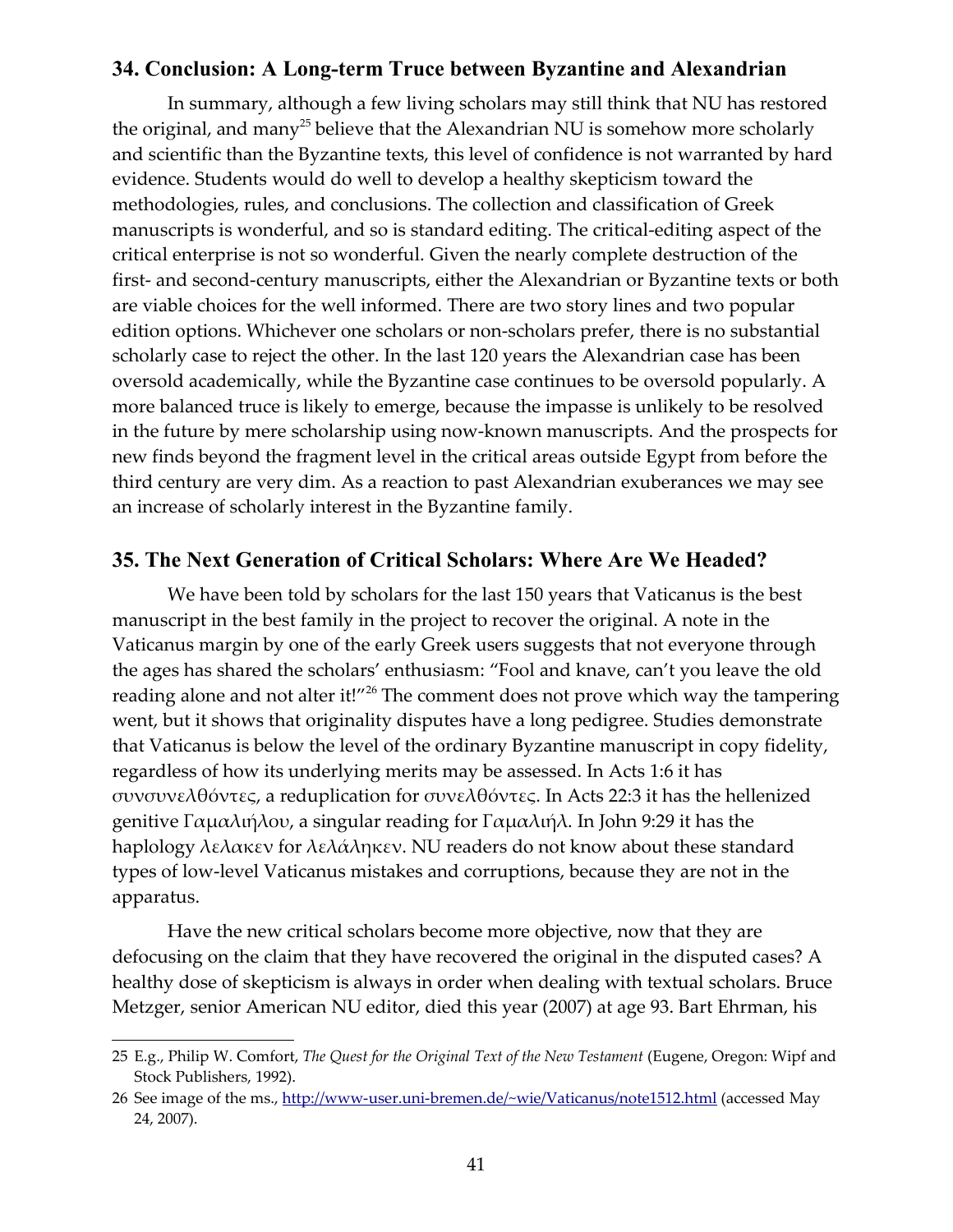## 34. Conclusion: A Long-term Truce between Byzantine and Alexandrian

In summary, although a few living scholars may still think that NU has restored the original, and many[25] believe that the Alexandrian NU is somehow more scholarly and scientific than the Byzantine texts, this level of confidence is not warranted by hard evidence. Students would do well to develop a healthy skepticism toward the methodologies, rules, and conclusions. The collection and classification of Greek manuscripts is wonderful, and so is standard editing. The critical-editing aspect of the critical enterprise is not so wonderful. Given the nearly complete destruction of the first- and second-century manuscripts, either the Alexandrian or Byzantine texts or both are viable choices for the well informed. There are two story lines and two popular edition options. Whichever one scholars or non-scholars prefer, there is no substantial scholarly case to reject the other. In the last 120 years the Alexandrian case has been oversold academically, while the Byzantine case continues to be oversold popularly. A more balanced truce is likely to emerge, because the impasse is unlikely to be resolved in the future by mere scholarship using now-known manuscripts. And the prospects for new finds beyond the fragment level in the critical areas outside Egypt from before the third century are very dim. As a reaction to past Alexandrian exuberances we may see an increase of scholarly interest in the Byzantine family.

## 35. The Next Generation of Critical Scholars: Where Are We Headed?

We have been told by scholars for the last 150 years that Vaticanus is the best manuscript in the best family in the project to recover the original. A note in the Vaticanus margin by one of the early Greek users suggests that not everyone through the ages has shared the scholars' enthusiasm: "Fool and knave, can't you leave the old reading alone and not alter it!"[26] The comment does not prove which way the tampering went, but it shows that originality disputes have a long pedigree. Studies demonstrate that Vaticanus is below the level of the ordinary Byzantine manuscript in copy fidelity, regardless of how its underlying merits may be assessed. In Acts 1:6 it has συνσυνελθόντες, a reduplication for συνελθόντες. In Acts 22:3 it has the hellenized genitive Γαμαλιήλου, a singular reading for Γαμαλιήλ. In John 9:29 it has the haplology λελακεν for λελάληκεν. NU readers do not know about these standard types of low-level Vaticanus mistakes and corruptions, because they are not in the apparatus.

Have the new critical scholars become more objective, now that they are defocusing on the claim that they have recovered the original in the disputed cases? A healthy dose of skepticism is always in order when dealing with textual scholars. Bruce Metzger, senior American NU editor, died this year (2007) at age 93. Bart Ehrman, his

---

25 E.g., Philip W. Comfort, *The Quest for the Original Text of the New Testament* (Eugene, Oregon: Wipf and Stock Publishers, 1992).

26 See image of the ms., http://www-user.uni-bremen.de/~wie/Vaticanus/note1512.html (accessed May 24, 2007).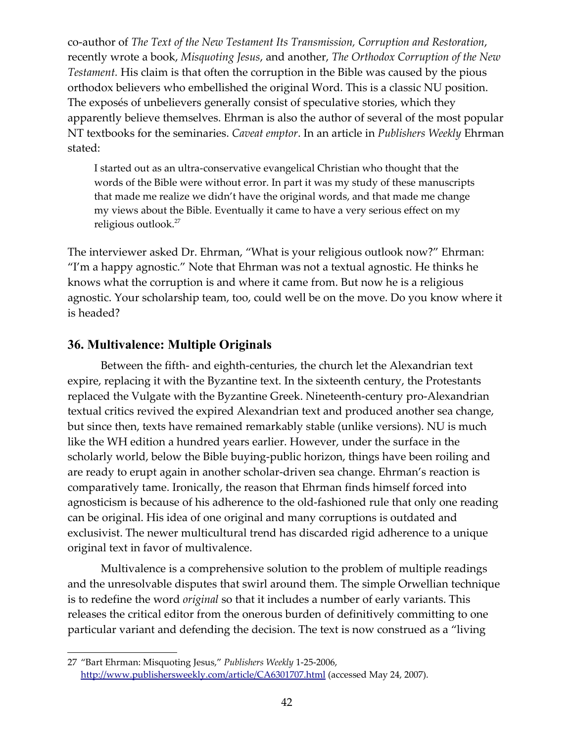co-author of *The Text of the New Testament Its Transmission, Corruption and Restoration*, recently wrote a book, *Misquoting Jesus*, and another, *The Orthodox Corruption of the New Testament.* His claim is that often the corruption in the Bible was caused by the pious orthodox believers who embellished the original Word. This is a classic NU position. The exposés of unbelievers generally consist of speculative stories, which they apparently believe themselves. Ehrman is also the author of several of the most popular NT textbooks for the seminaries. *Caveat emptor*. In an article in *Publishers Weekly* Ehrman stated:

> I started out as an ultra-conservative evangelical Christian who thought that the words of the Bible were without error. In part it was my study of these manuscripts that made me realize we didn't have the original words, and that made me change my views about the Bible. Eventually it came to have a very serious effect on my religious outlook.[27]

The interviewer asked Dr. Ehrman, "What is your religious outlook now?" Ehrman: "I'm a happy agnostic." Note that Ehrman was not a textual agnostic. He thinks he knows what the corruption is and where it came from. But now he is a religious agnostic. Your scholarship team, too, could well be on the move. Do you know where it is headed?

## 36. Multivalence: Multiple Originals

Between the fifth- and eighth-centuries, the church let the Alexandrian text expire, replacing it with the Byzantine text. In the sixteenth century, the Protestants replaced the Vulgate with the Byzantine Greek. Nineteenth-century pro-Alexandrian textual critics revived the expired Alexandrian text and produced another sea change, but since then, texts have remained remarkably stable (unlike versions). NU is much like the WH edition a hundred years earlier. However, under the surface in the scholarly world, below the Bible buying-public horizon, things have been roiling and are ready to erupt again in another scholar-driven sea change. Ehrman's reaction is comparatively tame. Ironically, the reason that Ehrman finds himself forced into agnosticism is because of his adherence to the old-fashioned rule that only one reading can be original. His idea of one original and many corruptions is outdated and exclusivist. The newer multicultural trend has discarded rigid adherence to a unique original text in favor of multivalence.

Multivalence is a comprehensive solution to the problem of multiple readings and the unresolvable disputes that swirl around them. The simple Orwellian technique is to redefine the word *original* so that it includes a number of early variants. This releases the critical editor from the onerous burden of definitively committing to one particular variant and defending the decision. The text is now construed as a "living

---

27 "Bart Ehrman: Misquoting Jesus," *Publishers Weekly* 1-25-2006, http://www.publishersweekly.com/article/CA6301707.html (accessed May 24, 2007).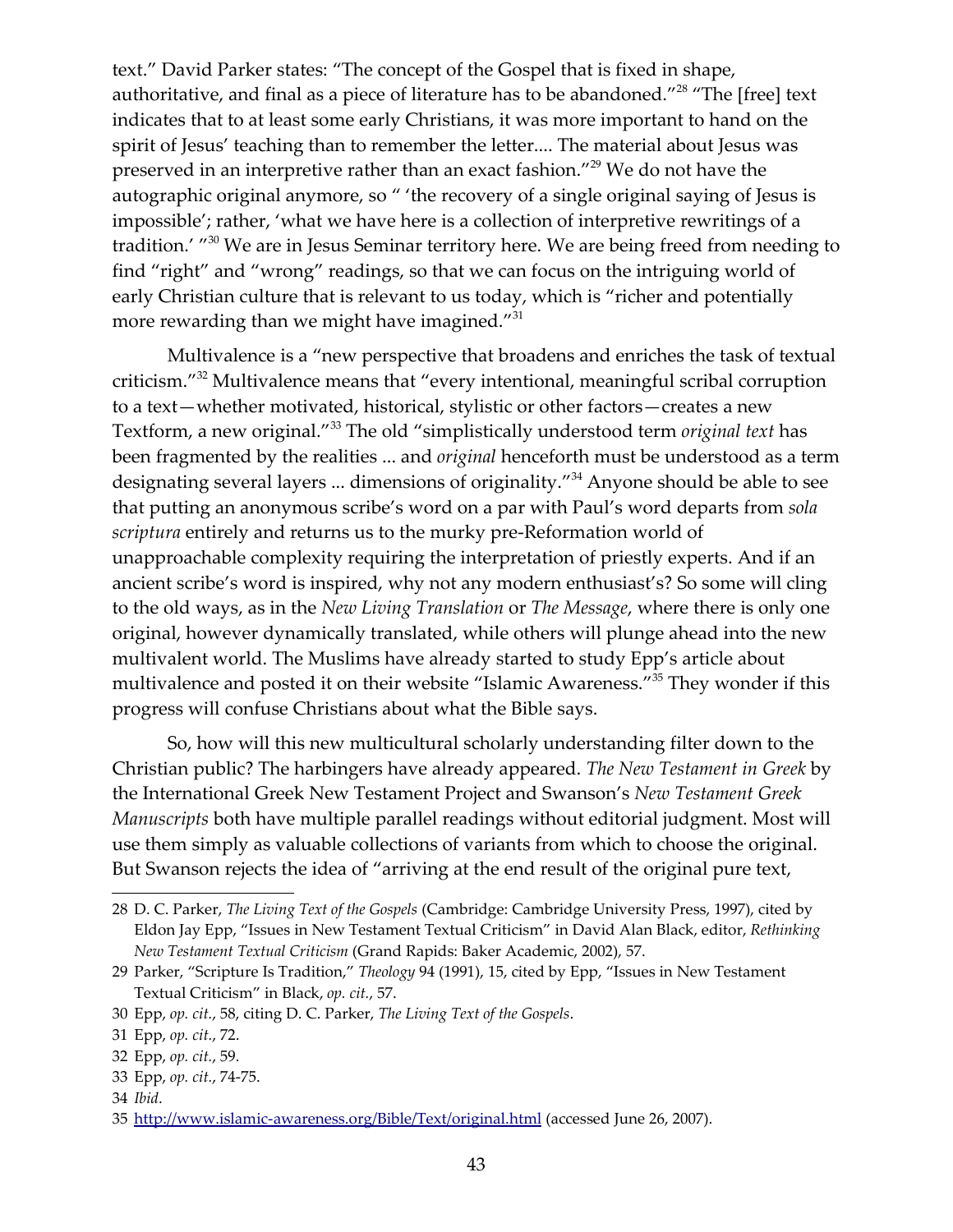text." David Parker states: "The concept of the Gospel that is fixed in shape, authoritative, and final as a piece of literature has to be abandoned."[28] "The [free] text indicates that to at least some early Christians, it was more important to hand on the spirit of Jesus' teaching than to remember the letter.... The material about Jesus was preserved in an interpretive rather than an exact fashion."[29] We do not have the autographic original anymore, so " 'the recovery of a single original saying of Jesus is impossible'; rather, 'what we have here is a collection of interpretive rewritings of a tradition.' "[30] We are in Jesus Seminar territory here. We are being freed from needing to find "right" and "wrong" readings, so that we can focus on the intriguing world of early Christian culture that is relevant to us today, which is "richer and potentially more rewarding than we might have imagined."[31]

Multivalence is a "new perspective that broadens and enriches the task of textual criticism."[32] Multivalence means that "every intentional, meaningful scribal corruption to a text—whether motivated, historical, stylistic or other factors—creates a new Textform, a new original."[33] The old "simplistically understood term *original text* has been fragmented by the realities ... and *original* henceforth must be understood as a term designating several layers ... dimensions of originality."[34] Anyone should be able to see that putting an anonymous scribe's word on a par with Paul's word departs from *sola scriptura* entirely and returns us to the murky pre-Reformation world of unapproachable complexity requiring the interpretation of priestly experts. And if an ancient scribe's word is inspired, why not any modern enthusiast's? So some will cling to the old ways, as in the *New Living Translation* or *The Message*, where there is only one original, however dynamically translated, while others will plunge ahead into the new multivalent world. The Muslims have already started to study Epp's article about multivalence and posted it on their website "Islamic Awareness."[35] They wonder if this progress will confuse Christians about what the Bible says.

So, how will this new multicultural scholarly understanding filter down to the Christian public? The harbingers have already appeared. *The New Testament in Greek* by the International Greek New Testament Project and Swanson's *New Testament Greek Manuscripts* both have multiple parallel readings without editorial judgment. Most will use them simply as valuable collections of variants from which to choose the original. But Swanson rejects the idea of "arriving at the end result of the original pure text,

---

28 D. C. Parker, *The Living Text of the Gospels* (Cambridge: Cambridge University Press, 1997), cited by Eldon Jay Epp, "Issues in New Testament Textual Criticism" in David Alan Black, editor, *Rethinking New Testament Textual Criticism* (Grand Rapids: Baker Academic, 2002), 57.

29 Parker, "Scripture Is Tradition," *Theology* 94 (1991), 15, cited by Epp, "Issues in New Testament Textual Criticism" in Black, *op. cit.*, 57.

30 Epp, *op. cit.*, 58, citing D. C. Parker, *The Living Text of the Gospels*.

31 Epp, *op. cit.*, 72.

32 Epp, *op. cit.*, 59.

33 Epp, *op. cit.*, 74-75.

34 *Ibid*.

35 http://www.islamic-awareness.org/Bible/Text/original.html (accessed June 26, 2007).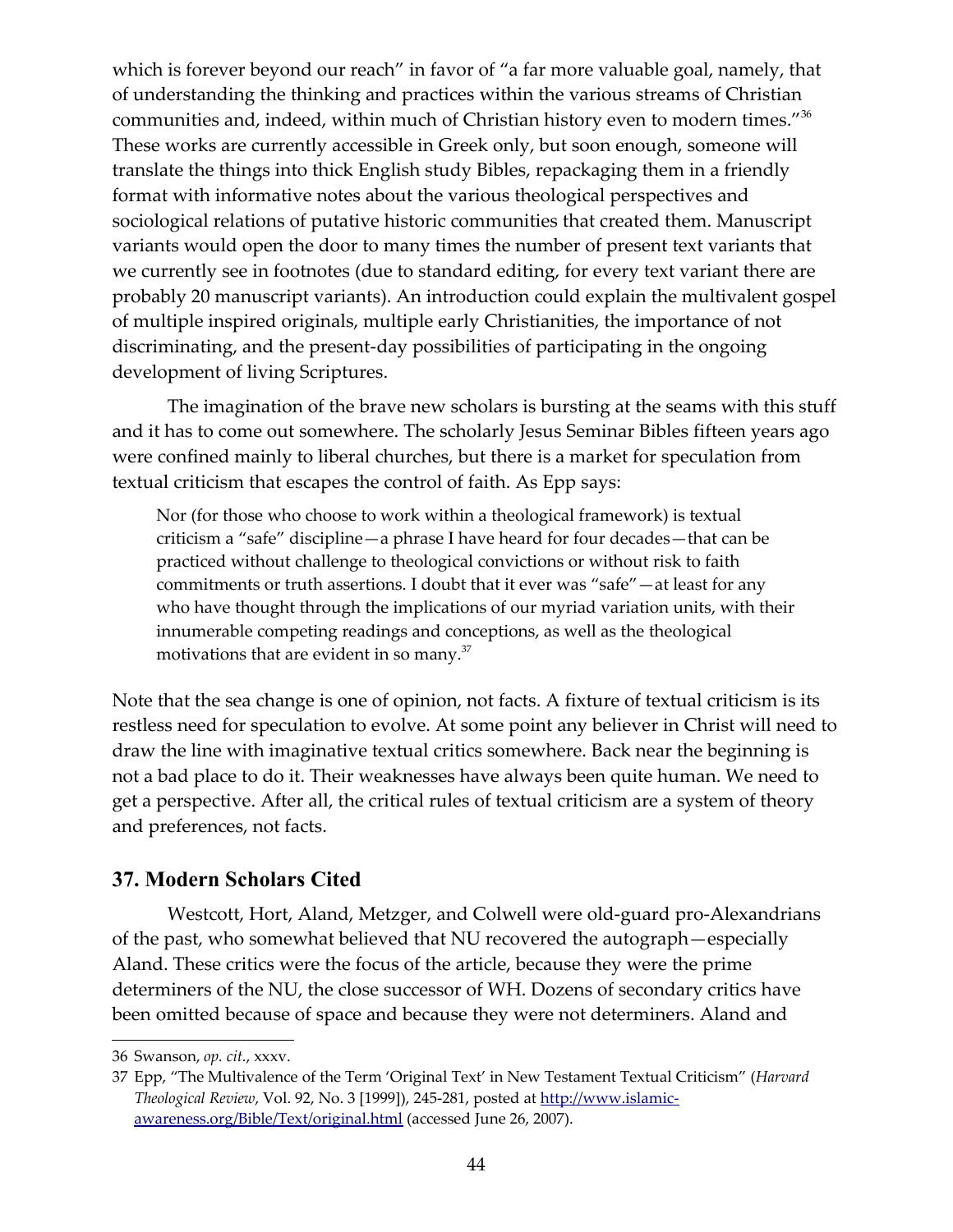which is forever beyond our reach" in favor of "a far more valuable goal, namely, that of understanding the thinking and practices within the various streams of Christian communities and, indeed, within much of Christian history even to modern times."[36] These works are currently accessible in Greek only, but soon enough, someone will translate the things into thick English study Bibles, repackaging them in a friendly format with informative notes about the various theological perspectives and sociological relations of putative historic communities that created them. Manuscript variants would open the door to many times the number of present text variants that we currently see in footnotes (due to standard editing, for every text variant there are probably 20 manuscript variants). An introduction could explain the multivalent gospel of multiple inspired originals, multiple early Christianities, the importance of not discriminating, and the present-day possibilities of participating in the ongoing development of living Scriptures.

The imagination of the brave new scholars is bursting at the seams with this stuff and it has to come out somewhere. The scholarly Jesus Seminar Bibles fifteen years ago were confined mainly to liberal churches, but there is a market for speculation from textual criticism that escapes the control of faith. As Epp says:

> Nor (for those who choose to work within a theological framework) is textual criticism a "safe" discipline—a phrase I have heard for four decades—that can be practiced without challenge to theological convictions or without risk to faith commitments or truth assertions. I doubt that it ever was "safe"—at least for any who have thought through the implications of our myriad variation units, with their innumerable competing readings and conceptions, as well as the theological motivations that are evident in so many.[37]

Note that the sea change is one of opinion, not facts. A fixture of textual criticism is its restless need for speculation to evolve. At some point any believer in Christ will need to draw the line with imaginative textual critics somewhere. Back near the beginning is not a bad place to do it. Their weaknesses have always been quite human. We need to get a perspective. After all, the critical rules of textual criticism are a system of theory and preferences, not facts.

## 37. Modern Scholars Cited

Westcott, Hort, Aland, Metzger, and Colwell were old-guard pro-Alexandrians of the past, who somewhat believed that NU recovered the autograph—especially Aland. These critics were the focus of the article, because they were the prime determiners of the NU, the close successor of WH. Dozens of secondary critics have been omitted because of space and because they were not determiners. Aland and

---

36 Swanson, *op. cit.*, xxxv.

37 Epp, "The Multivalence of the Term 'Original Text' in New Testament Textual Criticism" (*Harvard Theological Review*, Vol. 92, No. 3 [1999]), 245-281, posted at http://www.islamic-awareness.org/Bible/Text/original.html (accessed June 26, 2007).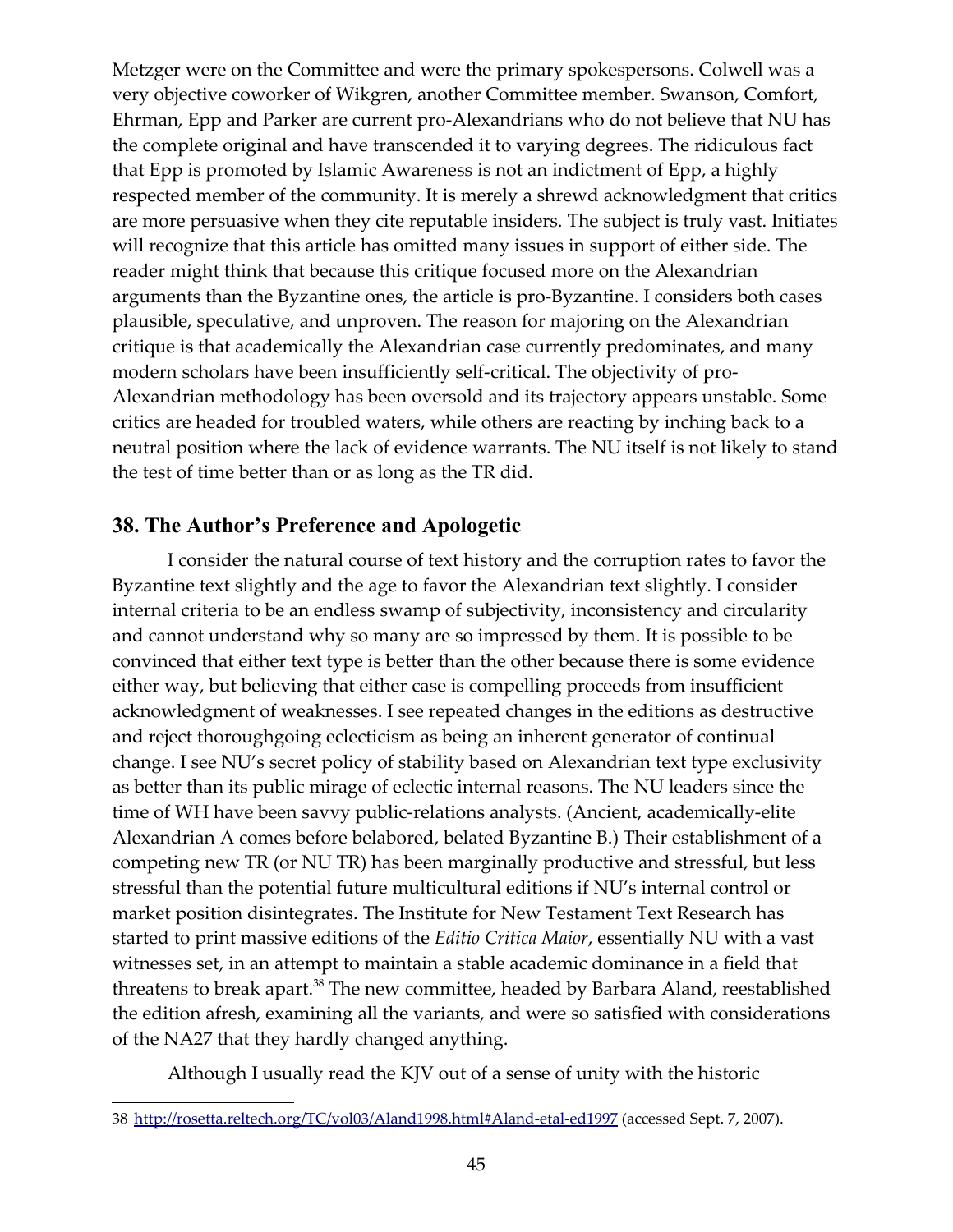Metzger were on the Committee and were the primary spokespersons. Colwell was a very objective coworker of Wikgren, another Committee member. Swanson, Comfort, Ehrman, Epp and Parker are current pro-Alexandrians who do not believe that NU has the complete original and have transcended it to varying degrees. The ridiculous fact that Epp is promoted by Islamic Awareness is not an indictment of Epp, a highly respected member of the community. It is merely a shrewd acknowledgment that critics are more persuasive when they cite reputable insiders. The subject is truly vast. Initiates will recognize that this article has omitted many issues in support of either side. The reader might think that because this critique focused more on the Alexandrian arguments than the Byzantine ones, the article is pro-Byzantine. I considers both cases plausible, speculative, and unproven. The reason for majoring on the Alexandrian critique is that academically the Alexandrian case currently predominates, and many modern scholars have been insufficiently self-critical. The objectivity of pro-Alexandrian methodology has been oversold and its trajectory appears unstable. Some critics are headed for troubled waters, while others are reacting by inching back to a neutral position where the lack of evidence warrants. The NU itself is not likely to stand the test of time better than or as long as the TR did.

## 38. The Author's Preference and Apologetic

I consider the natural course of text history and the corruption rates to favor the Byzantine text slightly and the age to favor the Alexandrian text slightly. I consider internal criteria to be an endless swamp of subjectivity, inconsistency and circularity and cannot understand why so many are so impressed by them. It is possible to be convinced that either text type is better than the other because there is some evidence either way, but believing that either case is compelling proceeds from insufficient acknowledgment of weaknesses. I see repeated changes in the editions as destructive and reject thoroughgoing eclecticism as being an inherent generator of continual change. I see NU's secret policy of stability based on Alexandrian text type exclusivity as better than its public mirage of eclectic internal reasons. The NU leaders since the time of WH have been savvy public-relations analysts. (Ancient, academically-elite Alexandrian A comes before belabored, belated Byzantine B.) Their establishment of a competing new TR (or NU TR) has been marginally productive and stressful, but less stressful than the potential future multicultural editions if NU's internal control or market position disintegrates. The Institute for New Testament Text Research has started to print massive editions of the *Editio Critica Maior*, essentially NU with a vast witnesses set, in an attempt to maintain a stable academic dominance in a field that threatens to break apart.[38] The new committee, headed by Barbara Aland, reestablished the edition afresh, examining all the variants, and were so satisfied with considerations of the NA27 that they hardly changed anything.

Although I usually read the KJV out of a sense of unity with the historic

---

38 http://rosetta.reltech.org/TC/vol03/Aland1998.html#Aland-etal-ed1997 (accessed Sept. 7, 2007).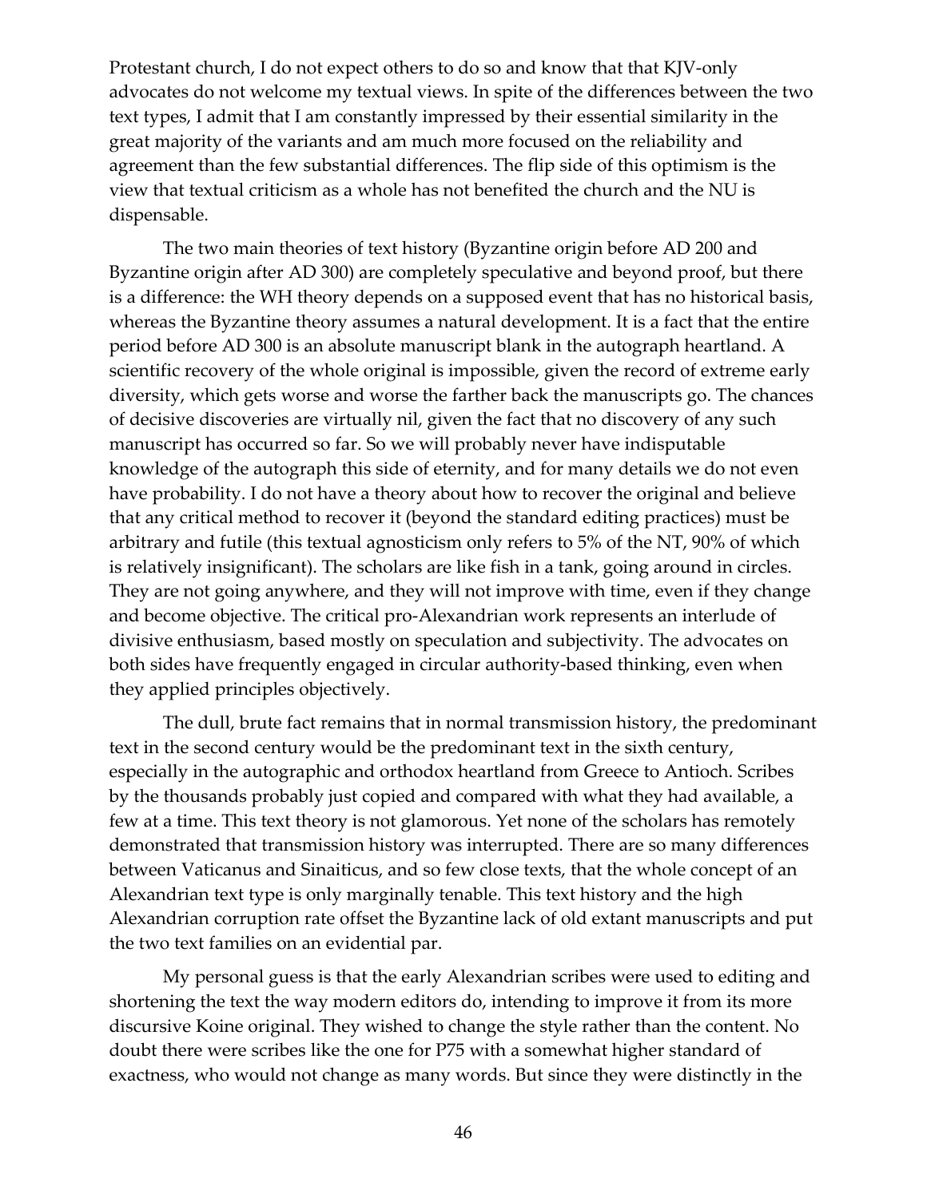Protestant church, I do not expect others to do so and know that that KJV-only advocates do not welcome my textual views. In spite of the differences between the two text types, I admit that I am constantly impressed by their essential similarity in the great majority of the variants and am much more focused on the reliability and agreement than the few substantial differences. The flip side of this optimism is the view that textual criticism as a whole has not benefited the church and the NU is dispensable.

The two main theories of text history (Byzantine origin before AD 200 and Byzantine origin after AD 300) are completely speculative and beyond proof, but there is a difference: the WH theory depends on a supposed event that has no historical basis, whereas the Byzantine theory assumes a natural development. It is a fact that the entire period before AD 300 is an absolute manuscript blank in the autograph heartland. A scientific recovery of the whole original is impossible, given the record of extreme early diversity, which gets worse and worse the farther back the manuscripts go. The chances of decisive discoveries are virtually nil, given the fact that no discovery of any such manuscript has occurred so far. So we will probably never have indisputable knowledge of the autograph this side of eternity, and for many details we do not even have probability. I do not have a theory about how to recover the original and believe that any critical method to recover it (beyond the standard editing practices) must be arbitrary and futile (this textual agnosticism only refers to 5% of the NT, 90% of which is relatively insignificant). The scholars are like fish in a tank, going around in circles. They are not going anywhere, and they will not improve with time, even if they change and become objective. The critical pro-Alexandrian work represents an interlude of divisive enthusiasm, based mostly on speculation and subjectivity. The advocates on both sides have frequently engaged in circular authority-based thinking, even when they applied principles objectively.

The dull, brute fact remains that in normal transmission history, the predominant text in the second century would be the predominant text in the sixth century, especially in the autographic and orthodox heartland from Greece to Antioch. Scribes by the thousands probably just copied and compared with what they had available, a few at a time. This text theory is not glamorous. Yet none of the scholars has remotely demonstrated that transmission history was interrupted. There are so many differences between Vaticanus and Sinaiticus, and so few close texts, that the whole concept of an Alexandrian text type is only marginally tenable. This text history and the high Alexandrian corruption rate offset the Byzantine lack of old extant manuscripts and put the two text families on an evidential par.

My personal guess is that the early Alexandrian scribes were used to editing and shortening the text the way modern editors do, intending to improve it from its more discursive Koine original. They wished to change the style rather than the content. No doubt there were scribes like the one for P75 with a somewhat higher standard of exactness, who would not change as many words. But since they were distinctly in the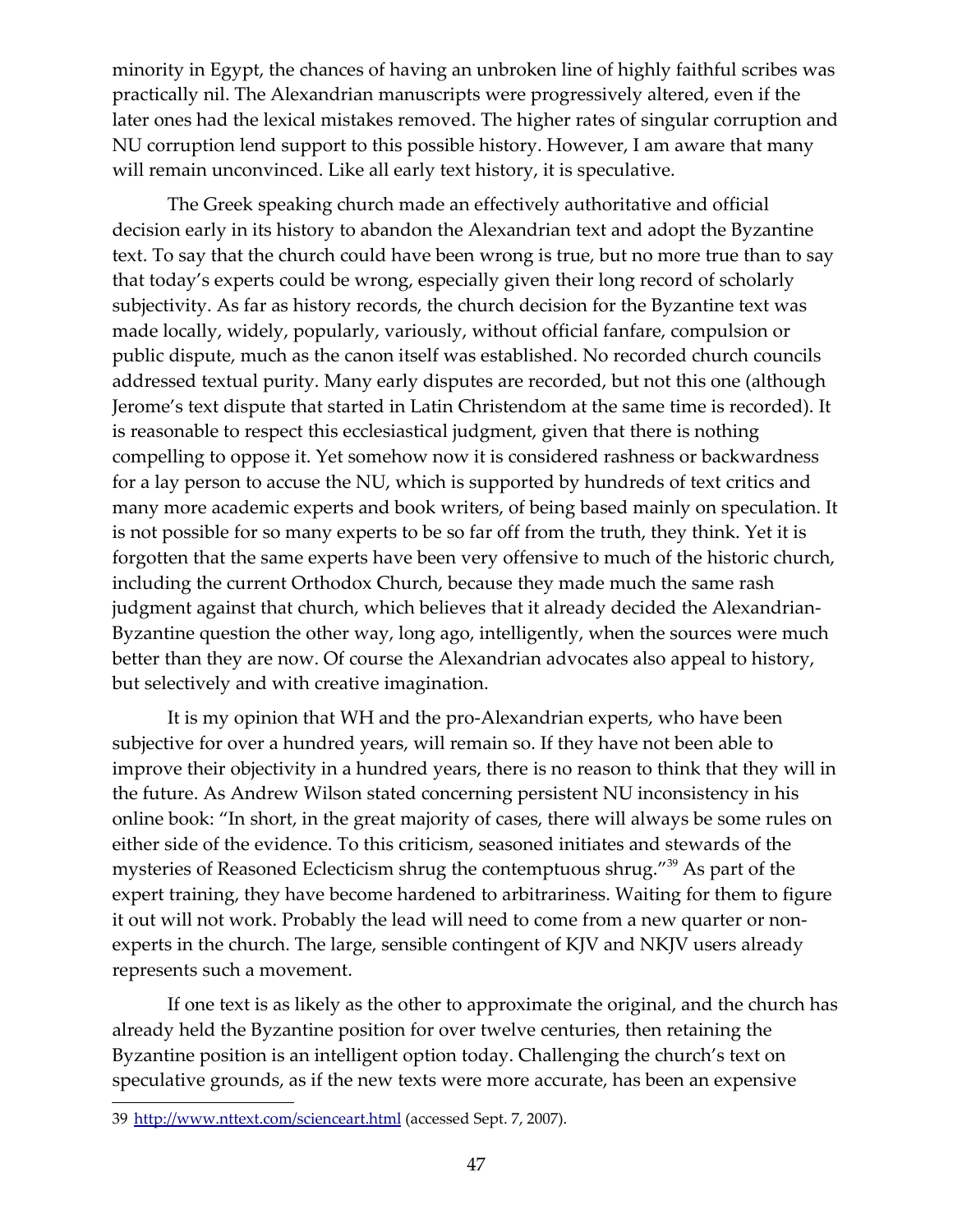minority in Egypt, the chances of having an unbroken line of highly faithful scribes was practically nil. The Alexandrian manuscripts were progressively altered, even if the later ones had the lexical mistakes removed. The higher rates of singular corruption and NU corruption lend support to this possible history. However, I am aware that many will remain unconvinced. Like all early text history, it is speculative.

The Greek speaking church made an effectively authoritative and official decision early in its history to abandon the Alexandrian text and adopt the Byzantine text. To say that the church could have been wrong is true, but no more true than to say that today's experts could be wrong, especially given their long record of scholarly subjectivity. As far as history records, the church decision for the Byzantine text was made locally, widely, popularly, variously, without official fanfare, compulsion or public dispute, much as the canon itself was established. No recorded church councils addressed textual purity. Many early disputes are recorded, but not this one (although Jerome's text dispute that started in Latin Christendom at the same time is recorded). It is reasonable to respect this ecclesiastical judgment, given that there is nothing compelling to oppose it. Yet somehow now it is considered rashness or backwardness for a lay person to accuse the NU, which is supported by hundreds of text critics and many more academic experts and book writers, of being based mainly on speculation. It is not possible for so many experts to be so far off from the truth, they think. Yet it is forgotten that the same experts have been very offensive to much of the historic church, including the current Orthodox Church, because they made much the same rash judgment against that church, which believes that it already decided the Alexandrian-Byzantine question the other way, long ago, intelligently, when the sources were much better than they are now. Of course the Alexandrian advocates also appeal to history, but selectively and with creative imagination.

It is my opinion that WH and the pro-Alexandrian experts, who have been subjective for over a hundred years, will remain so. If they have not been able to improve their objectivity in a hundred years, there is no reason to think that they will in the future. As Andrew Wilson stated concerning persistent NU inconsistency in his online book: "In short, in the great majority of cases, there will always be some rules on either side of the evidence. To this criticism, seasoned initiates and stewards of the mysteries of Reasoned Eclecticism shrug the contemptuous shrug."[39] As part of the expert training, they have become hardened to arbitrariness. Waiting for them to figure it out will not work. Probably the lead will need to come from a new quarter or non-experts in the church. The large, sensible contingent of KJV and NKJV users already represents such a movement.

If one text is as likely as the other to approximate the original, and the church has already held the Byzantine position for over twelve centuries, then retaining the Byzantine position is an intelligent option today. Challenging the church's text on speculative grounds, as if the new texts were more accurate, has been an expensive

---

39 http://www.nttext.com/scienceart.html (accessed Sept. 7, 2007).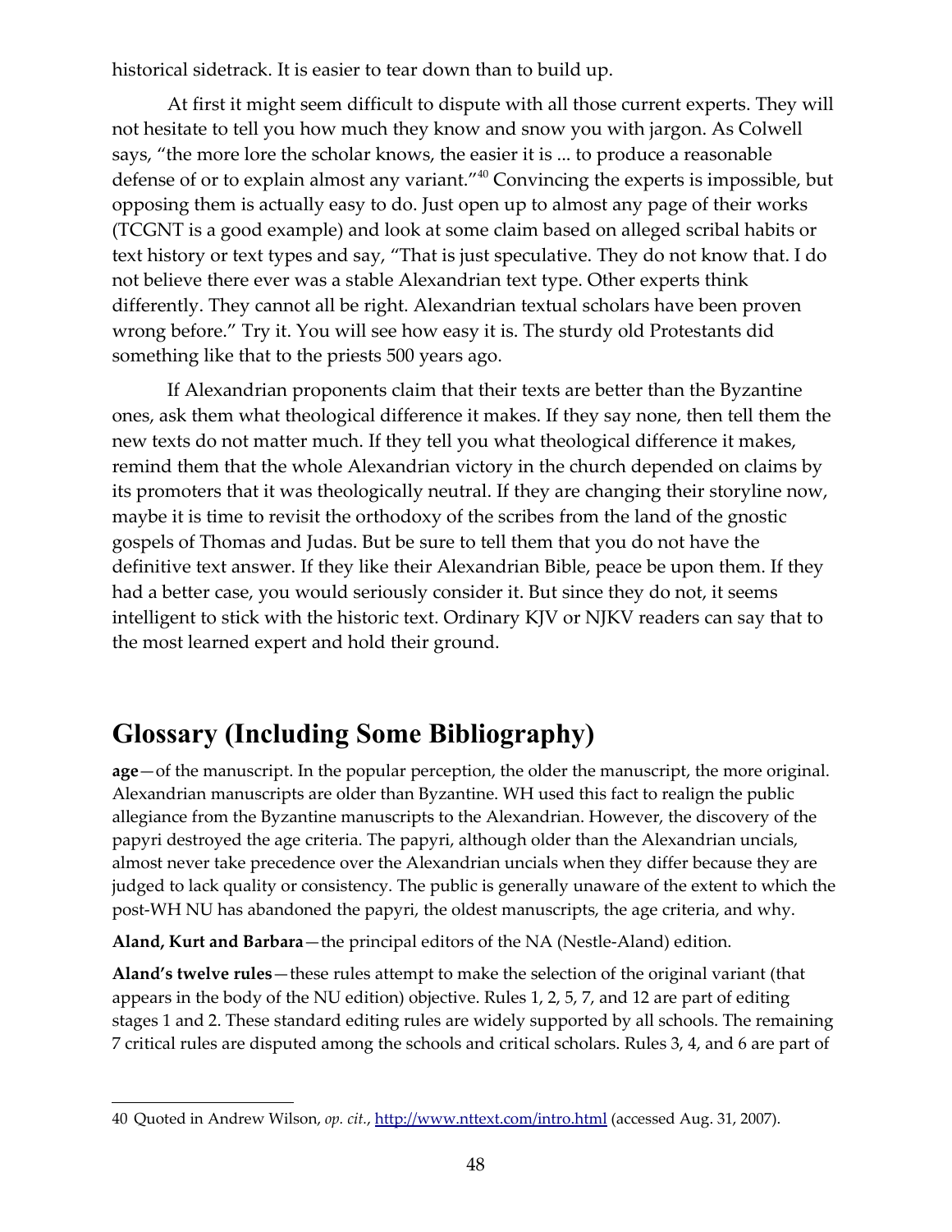historical sidetrack. It is easier to tear down than to build up.

At first it might seem difficult to dispute with all those current experts. They will not hesitate to tell you how much they know and snow you with jargon. As Colwell says, "the more lore the scholar knows, the easier it is ... to produce a reasonable defense of or to explain almost any variant."[40] Convincing the experts is impossible, but opposing them is actually easy to do. Just open up to almost any page of their works (TCGNT is a good example) and look at some claim based on alleged scribal habits or text history or text types and say, "That is just speculative. They do not know that. I do not believe there ever was a stable Alexandrian text type. Other experts think differently. They cannot all be right. Alexandrian textual scholars have been proven wrong before." Try it. You will see how easy it is. The sturdy old Protestants did something like that to the priests 500 years ago.

If Alexandrian proponents claim that their texts are better than the Byzantine ones, ask them what theological difference it makes. If they say none, then tell them the new texts do not matter much. If they tell you what theological difference it makes, remind them that the whole Alexandrian victory in the church depended on claims by its promoters that it was theologically neutral. If they are changing their storyline now, maybe it is time to revisit the orthodoxy of the scribes from the land of the gnostic gospels of Thomas and Judas. But be sure to tell them that you do not have the definitive text answer. If they like their Alexandrian Bible, peace be upon them. If they had a better case, you would seriously consider it. But since they do not, it seems intelligent to stick with the historic text. Ordinary KJV or NJKV readers can say that to the most learned expert and hold their ground.

# Glossary (Including Some Bibliography)

**age**—of the manuscript. In the popular perception, the older the manuscript, the more original. Alexandrian manuscripts are older than Byzantine. WH used this fact to realign the public allegiance from the Byzantine manuscripts to the Alexandrian. However, the discovery of the papyri destroyed the age criteria. The papyri, although older than the Alexandrian uncials, almost never take precedence over the Alexandrian uncials when they differ because they are judged to lack quality or consistency. The public is generally unaware of the extent to which the post-WH NU has abandoned the papyri, the oldest manuscripts, the age criteria, and why.

**Aland, Kurt and Barbara**—the principal editors of the NA (Nestle-Aland) edition.

**Aland's twelve rules**—these rules attempt to make the selection of the original variant (that appears in the body of the NU edition) objective. Rules 1, 2, 5, 7, and 12 are part of editing stages 1 and 2. These standard editing rules are widely supported by all schools. The remaining 7 critical rules are disputed among the schools and critical scholars. Rules 3, 4, and 6 are part of

---

40 Quoted in Andrew Wilson, *op. cit.*, http://www.nttext.com/intro.html (accessed Aug. 31, 2007).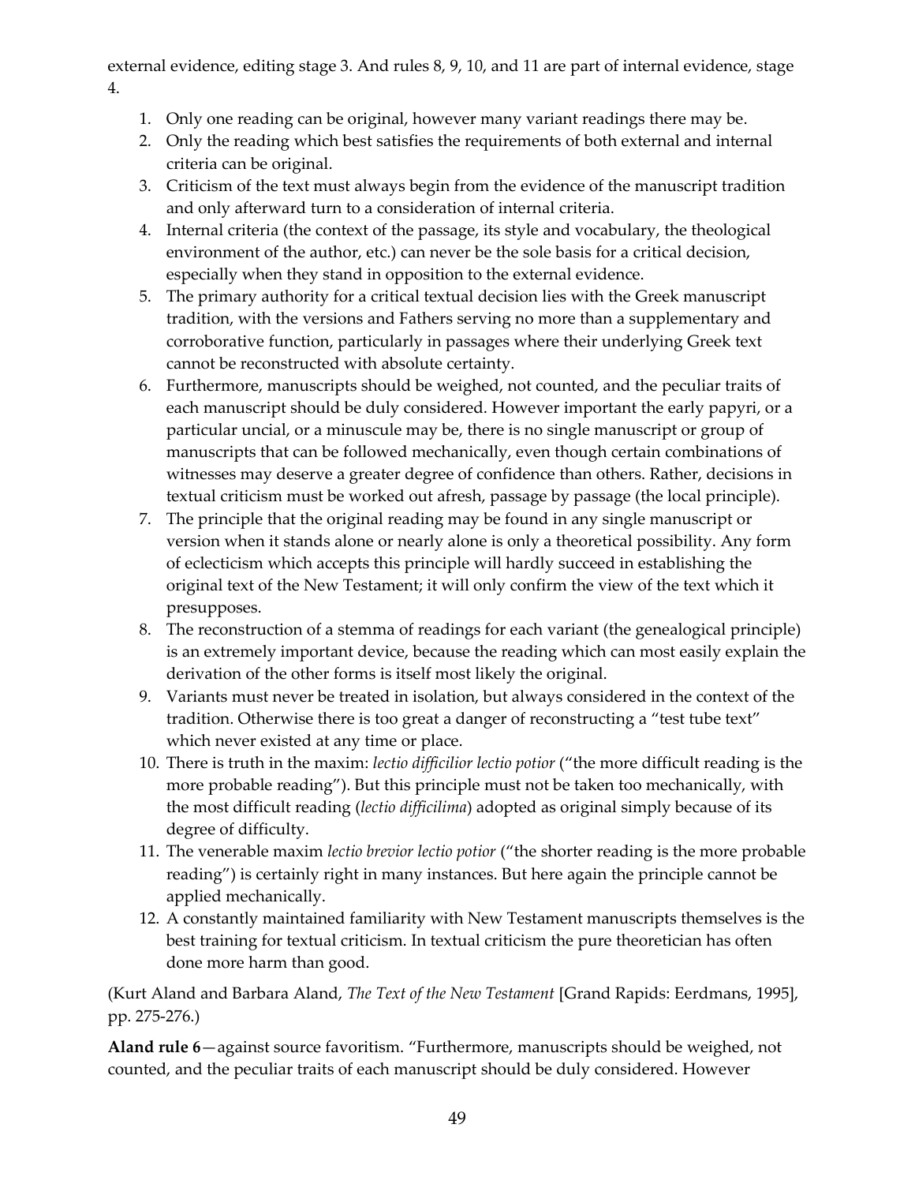external evidence, editing stage 3. And rules 8, 9, 10, and 11 are part of internal evidence, stage 4.

1. Only one reading can be original, however many variant readings there may be.
2. Only the reading which best satisfies the requirements of both external and internal criteria can be original.
3. Criticism of the text must always begin from the evidence of the manuscript tradition and only afterward turn to a consideration of internal criteria.
4. Internal criteria (the context of the passage, its style and vocabulary, the theological environment of the author, etc.) can never be the sole basis for a critical decision, especially when they stand in opposition to the external evidence.
5. The primary authority for a critical textual decision lies with the Greek manuscript tradition, with the versions and Fathers serving no more than a supplementary and corroborative function, particularly in passages where their underlying Greek text cannot be reconstructed with absolute certainty.
6. Furthermore, manuscripts should be weighed, not counted, and the peculiar traits of each manuscript should be duly considered. However important the early papyri, or a particular uncial, or a minuscule may be, there is no single manuscript or group of manuscripts that can be followed mechanically, even though certain combinations of witnesses may deserve a greater degree of confidence than others. Rather, decisions in textual criticism must be worked out afresh, passage by passage (the local principle).
7. The principle that the original reading may be found in any single manuscript or version when it stands alone or nearly alone is only a theoretical possibility. Any form of eclecticism which accepts this principle will hardly succeed in establishing the original text of the New Testament; it will only confirm the view of the text which it presupposes.
8. The reconstruction of a stemma of readings for each variant (the genealogical principle) is an extremely important device, because the reading which can most easily explain the derivation of the other forms is itself most likely the original.
9. Variants must never be treated in isolation, but always considered in the context of the tradition. Otherwise there is too great a danger of reconstructing a "test tube text" which never existed at any time or place.
10. There is truth in the maxim: *lectio difficilior lectio potior* ("the more difficult reading is the more probable reading"). But this principle must not be taken too mechanically, with the most difficult reading (*lectio difficilima*) adopted as original simply because of its degree of difficulty.
11. The venerable maxim *lectio brevior lectio potior* ("the shorter reading is the more probable reading") is certainly right in many instances. But here again the principle cannot be applied mechanically.
12. A constantly maintained familiarity with New Testament manuscripts themselves is the best training for textual criticism. In textual criticism the pure theoretician has often done more harm than good.

(Kurt Aland and Barbara Aland, *The Text of the New Testament* [Grand Rapids: Eerdmans, 1995], pp. 275-276.)

**Aland rule 6**—against source favoritism. "Furthermore, manuscripts should be weighed, not counted, and the peculiar traits of each manuscript should be duly considered. However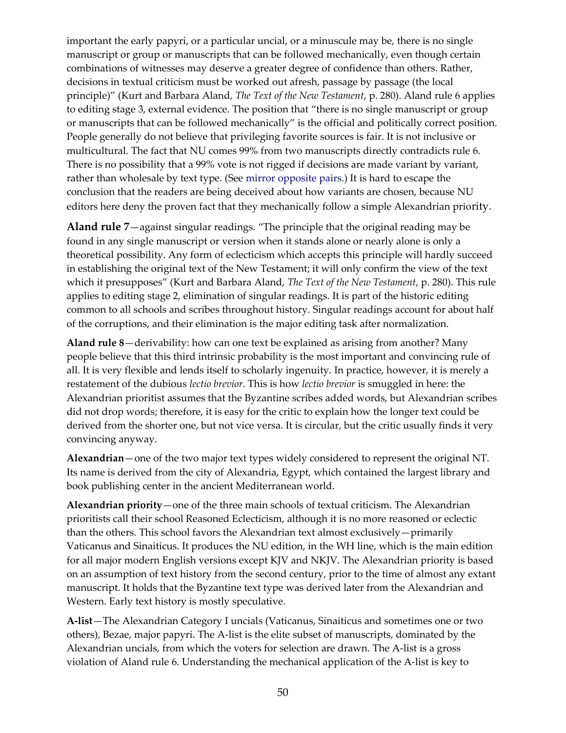important the early papyri, or a particular uncial, or a minuscule may be, there is no single manuscript or group or manuscripts that can be followed mechanically, even though certain combinations of witnesses may deserve a greater degree of confidence than others. Rather, decisions in textual criticism must be worked out afresh, passage by passage (the local principle)" (Kurt and Barbara Aland, *The Text of the New Testament*, p. 280). Aland rule 6 applies to editing stage 3, external evidence. The position that "there is no single manuscript or group or manuscripts that can be followed mechanically" is the official and politically correct position. People generally do not believe that privileging favorite sources is fair. It is not inclusive or multicultural. The fact that NU comes 99% from two manuscripts directly contradicts rule 6. There is no possibility that a 99% vote is not rigged if decisions are made variant by variant, rather than wholesale by text type. (See mirror opposite pairs.) It is hard to escape the conclusion that the readers are being deceived about how variants are chosen, because NU editors here deny the proven fact that they mechanically follow a simple Alexandrian priority.

**Aland rule 7**—against singular readings. "The principle that the original reading may be found in any single manuscript or version when it stands alone or nearly alone is only a theoretical possibility. Any form of eclecticism which accepts this principle will hardly succeed in establishing the original text of the New Testament; it will only confirm the view of the text which it presupposes" (Kurt and Barbara Aland, *The Text of the New Testament*, p. 280). This rule applies to editing stage 2, elimination of singular readings. It is part of the historic editing common to all schools and scribes throughout history. Singular readings account for about half of the corruptions, and their elimination is the major editing task after normalization.

**Aland rule 8**—derivability: how can one text be explained as arising from another? Many people believe that this third intrinsic probability is the most important and convincing rule of all. It is very flexible and lends itself to scholarly ingenuity. In practice, however, it is merely a restatement of the dubious *lectio brevior*. This is how *lectio brevior* is smuggled in here: the Alexandrian prioritist assumes that the Byzantine scribes added words, but Alexandrian scribes did not drop words; therefore, it is easy for the critic to explain how the longer text could be derived from the shorter one, but not vice versa. It is circular, but the critic usually finds it very convincing anyway.

**Alexandrian**—one of the two major text types widely considered to represent the original NT. Its name is derived from the city of Alexandria, Egypt, which contained the largest library and book publishing center in the ancient Mediterranean world.

**Alexandrian priority**—one of the three main schools of textual criticism. The Alexandrian prioritists call their school Reasoned Eclecticism, although it is no more reasoned or eclectic than the others. This school favors the Alexandrian text almost exclusively—primarily Vaticanus and Sinaiticus. It produces the NU edition, in the WH line, which is the main edition for all major modern English versions except KJV and NKJV. The Alexandrian priority is based on an assumption of text history from the second century, prior to the time of almost any extant manuscript. It holds that the Byzantine text type was derived later from the Alexandrian and Western. Early text history is mostly speculative.

**A-list**—The Alexandrian Category I uncials (Vaticanus, Sinaiticus and sometimes one or two others), Bezae, major papyri. The A-list is the elite subset of manuscripts, dominated by the Alexandrian uncials, from which the voters for selection are drawn. The A-list is a gross violation of Aland rule 6. Understanding the mechanical application of the A-list is key to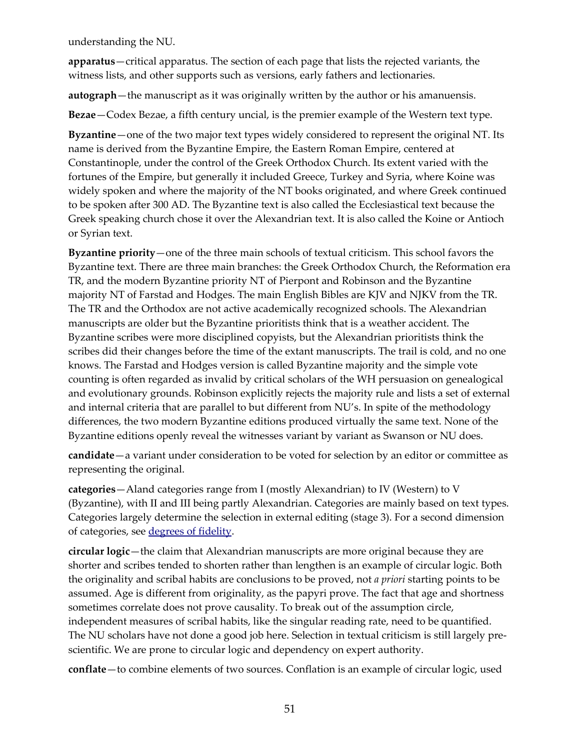understanding the NU.

**apparatus**—critical apparatus. The section of each page that lists the rejected variants, the witness lists, and other supports such as versions, early fathers and lectionaries.

**autograph**—the manuscript as it was originally written by the author or his amanuensis.

**Bezae**—Codex Bezae, a fifth century uncial, is the premier example of the Western text type.

**Byzantine**—one of the two major text types widely considered to represent the original NT. Its name is derived from the Byzantine Empire, the Eastern Roman Empire, centered at Constantinople, under the control of the Greek Orthodox Church. Its extent varied with the fortunes of the Empire, but generally it included Greece, Turkey and Syria, where Koine was widely spoken and where the majority of the NT books originated, and where Greek continued to be spoken after 300 AD. The Byzantine text is also called the Ecclesiastical text because the Greek speaking church chose it over the Alexandrian text. It is also called the Koine or Antioch or Syrian text.

**Byzantine priority**—one of the three main schools of textual criticism. This school favors the Byzantine text. There are three main branches: the Greek Orthodox Church, the Reformation era TR, and the modern Byzantine priority NT of Pierpont and Robinson and the Byzantine majority NT of Farstad and Hodges. The main English Bibles are KJV and NJKV from the TR. The TR and the Orthodox are not active academically recognized schools. The Alexandrian manuscripts are older but the Byzantine prioritists think that is a weather accident. The Byzantine scribes were more disciplined copyists, but the Alexandrian prioritists think the scribes did their changes before the time of the extant manuscripts. The trail is cold, and no one knows. The Farstad and Hodges version is called Byzantine majority and the simple vote counting is often regarded as invalid by critical scholars of the WH persuasion on genealogical and evolutionary grounds. Robinson explicitly rejects the majority rule and lists a set of external and internal criteria that are parallel to but different from NU's. In spite of the methodology differences, the two modern Byzantine editions produced virtually the same text. None of the Byzantine editions openly reveal the witnesses variant by variant as Swanson or NU does.

**candidate**—a variant under consideration to be voted for selection by an editor or committee as representing the original.

**categories**—Aland categories range from I (mostly Alexandrian) to IV (Western) to V (Byzantine), with II and III being partly Alexandrian. Categories are mainly based on text types. Categories largely determine the selection in external editing (stage 3). For a second dimension of categories, see [degrees of fidelity](#).

**circular logic**—the claim that Alexandrian manuscripts are more original because they are shorter and scribes tended to shorten rather than lengthen is an example of circular logic. Both the originality and scribal habits are conclusions to be proved, not *a priori* starting points to be assumed. Age is different from originality, as the papyri prove. The fact that age and shortness sometimes correlate does not prove causality. To break out of the assumption circle, independent measures of scribal habits, like the singular reading rate, need to be quantified. The NU scholars have not done a good job here. Selection in textual criticism is still largely pre-scientific. We are prone to circular logic and dependency on expert authority.

**conflate**—to combine elements of two sources. Conflation is an example of circular logic, used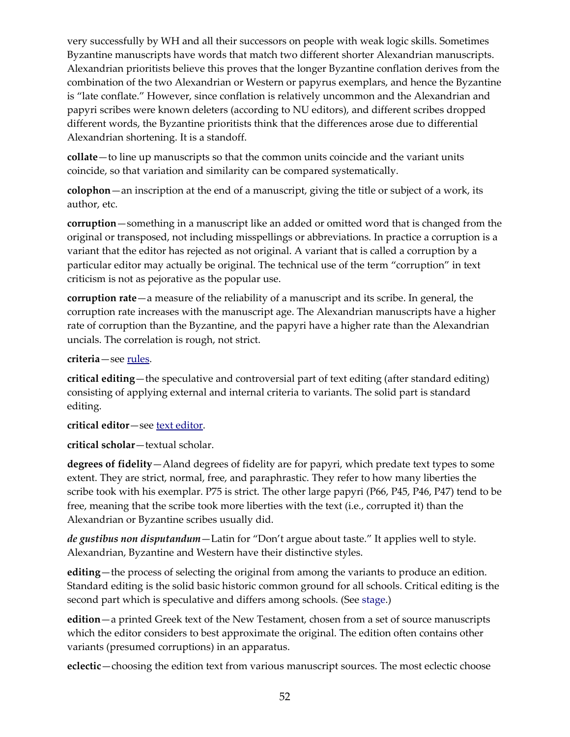very successfully by WH and all their successors on people with weak logic skills. Sometimes Byzantine manuscripts have words that match two different shorter Alexandrian manuscripts. Alexandrian prioritists believe this proves that the longer Byzantine conflation derives from the combination of the two Alexandrian or Western or papyrus exemplars, and hence the Byzantine is "late conflate." However, since conflation is relatively uncommon and the Alexandrian and papyri scribes were known deleters (according to NU editors), and different scribes dropped different words, the Byzantine prioritists think that the differences arose due to differential Alexandrian shortening. It is a standoff.

**collate**—to line up manuscripts so that the common units coincide and the variant units coincide, so that variation and similarity can be compared systematically.

**colophon**—an inscription at the end of a manuscript, giving the title or subject of a work, its author, etc.

**corruption**—something in a manuscript like an added or omitted word that is changed from the original or transposed, not including misspellings or abbreviations. In practice a corruption is a variant that the editor has rejected as not original. A variant that is called a corruption by a particular editor may actually be original. The technical use of the term "corruption" in text criticism is not as pejorative as the popular use.

**corruption rate**—a measure of the reliability of a manuscript and its scribe. In general, the corruption rate increases with the manuscript age. The Alexandrian manuscripts have a higher rate of corruption than the Byzantine, and the papyri have a higher rate than the Alexandrian uncials. The correlation is rough, not strict.

**criteria**—see rules.

**critical editing**—the speculative and controversial part of text editing (after standard editing) consisting of applying external and internal criteria to variants. The solid part is standard editing.

**critical editor**—see text editor.

**critical scholar**—textual scholar.

**degrees of fidelity**—Aland degrees of fidelity are for papyri, which predate text types to some extent. They are strict, normal, free, and paraphrastic. They refer to how many liberties the scribe took with his exemplar. P75 is strict. The other large papyri (P66, P45, P46, P47) tend to be free, meaning that the scribe took more liberties with the text (i.e., corrupted it) than the Alexandrian or Byzantine scribes usually did.

***de gustibus non disputandum***—Latin for "Don't argue about taste." It applies well to style. Alexandrian, Byzantine and Western have their distinctive styles.

**editing**—the process of selecting the original from among the variants to produce an edition. Standard editing is the solid basic historic common ground for all schools. Critical editing is the second part which is speculative and differs among schools. (See stage.)

**edition**—a printed Greek text of the New Testament, chosen from a set of source manuscripts which the editor considers to best approximate the original. The edition often contains other variants (presumed corruptions) in an apparatus.

**eclectic**—choosing the edition text from various manuscript sources. The most eclectic choose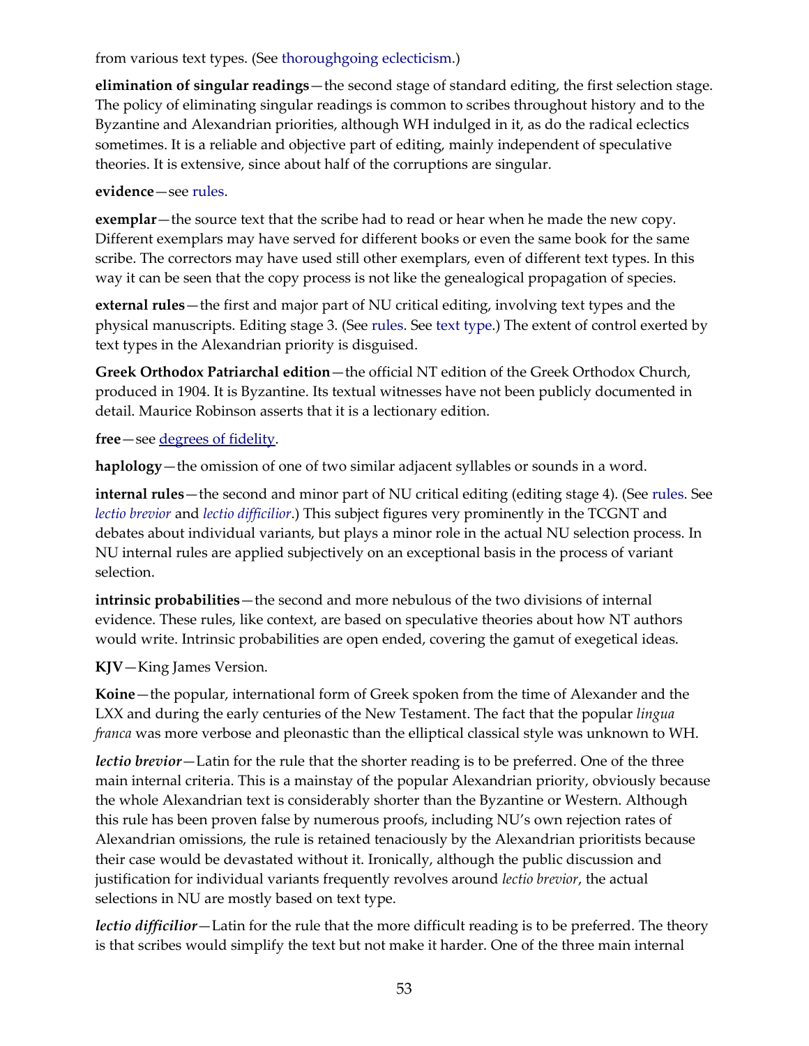from various text types. (See thoroughgoing eclecticism.)

**elimination of singular readings**—the second stage of standard editing, the first selection stage. The policy of eliminating singular readings is common to scribes throughout history and to the Byzantine and Alexandrian priorities, although WH indulged in it, as do the radical eclectics sometimes. It is a reliable and objective part of editing, mainly independent of speculative theories. It is extensive, since about half of the corruptions are singular.

**evidence**—see rules.

**exemplar**—the source text that the scribe had to read or hear when he made the new copy. Different exemplars may have served for different books or even the same book for the same scribe. The correctors may have used still other exemplars, even of different text types. In this way it can be seen that the copy process is not like the genealogical propagation of species.

**external rules**—the first and major part of NU critical editing, involving text types and the physical manuscripts. Editing stage 3. (See rules. See text type.) The extent of control exerted by text types in the Alexandrian priority is disguised.

**Greek Orthodox Patriarchal edition**—the official NT edition of the Greek Orthodox Church, produced in 1904. It is Byzantine. Its textual witnesses have not been publicly documented in detail. Maurice Robinson asserts that it is a lectionary edition.

**free**—see degrees of fidelity.

**haplology**—the omission of one of two similar adjacent syllables or sounds in a word.

**internal rules**—the second and minor part of NU critical editing (editing stage 4). (See rules. See *lectio brevior* and *lectio difficilior*.) This subject figures very prominently in the TCGNT and debates about individual variants, but plays a minor role in the actual NU selection process. In NU internal rules are applied subjectively on an exceptional basis in the process of variant selection.

**intrinsic probabilities**—the second and more nebulous of the two divisions of internal evidence. These rules, like context, are based on speculative theories about how NT authors would write. Intrinsic probabilities are open ended, covering the gamut of exegetical ideas.

**KJV**—King James Version.

**Koine**—the popular, international form of Greek spoken from the time of Alexander and the LXX and during the early centuries of the New Testament. The fact that the popular *lingua franca* was more verbose and pleonastic than the elliptical classical style was unknown to WH.

***lectio brevior***—Latin for the rule that the shorter reading is to be preferred. One of the three main internal criteria. This is a mainstay of the popular Alexandrian priority, obviously because the whole Alexandrian text is considerably shorter than the Byzantine or Western. Although this rule has been proven false by numerous proofs, including NU's own rejection rates of Alexandrian omissions, the rule is retained tenaciously by the Alexandrian prioritists because their case would be devastated without it. Ironically, although the public discussion and justification for individual variants frequently revolves around *lectio brevior*, the actual selections in NU are mostly based on text type.

***lectio difficilior***—Latin for the rule that the more difficult reading is to be preferred. The theory is that scribes would simplify the text but not make it harder. One of the three main internal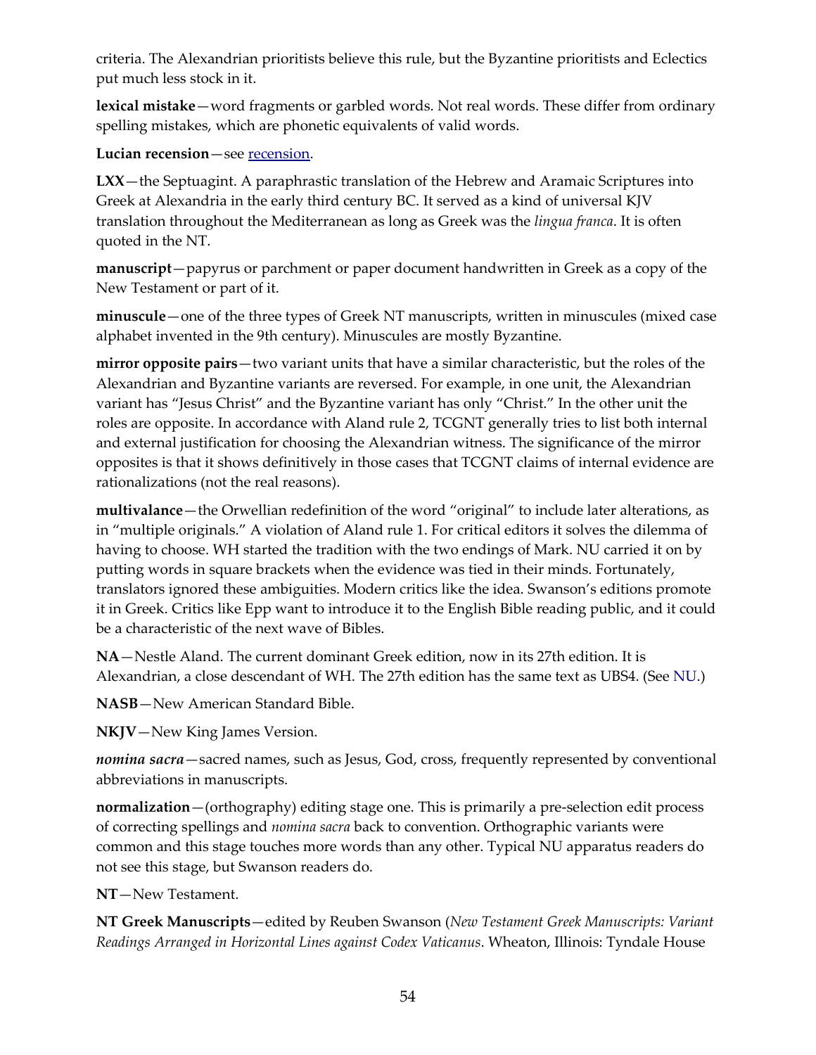criteria. The Alexandrian prioritists believe this rule, but the Byzantine prioritists and Eclectics put much less stock in it.

**lexical mistake**—word fragments or garbled words. Not real words. These differ from ordinary spelling mistakes, which are phonetic equivalents of valid words.

**Lucian recension**—see recension.

**LXX**—the Septuagint. A paraphrastic translation of the Hebrew and Aramaic Scriptures into Greek at Alexandria in the early third century BC. It served as a kind of universal KJV translation throughout the Mediterranean as long as Greek was the *lingua franca*. It is often quoted in the NT.

**manuscript**—papyrus or parchment or paper document handwritten in Greek as a copy of the New Testament or part of it.

**minuscule**—one of the three types of Greek NT manuscripts, written in minuscules (mixed case alphabet invented in the 9th century). Minuscules are mostly Byzantine.

**mirror opposite pairs**—two variant units that have a similar characteristic, but the roles of the Alexandrian and Byzantine variants are reversed. For example, in one unit, the Alexandrian variant has "Jesus Christ" and the Byzantine variant has only "Christ." In the other unit the roles are opposite. In accordance with Aland rule 2, TCGNT generally tries to list both internal and external justification for choosing the Alexandrian witness. The significance of the mirror opposites is that it shows definitively in those cases that TCGNT claims of internal evidence are rationalizations (not the real reasons).

**multivalance**—the Orwellian redefinition of the word "original" to include later alterations, as in "multiple originals." A violation of Aland rule 1. For critical editors it solves the dilemma of having to choose. WH started the tradition with the two endings of Mark. NU carried it on by putting words in square brackets when the evidence was tied in their minds. Fortunately, translators ignored these ambiguities. Modern critics like the idea. Swanson's editions promote it in Greek. Critics like Epp want to introduce it to the English Bible reading public, and it could be a characteristic of the next wave of Bibles.

**NA**—Nestle Aland. The current dominant Greek edition, now in its 27th edition. It is Alexandrian, a close descendant of WH. The 27th edition has the same text as UBS4. (See NU.)

**NASB**—New American Standard Bible.

**NKJV**—New King James Version.

***nomina sacra***—sacred names, such as Jesus, God, cross, frequently represented by conventional abbreviations in manuscripts.

**normalization**—(orthography) editing stage one. This is primarily a pre-selection edit process of correcting spellings and *nomina sacra* back to convention. Orthographic variants were common and this stage touches more words than any other. Typical NU apparatus readers do not see this stage, but Swanson readers do.

**NT**—New Testament.

**NT Greek Manuscripts**—edited by Reuben Swanson (*New Testament Greek Manuscripts: Variant Readings Arranged in Horizontal Lines against Codex Vaticanus*. Wheaton, Illinois: Tyndale House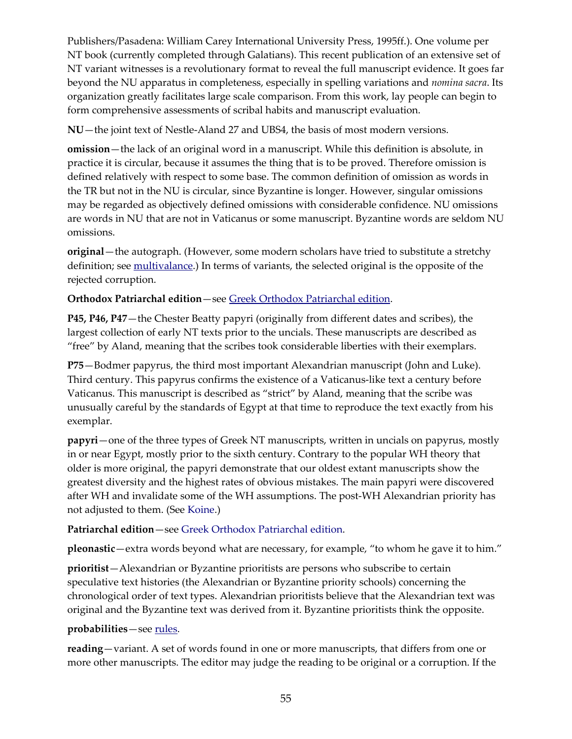Publishers/Pasadena: William Carey International University Press, 1995ff.). One volume per NT book (currently completed through Galatians). This recent publication of an extensive set of NT variant witnesses is a revolutionary format to reveal the full manuscript evidence. It goes far beyond the NU apparatus in completeness, especially in spelling variations and *nomina sacra*. Its organization greatly facilitates large scale comparison. From this work, lay people can begin to form comprehensive assessments of scribal habits and manuscript evaluation.

**NU**—the joint text of Nestle-Aland 27 and UBS4, the basis of most modern versions.

**omission**—the lack of an original word in a manuscript. While this definition is absolute, in practice it is circular, because it assumes the thing that is to be proved. Therefore omission is defined relatively with respect to some base. The common definition of omission as words in the TR but not in the NU is circular, since Byzantine is longer. However, singular omissions may be regarded as objectively defined omissions with considerable confidence. NU omissions are words in NU that are not in Vaticanus or some manuscript. Byzantine words are seldom NU omissions.

**original**—the autograph. (However, some modern scholars have tried to substitute a stretchy definition; see multivalance.) In terms of variants, the selected original is the opposite of the rejected corruption.

**Orthodox Patriarchal edition**—see Greek Orthodox Patriarchal edition.

**P45, P46, P47**—the Chester Beatty papyri (originally from different dates and scribes), the largest collection of early NT texts prior to the uncials. These manuscripts are described as "free" by Aland, meaning that the scribes took considerable liberties with their exemplars.

**P75**—Bodmer papyrus, the third most important Alexandrian manuscript (John and Luke). Third century. This papyrus confirms the existence of a Vaticanus-like text a century before Vaticanus. This manuscript is described as "strict" by Aland, meaning that the scribe was unusually careful by the standards of Egypt at that time to reproduce the text exactly from his exemplar.

**papyri**—one of the three types of Greek NT manuscripts, written in uncials on papyrus, mostly in or near Egypt, mostly prior to the sixth century. Contrary to the popular WH theory that older is more original, the papyri demonstrate that our oldest extant manuscripts show the greatest diversity and the highest rates of obvious mistakes. The main papyri were discovered after WH and invalidate some of the WH assumptions. The post-WH Alexandrian priority has not adjusted to them. (See Koine.)

**Patriarchal edition**—see Greek Orthodox Patriarchal edition.

**pleonastic**—extra words beyond what are necessary, for example, "to whom he gave it to him."

**prioritist**—Alexandrian or Byzantine prioritists are persons who subscribe to certain speculative text histories (the Alexandrian or Byzantine priority schools) concerning the chronological order of text types. Alexandrian prioritists believe that the Alexandrian text was original and the Byzantine text was derived from it. Byzantine prioritists think the opposite.

**probabilities**—see rules.

**reading**—variant. A set of words found in one or more manuscripts, that differs from one or more other manuscripts. The editor may judge the reading to be original or a corruption. If the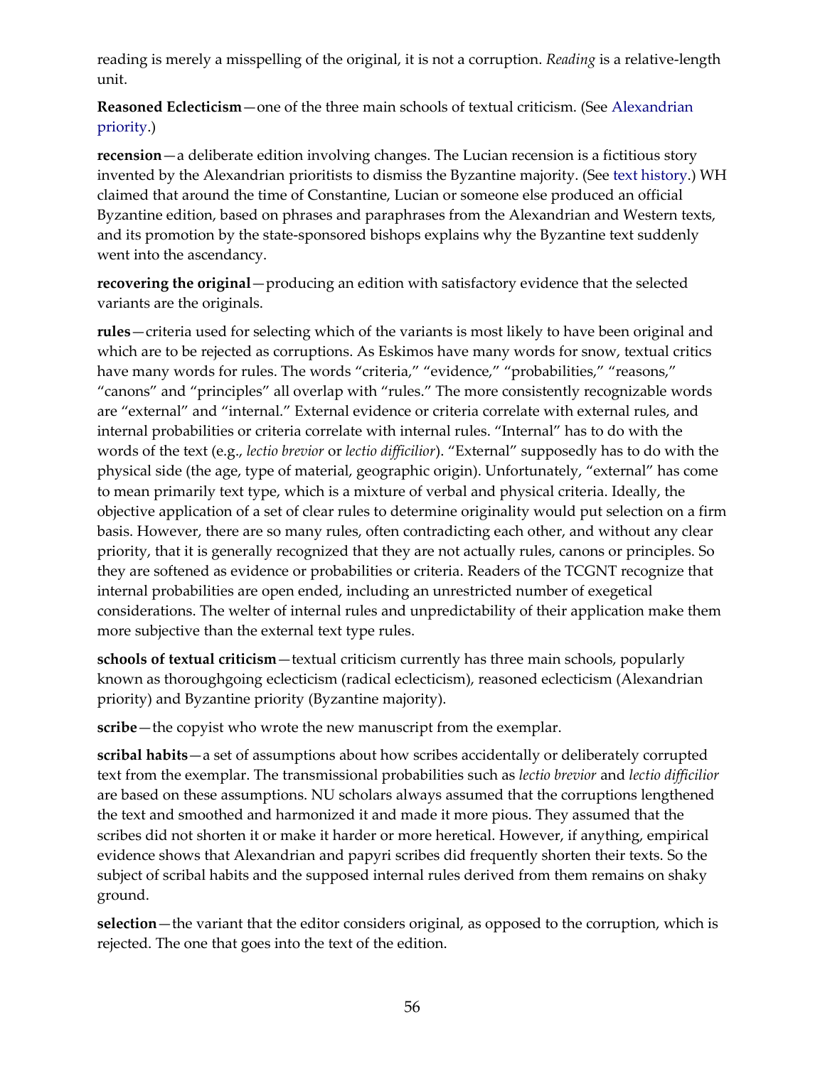reading is merely a misspelling of the original, it is not a corruption. *Reading* is a relative-length unit.

**Reasoned Eclecticism**—one of the three main schools of textual criticism. (See Alexandrian priority.)

**recension**—a deliberate edition involving changes. The Lucian recension is a fictitious story invented by the Alexandrian prioritists to dismiss the Byzantine majority. (See text history.) WH claimed that around the time of Constantine, Lucian or someone else produced an official Byzantine edition, based on phrases and paraphrases from the Alexandrian and Western texts, and its promotion by the state-sponsored bishops explains why the Byzantine text suddenly went into the ascendancy.

**recovering the original**—producing an edition with satisfactory evidence that the selected variants are the originals.

**rules**—criteria used for selecting which of the variants is most likely to have been original and which are to be rejected as corruptions. As Eskimos have many words for snow, textual critics have many words for rules. The words "criteria," "evidence," "probabilities," "reasons," "canons" and "principles" all overlap with "rules." The more consistently recognizable words are "external" and "internal." External evidence or criteria correlate with external rules, and internal probabilities or criteria correlate with internal rules. "Internal" has to do with the words of the text (e.g., *lectio brevior* or *lectio difficilior*). "External" supposedly has to do with the physical side (the age, type of material, geographic origin). Unfortunately, "external" has come to mean primarily text type, which is a mixture of verbal and physical criteria. Ideally, the objective application of a set of clear rules to determine originality would put selection on a firm basis. However, there are so many rules, often contradicting each other, and without any clear priority, that it is generally recognized that they are not actually rules, canons or principles. So they are softened as evidence or probabilities or criteria. Readers of the TCGNT recognize that internal probabilities are open ended, including an unrestricted number of exegetical considerations. The welter of internal rules and unpredictability of their application make them more subjective than the external text type rules.

**schools of textual criticism**—textual criticism currently has three main schools, popularly known as thoroughgoing eclecticism (radical eclecticism), reasoned eclecticism (Alexandrian priority) and Byzantine priority (Byzantine majority).

**scribe**—the copyist who wrote the new manuscript from the exemplar.

**scribal habits**—a set of assumptions about how scribes accidentally or deliberately corrupted text from the exemplar. The transmissional probabilities such as *lectio brevior* and *lectio difficilior* are based on these assumptions. NU scholars always assumed that the corruptions lengthened the text and smoothed and harmonized it and made it more pious. They assumed that the scribes did not shorten it or make it harder or more heretical. However, if anything, empirical evidence shows that Alexandrian and papyri scribes did frequently shorten their texts. So the subject of scribal habits and the supposed internal rules derived from them remains on shaky ground.

**selection**—the variant that the editor considers original, as opposed to the corruption, which is rejected. The one that goes into the text of the edition.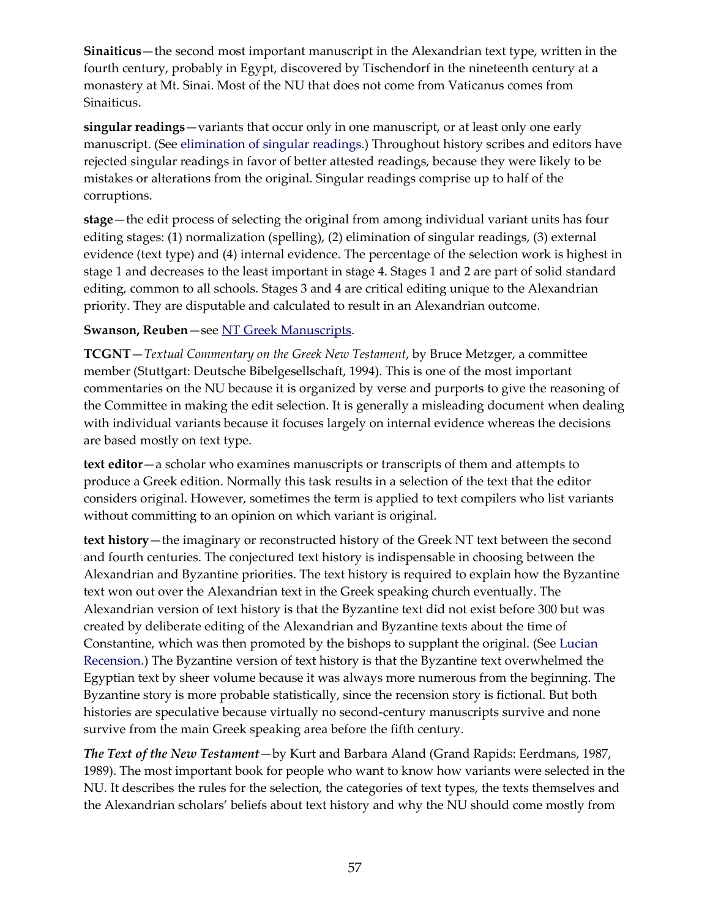**Sinaiticus**—the second most important manuscript in the Alexandrian text type, written in the fourth century, probably in Egypt, discovered by Tischendorf in the nineteenth century at a monastery at Mt. Sinai. Most of the NU that does not come from Vaticanus comes from Sinaiticus.

**singular readings**—variants that occur only in one manuscript, or at least only one early manuscript. (See elimination of singular readings.) Throughout history scribes and editors have rejected singular readings in favor of better attested readings, because they were likely to be mistakes or alterations from the original. Singular readings comprise up to half of the corruptions.

**stage**—the edit process of selecting the original from among individual variant units has four editing stages: (1) normalization (spelling), (2) elimination of singular readings, (3) external evidence (text type) and (4) internal evidence. The percentage of the selection work is highest in stage 1 and decreases to the least important in stage 4. Stages 1 and 2 are part of solid standard editing, common to all schools. Stages 3 and 4 are critical editing unique to the Alexandrian priority. They are disputable and calculated to result in an Alexandrian outcome.

**Swanson, Reuben**—see NT Greek Manuscripts.

**TCGNT**—*Textual Commentary on the Greek New Testament*, by Bruce Metzger, a committee member (Stuttgart: Deutsche Bibelgesellschaft, 1994). This is one of the most important commentaries on the NU because it is organized by verse and purports to give the reasoning of the Committee in making the edit selection. It is generally a misleading document when dealing with individual variants because it focuses largely on internal evidence whereas the decisions are based mostly on text type.

**text editor**—a scholar who examines manuscripts or transcripts of them and attempts to produce a Greek edition. Normally this task results in a selection of the text that the editor considers original. However, sometimes the term is applied to text compilers who list variants without committing to an opinion on which variant is original.

**text history**—the imaginary or reconstructed history of the Greek NT text between the second and fourth centuries. The conjectured text history is indispensable in choosing between the Alexandrian and Byzantine priorities. The text history is required to explain how the Byzantine text won out over the Alexandrian text in the Greek speaking church eventually. The Alexandrian version of text history is that the Byzantine text did not exist before 300 but was created by deliberate editing of the Alexandrian and Byzantine texts about the time of Constantine, which was then promoted by the bishops to supplant the original. (See Lucian Recension.) The Byzantine version of text history is that the Byzantine text overwhelmed the Egyptian text by sheer volume because it was always more numerous from the beginning. The Byzantine story is more probable statistically, since the recension story is fictional. But both histories are speculative because virtually no second-century manuscripts survive and none survive from the main Greek speaking area before the fifth century.

***The Text of the New Testament***—by Kurt and Barbara Aland (Grand Rapids: Eerdmans, 1987, 1989). The most important book for people who want to know how variants were selected in the NU. It describes the rules for the selection, the categories of text types, the texts themselves and the Alexandrian scholars' beliefs about text history and why the NU should come mostly from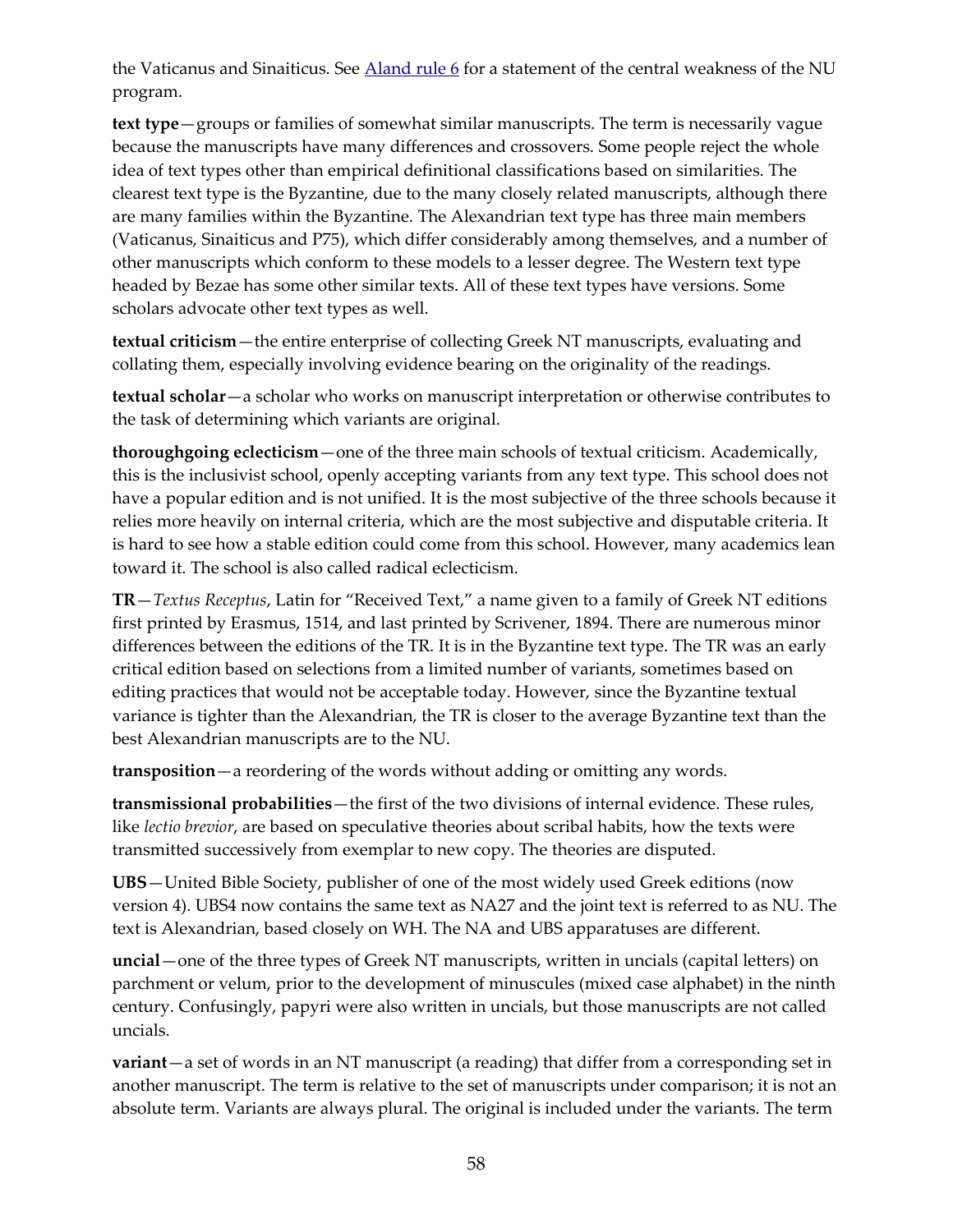the Vaticanus and Sinaiticus. See [Aland rule 6] for a statement of the central weakness of the NU program.

**text type**—groups or families of somewhat similar manuscripts. The term is necessarily vague because the manuscripts have many differences and crossovers. Some people reject the whole idea of text types other than empirical definitional classifications based on similarities. The clearest text type is the Byzantine, due to the many closely related manuscripts, although there are many families within the Byzantine. The Alexandrian text type has three main members (Vaticanus, Sinaiticus and P75), which differ considerably among themselves, and a number of other manuscripts which conform to these models to a lesser degree. The Western text type headed by Bezae has some other similar texts. All of these text types have versions. Some scholars advocate other text types as well.

**textual criticism**—the entire enterprise of collecting Greek NT manuscripts, evaluating and collating them, especially involving evidence bearing on the originality of the readings.

**textual scholar**—a scholar who works on manuscript interpretation or otherwise contributes to the task of determining which variants are original.

**thoroughgoing eclecticism**—one of the three main schools of textual criticism. Academically, this is the inclusivist school, openly accepting variants from any text type. This school does not have a popular edition and is not unified. It is the most subjective of the three schools because it relies more heavily on internal criteria, which are the most subjective and disputable criteria. It is hard to see how a stable edition could come from this school. However, many academics lean toward it. The school is also called radical eclecticism.

**TR**—*Textus Receptus*, Latin for "Received Text," a name given to a family of Greek NT editions first printed by Erasmus, 1514, and last printed by Scrivener, 1894. There are numerous minor differences between the editions of the TR. It is in the Byzantine text type. The TR was an early critical edition based on selections from a limited number of variants, sometimes based on editing practices that would not be acceptable today. However, since the Byzantine textual variance is tighter than the Alexandrian, the TR is closer to the average Byzantine text than the best Alexandrian manuscripts are to the NU.

**transposition**—a reordering of the words without adding or omitting any words.

**transmissional probabilities**—the first of the two divisions of internal evidence. These rules, like *lectio brevior*, are based on speculative theories about scribal habits, how the texts were transmitted successively from exemplar to new copy. The theories are disputed.

**UBS**—United Bible Society, publisher of one of the most widely used Greek editions (now version 4). UBS4 now contains the same text as NA27 and the joint text is referred to as NU. The text is Alexandrian, based closely on WH. The NA and UBS apparatuses are different.

**uncial**—one of the three types of Greek NT manuscripts, written in uncials (capital letters) on parchment or velum, prior to the development of minuscules (mixed case alphabet) in the ninth century. Confusingly, papyri were also written in uncials, but those manuscripts are not called uncials.

**variant**—a set of words in an NT manuscript (a reading) that differ from a corresponding set in another manuscript. The term is relative to the set of manuscripts under comparison; it is not an absolute term. Variants are always plural. The original is included under the variants. The term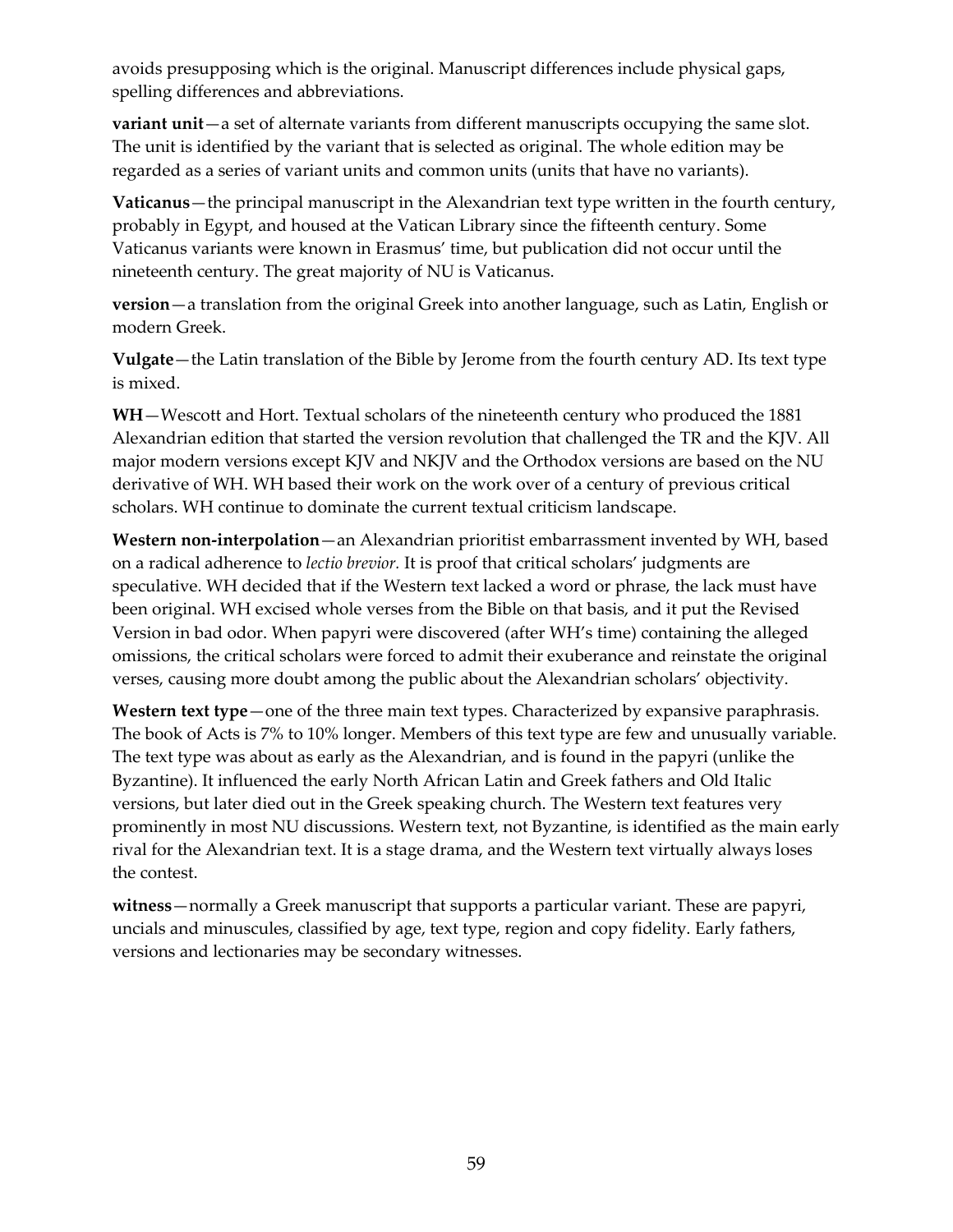avoids presupposing which is the original. Manuscript differences include physical gaps, spelling differences and abbreviations.

**variant unit**—a set of alternate variants from different manuscripts occupying the same slot. The unit is identified by the variant that is selected as original. The whole edition may be regarded as a series of variant units and common units (units that have no variants).

**Vaticanus**—the principal manuscript in the Alexandrian text type written in the fourth century, probably in Egypt, and housed at the Vatican Library since the fifteenth century. Some Vaticanus variants were known in Erasmus' time, but publication did not occur until the nineteenth century. The great majority of NU is Vaticanus.

**version**—a translation from the original Greek into another language, such as Latin, English or modern Greek.

**Vulgate**—the Latin translation of the Bible by Jerome from the fourth century AD. Its text type is mixed.

**WH**—Wescott and Hort. Textual scholars of the nineteenth century who produced the 1881 Alexandrian edition that started the version revolution that challenged the TR and the KJV. All major modern versions except KJV and NKJV and the Orthodox versions are based on the NU derivative of WH. WH based their work on the work over of a century of previous critical scholars. WH continue to dominate the current textual criticism landscape.

**Western non-interpolation**—an Alexandrian prioritist embarrassment invented by WH, based on a radical adherence to *lectio brevior.* It is proof that critical scholars' judgments are speculative. WH decided that if the Western text lacked a word or phrase, the lack must have been original. WH excised whole verses from the Bible on that basis, and it put the Revised Version in bad odor. When papyri were discovered (after WH's time) containing the alleged omissions, the critical scholars were forced to admit their exuberance and reinstate the original verses, causing more doubt among the public about the Alexandrian scholars' objectivity.

**Western text type**—one of the three main text types. Characterized by expansive paraphrasis. The book of Acts is 7% to 10% longer. Members of this text type are few and unusually variable. The text type was about as early as the Alexandrian, and is found in the papyri (unlike the Byzantine). It influenced the early North African Latin and Greek fathers and Old Italic versions, but later died out in the Greek speaking church. The Western text features very prominently in most NU discussions. Western text, not Byzantine, is identified as the main early rival for the Alexandrian text. It is a stage drama, and the Western text virtually always loses the contest.

**witness**—normally a Greek manuscript that supports a particular variant. These are papyri, uncials and minuscules, classified by age, text type, region and copy fidelity. Early fathers, versions and lectionaries may be secondary witnesses.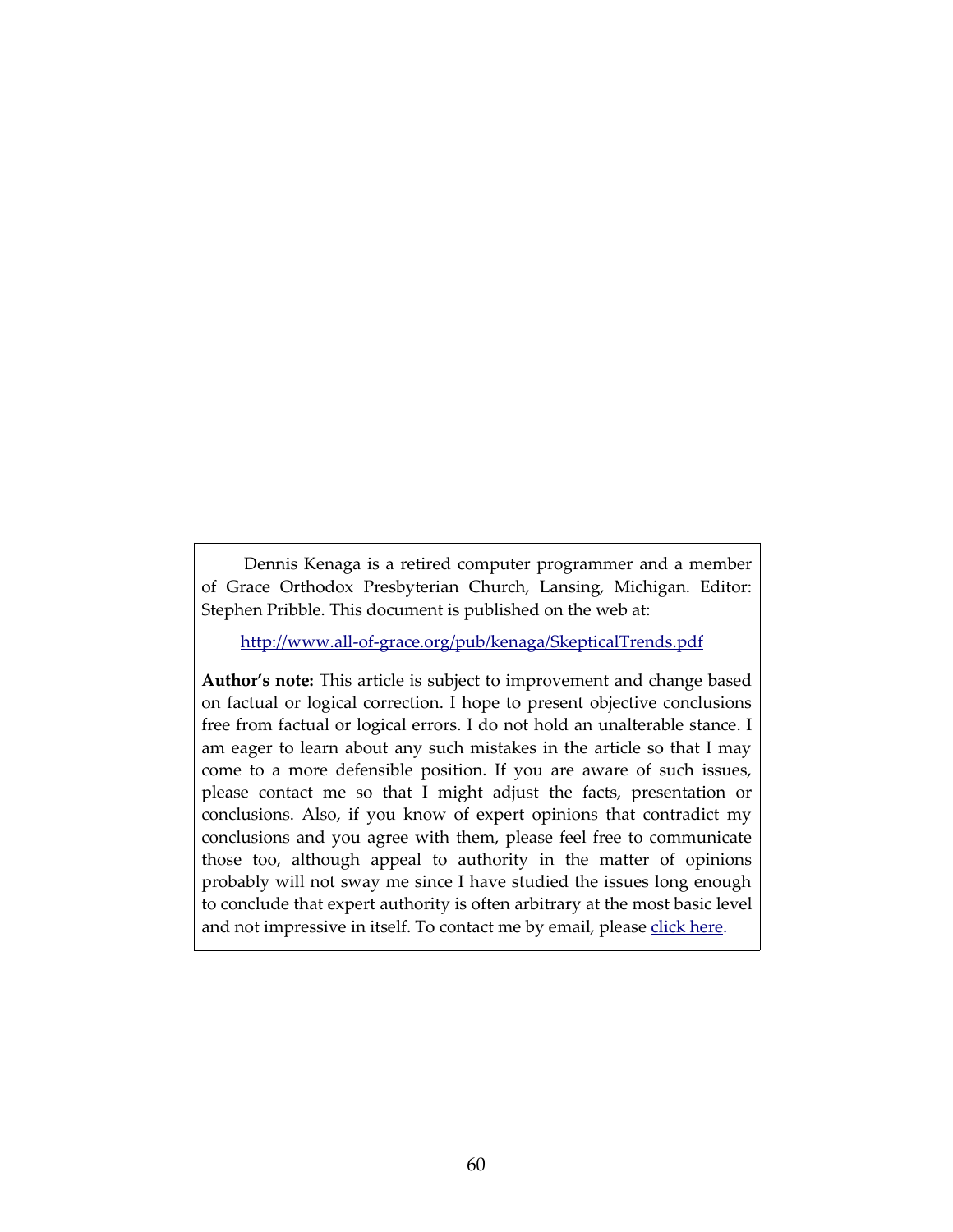Dennis Kenaga is a retired computer programmer and a member of Grace Orthodox Presbyterian Church, Lansing, Michigan. Editor: Stephen Pribble. This document is published on the web at:

http://www.all-of-grace.org/pub/kenaga/SkepticalTrends.pdf

**Author's note:** This article is subject to improvement and change based on factual or logical correction. I hope to present objective conclusions free from factual or logical errors. I do not hold an unalterable stance. I am eager to learn about any such mistakes in the article so that I may come to a more defensible position. If you are aware of such issues, please contact me so that I might adjust the facts, presentation or conclusions. Also, if you know of expert opinions that contradict my conclusions and you agree with them, please feel free to communicate those too, although appeal to authority in the matter of opinions probably will not sway me since I have studied the issues long enough to conclude that expert authority is often arbitrary at the most basic level and not impressive in itself. To contact me by email, please click here.